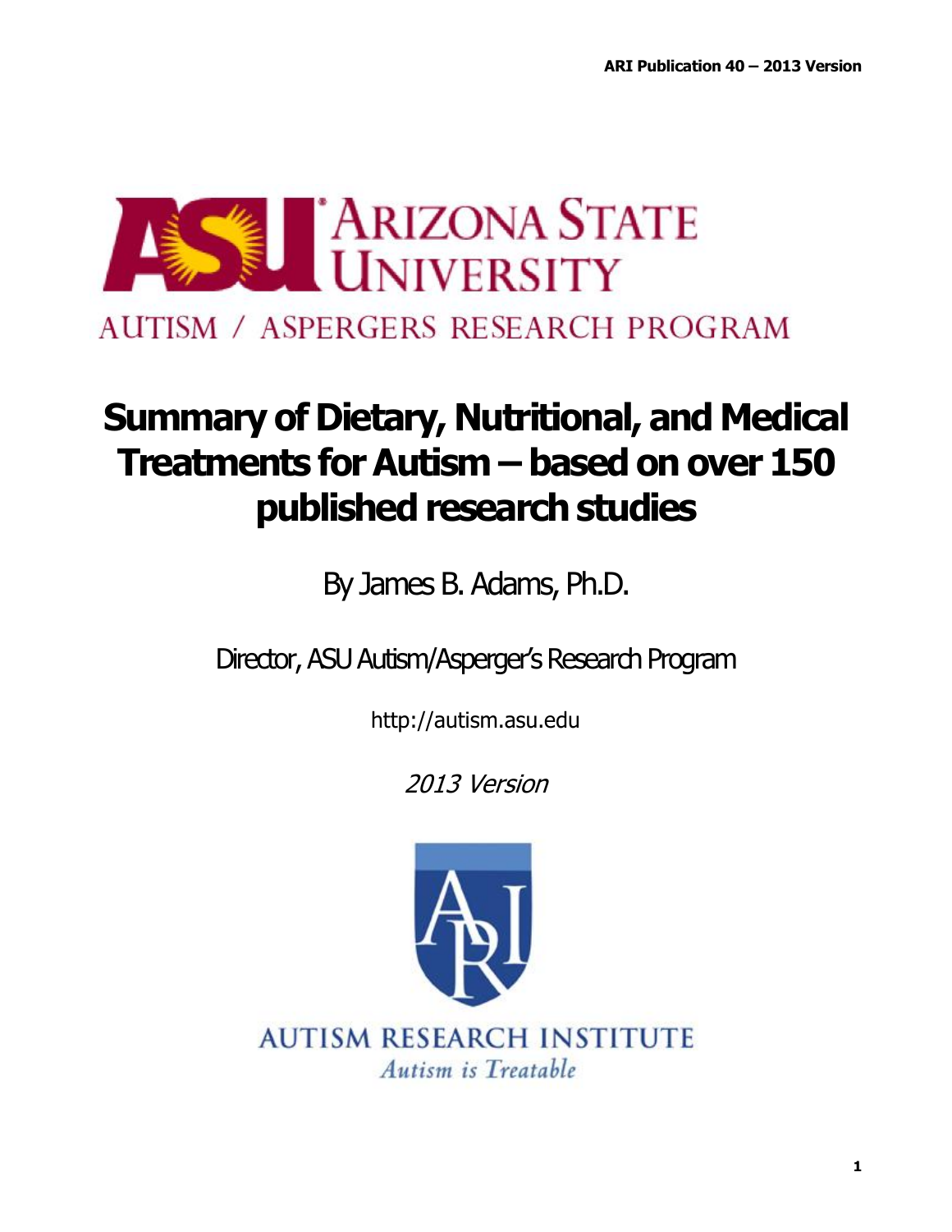ARIZONA STATE UNIVERSITY

AUTISM / ASPERGERS RESEARCH PROGRAM

# Summary of Dietary, Nutritional, and Medical Treatments for Autism – based on over 150 published research studies

By James B. Adams, Ph.D.

Director, ASU Autism/Asperger's Research Program

http://autism.asu.edu

*2013 Version*

AUTISM RESEARCH INSTITUTE

*Autism is Treatable*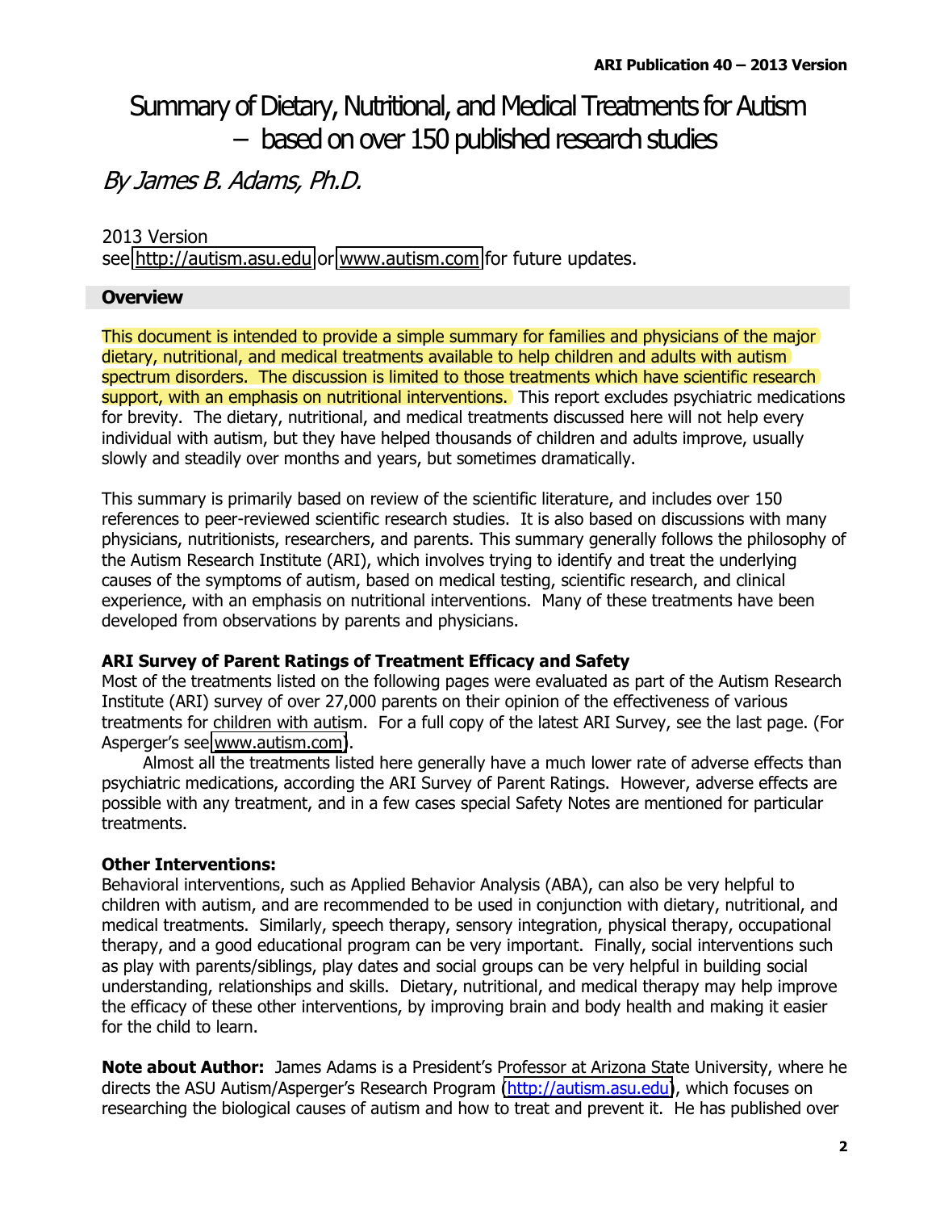# Summary of Dietary, Nutritional, and Medical Treatments for Autism – based on over 150 published research studies

*By James B. Adams, Ph.D.*

2013 Version
see http://autism.asu.edu or www.autism.com for future updates.

## Overview

This document is intended to provide a simple summary for families and physicians of the major dietary, nutritional, and medical treatments available to help children and adults with autism spectrum disorders. The discussion is limited to those treatments which have scientific research support, with an emphasis on nutritional interventions. This report excludes psychiatric medications for brevity. The dietary, nutritional, and medical treatments discussed here will not help every individual with autism, but they have helped thousands of children and adults improve, usually slowly and steadily over months and years, but sometimes dramatically.

This summary is primarily based on review of the scientific literature, and includes over 150 references to peer-reviewed scientific research studies. It is also based on discussions with many physicians, nutritionists, researchers, and parents. This summary generally follows the philosophy of the Autism Research Institute (ARI), which involves trying to identify and treat the underlying causes of the symptoms of autism, based on medical testing, scientific research, and clinical experience, with an emphasis on nutritional interventions. Many of these treatments have been developed from observations by parents and physicians.

**ARI Survey of Parent Ratings of Treatment Efficacy and Safety**
Most of the treatments listed on the following pages were evaluated as part of the Autism Research Institute (ARI) survey of over 27,000 parents on their opinion of the effectiveness of various treatments for children with autism. For a full copy of the latest ARI Survey, see the last page. (For Asperger's see www.autism.com).

Almost all the treatments listed here generally have a much lower rate of adverse effects than psychiatric medications, according the ARI Survey of Parent Ratings. However, adverse effects are possible with any treatment, and in a few cases special Safety Notes are mentioned for particular treatments.

**Other Interventions:**
Behavioral interventions, such as Applied Behavior Analysis (ABA), can also be very helpful to children with autism, and are recommended to be used in conjunction with dietary, nutritional, and medical treatments. Similarly, speech therapy, sensory integration, physical therapy, occupational therapy, and a good educational program can be very important. Finally, social interventions such as play with parents/siblings, play dates and social groups can be very helpful in building social understanding, relationships and skills. Dietary, nutritional, and medical therapy may help improve the efficacy of these other interventions, by improving brain and body health and making it easier for the child to learn.

**Note about Author:** James Adams is a President's Professor at Arizona State University, where he directs the ASU Autism/Asperger's Research Program (http://autism.asu.edu), which focuses on researching the biological causes of autism and how to treat and prevent it. He has published over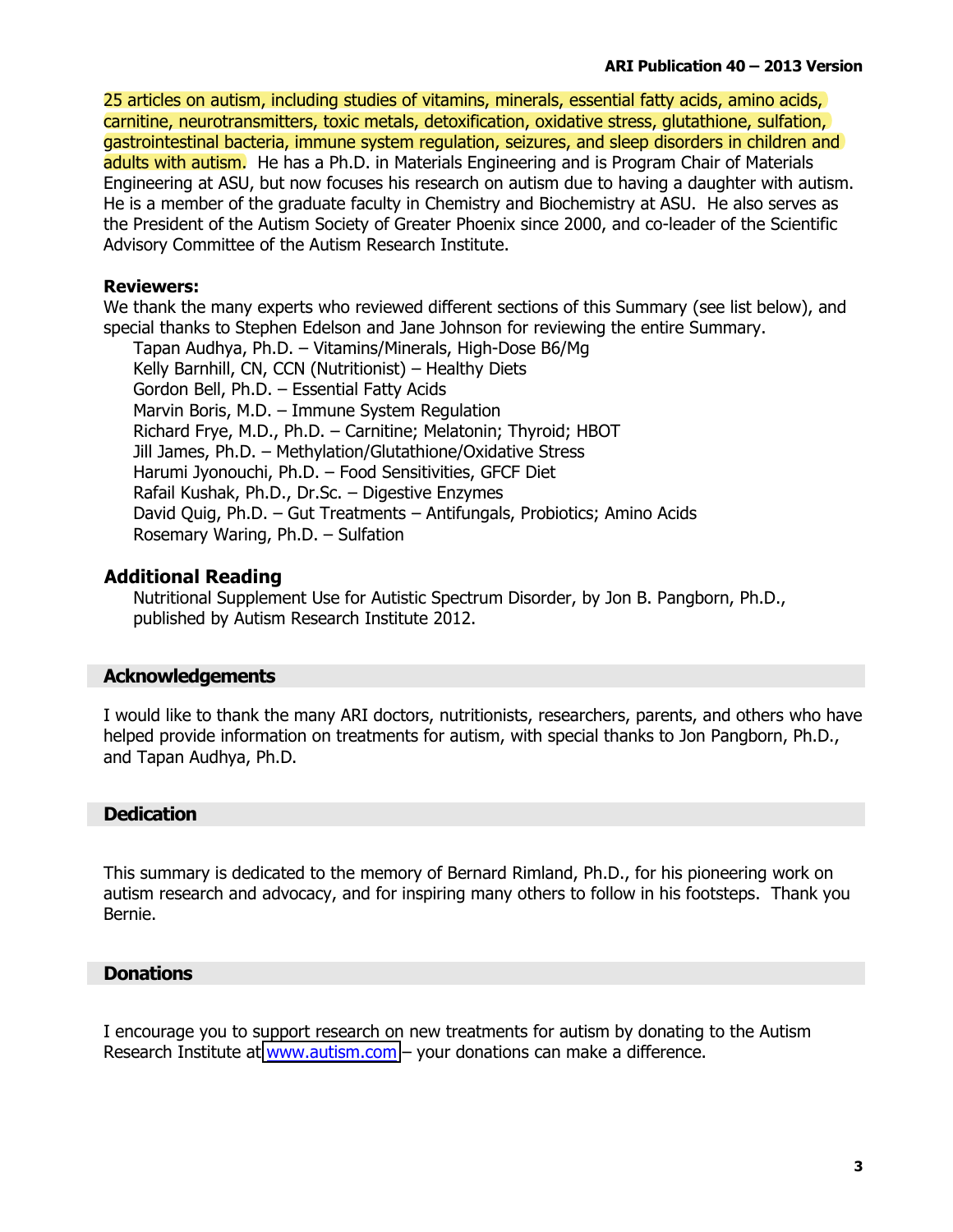25 articles on autism, including studies of vitamins, minerals, essential fatty acids, amino acids, carnitine, neurotransmitters, toxic metals, detoxification, oxidative stress, glutathione, sulfation, gastrointestinal bacteria, immune system regulation, seizures, and sleep disorders in children and adults with autism. He has a Ph.D. in Materials Engineering and is Program Chair of Materials Engineering at ASU, but now focuses his research on autism due to having a daughter with autism. He is a member of the graduate faculty in Chemistry and Biochemistry at ASU. He also serves as the President of the Autism Society of Greater Phoenix since 2000, and co-leader of the Scientific Advisory Committee of the Autism Research Institute.

**Reviewers:**
We thank the many experts who reviewed different sections of this Summary (see list below), and special thanks to Stephen Edelson and Jane Johnson for reviewing the entire Summary.

- Tapan Audhya, Ph.D. – Vitamins/Minerals, High-Dose B6/Mg
- Kelly Barnhill, CN, CCN (Nutritionist) – Healthy Diets
- Gordon Bell, Ph.D. – Essential Fatty Acids
- Marvin Boris, M.D. – Immune System Regulation
- Richard Frye, M.D., Ph.D. – Carnitine; Melatonin; Thyroid; HBOT
- Jill James, Ph.D. – Methylation/Glutathione/Oxidative Stress
- Harumi Jyonouchi, Ph.D. – Food Sensitivities, GFCF Diet
- Rafail Kushak, Ph.D., Dr.Sc. – Digestive Enzymes
- David Quig, Ph.D. – Gut Treatments – Antifungals, Probiotics; Amino Acids
- Rosemary Waring, Ph.D. – Sulfation

### Additional Reading

Nutritional Supplement Use for Autistic Spectrum Disorder, by Jon B. Pangborn, Ph.D., published by Autism Research Institute 2012.

## Acknowledgements

I would like to thank the many ARI doctors, nutritionists, researchers, parents, and others who have helped provide information on treatments for autism, with special thanks to Jon Pangborn, Ph.D., and Tapan Audhya, Ph.D.

## Dedication

This summary is dedicated to the memory of Bernard Rimland, Ph.D., for his pioneering work on autism research and advocacy, and for inspiring many others to follow in his footsteps. Thank you Bernie.

## Donations

I encourage you to support research on new treatments for autism by donating to the Autism Research Institute at www.autism.com – your donations can make a difference.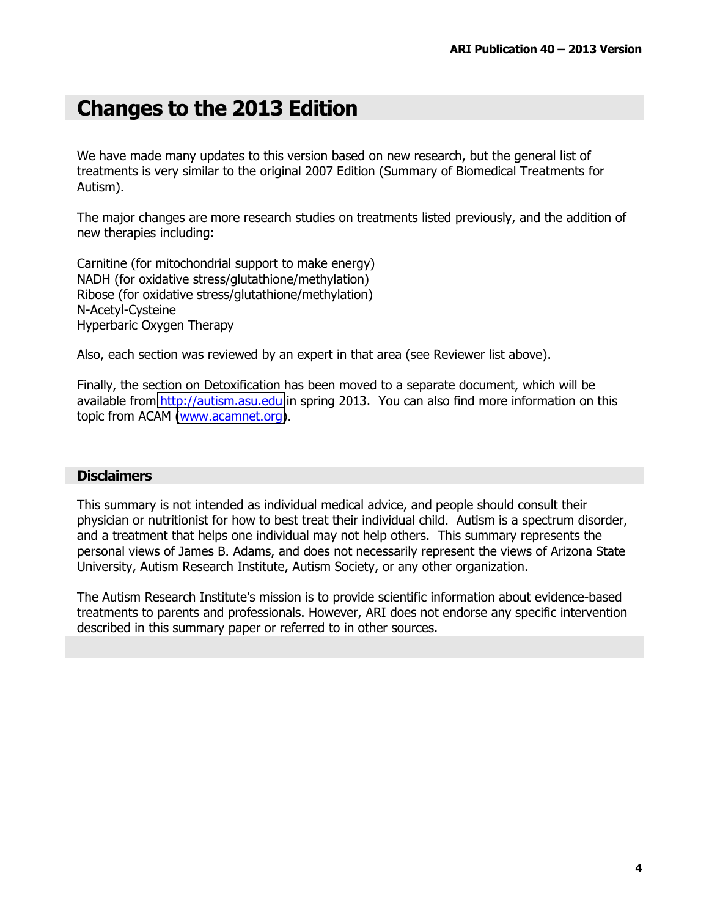# Changes to the 2013 Edition

We have made many updates to this version based on new research, but the general list of treatments is very similar to the original 2007 Edition (Summary of Biomedical Treatments for Autism).

The major changes are more research studies on treatments listed previously, and the addition of new therapies including:

Carnitine (for mitochondrial support to make energy)
NADH (for oxidative stress/glutathione/methylation)
Ribose (for oxidative stress/glutathione/methylation)
N-Acetyl-Cysteine
Hyperbaric Oxygen Therapy

Also, each section was reviewed by an expert in that area (see Reviewer list above).

Finally, the section on Detoxification has been moved to a separate document, which will be available from http://autism.asu.edu in spring 2013. You can also find more information on this topic from ACAM (www.acamnet.org).

## Disclaimers

This summary is not intended as individual medical advice, and people should consult their physician or nutritionist for how to best treat their individual child. Autism is a spectrum disorder, and a treatment that helps one individual may not help others. This summary represents the personal views of James B. Adams, and does not necessarily represent the views of Arizona State University, Autism Research Institute, Autism Society, or any other organization.

The Autism Research Institute's mission is to provide scientific information about evidence-based treatments to parents and professionals. However, ARI does not endorse any specific intervention described in this summary paper or referred to in other sources.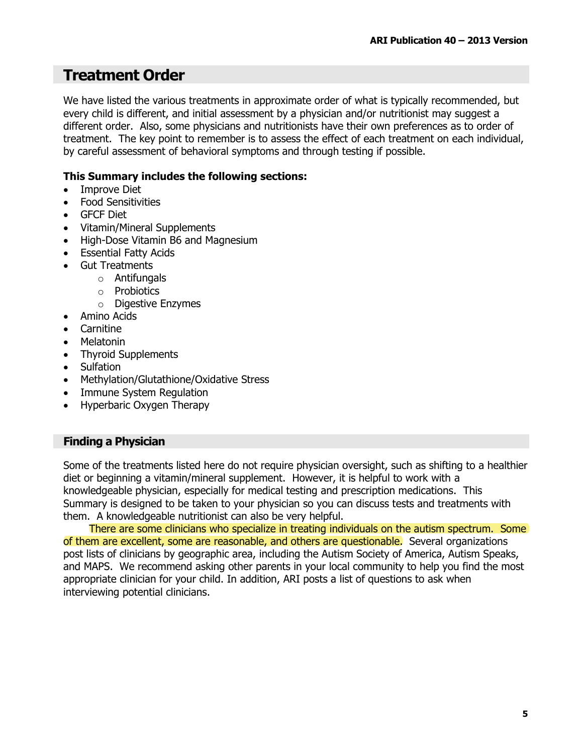# Treatment Order

We have listed the various treatments in approximate order of what is typically recommended, but every child is different, and initial assessment by a physician and/or nutritionist may suggest a different order. Also, some physicians and nutritionists have their own preferences as to order of treatment. The key point to remember is to assess the effect of each treatment on each individual, by careful assessment of behavioral symptoms and through testing if possible.

**This Summary includes the following sections:**

- Improve Diet
- Food Sensitivities
- GFCF Diet
- Vitamin/Mineral Supplements
- High-Dose Vitamin B6 and Magnesium
- Essential Fatty Acids
- Gut Treatments
    - Antifungals
    - Probiotics
    - Digestive Enzymes
- Amino Acids
- Carnitine
- Melatonin
- Thyroid Supplements
- Sulfation
- Methylation/Glutathione/Oxidative Stress
- Immune System Regulation
- Hyperbaric Oxygen Therapy

## Finding a Physician

Some of the treatments listed here do not require physician oversight, such as shifting to a healthier diet or beginning a vitamin/mineral supplement. However, it is helpful to work with a knowledgeable physician, especially for medical testing and prescription medications. This Summary is designed to be taken to your physician so you can discuss tests and treatments with them. A knowledgeable nutritionist can also be very helpful.

There are some clinicians who specialize in treating individuals on the autism spectrum. Some of them are excellent, some are reasonable, and others are questionable. Several organizations post lists of clinicians by geographic area, including the Autism Society of America, Autism Speaks, and MAPS. We recommend asking other parents in your local community to help you find the most appropriate clinician for your child. In addition, ARI posts a list of questions to ask when interviewing potential clinicians.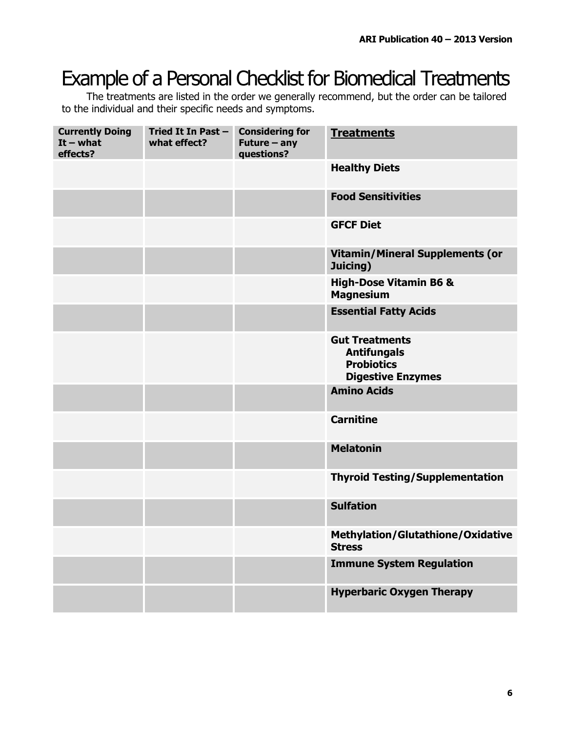# Example of a Personal Checklist for Biomedical Treatments

The treatments are listed in the order we generally recommend, but the order can be tailored to the individual and their specific needs and symptoms.

| Currently Doing It – what effects? | Tried It In Past – what effect? | Considering for Future – any questions? | Treatments |
|---|---|---|---|
| | | | **Healthy Diets** |
| | | | **Food Sensitivities** |
| | | | **GFCF Diet** |
| | | | **Vitamin/Mineral Supplements (or Juicing)** |
| | | | **High-Dose Vitamin B6 & Magnesium** |
| | | | **Essential Fatty Acids** |
| | | | **Gut Treatments**<br>**Antifungals**<br>**Probiotics**<br>**Digestive Enzymes** |
| | | | **Amino Acids** |
| | | | **Carnitine** |
| | | | **Melatonin** |
| | | | **Thyroid Testing/Supplementation** |
| | | | **Sulfation** |
| | | | **Methylation/Glutathione/Oxidative Stress** |
| | | | **Immune System Regulation** |
| | | | **Hyperbaric Oxygen Therapy** |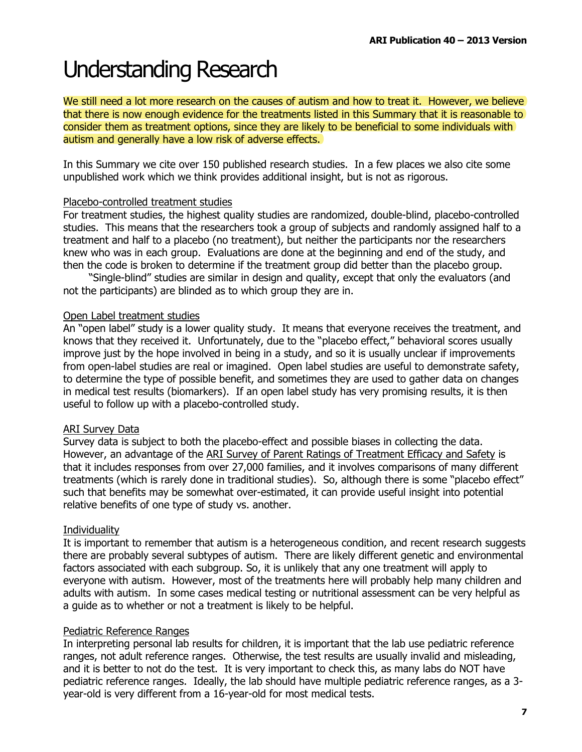# Understanding Research

We still need a lot more research on the causes of autism and how to treat it. However, we believe that there is now enough evidence for the treatments listed in this Summary that it is reasonable to consider them as treatment options, since they are likely to be beneficial to some individuals with autism and generally have a low risk of adverse effects.

In this Summary we cite over 150 published research studies. In a few places we also cite some unpublished work which we think provides additional insight, but is not as rigorous.

### Placebo-controlled treatment studies

For treatment studies, the highest quality studies are randomized, double-blind, placebo-controlled studies. This means that the researchers took a group of subjects and randomly assigned half to a treatment and half to a placebo (no treatment), but neither the participants nor the researchers knew who was in each group. Evaluations are done at the beginning and end of the study, and then the code is broken to determine if the treatment group did better than the placebo group.

"Single-blind" studies are similar in design and quality, except that only the evaluators (and not the participants) are blinded as to which group they are in.

### Open Label treatment studies

An "open label" study is a lower quality study. It means that everyone receives the treatment, and knows that they received it. Unfortunately, due to the "placebo effect," behavioral scores usually improve just by the hope involved in being in a study, and so it is usually unclear if improvements from open-label studies are real or imagined. Open label studies are useful to demonstrate safety, to determine the type of possible benefit, and sometimes they are used to gather data on changes in medical test results (biomarkers). If an open label study has very promising results, it is then useful to follow up with a placebo-controlled study.

### ARI Survey Data

Survey data is subject to both the placebo-effect and possible biases in collecting the data. However, an advantage of the ARI Survey of Parent Ratings of Treatment Efficacy and Safety is that it includes responses from over 27,000 families, and it involves comparisons of many different treatments (which is rarely done in traditional studies). So, although there is some "placebo effect" such that benefits may be somewhat over-estimated, it can provide useful insight into potential relative benefits of one type of study vs. another.

### Individuality

It is important to remember that autism is a heterogeneous condition, and recent research suggests there are probably several subtypes of autism. There are likely different genetic and environmental factors associated with each subgroup. So, it is unlikely that any one treatment will apply to everyone with autism. However, most of the treatments here will probably help many children and adults with autism. In some cases medical testing or nutritional assessment can be very helpful as a guide as to whether or not a treatment is likely to be helpful.

### Pediatric Reference Ranges

In interpreting personal lab results for children, it is important that the lab use pediatric reference ranges, not adult reference ranges. Otherwise, the test results are usually invalid and misleading, and it is better to not do the test. It is very important to check this, as many labs do NOT have pediatric reference ranges. Ideally, the lab should have multiple pediatric reference ranges, as a 3-year-old is very different from a 16-year-old for most medical tests.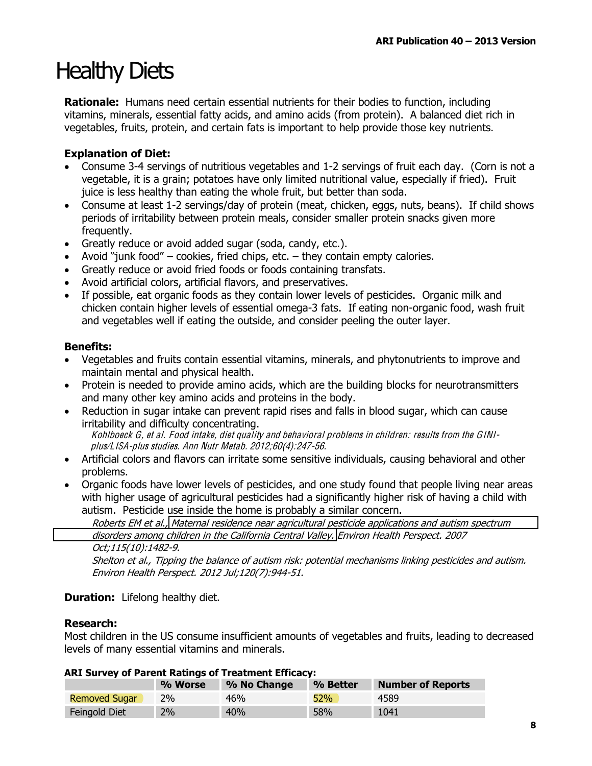# Healthy Diets

**Rationale:** Humans need certain essential nutrients for their bodies to function, including vitamins, minerals, essential fatty acids, and amino acids (from protein). A balanced diet rich in vegetables, fruits, protein, and certain fats is important to help provide those key nutrients.

**Explanation of Diet:**

- Consume 3-4 servings of nutritious vegetables and 1-2 servings of fruit each day. (Corn is not a vegetable, it is a grain; potatoes have only limited nutritional value, especially if fried). Fruit juice is less healthy than eating the whole fruit, but better than soda.
- Consume at least 1-2 servings/day of protein (meat, chicken, eggs, nuts, beans). If child shows periods of irritability between protein meals, consider smaller protein snacks given more frequently.
- Greatly reduce or avoid added sugar (soda, candy, etc.).
- Avoid "junk food" – cookies, fried chips, etc. – they contain empty calories.
- Greatly reduce or avoid fried foods or foods containing transfats.
- Avoid artificial colors, artificial flavors, and preservatives.
- If possible, eat organic foods as they contain lower levels of pesticides. Organic milk and chicken contain higher levels of essential omega-3 fats. If eating non-organic food, wash fruit and vegetables well if eating the outside, and consider peeling the outer layer.

**Benefits:**

- Vegetables and fruits contain essential vitamins, minerals, and phytonutrients to improve and maintain mental and physical health.
- Protein is needed to provide amino acids, which are the building blocks for neurotransmitters and many other key amino acids and proteins in the body.
- Reduction in sugar intake can prevent rapid rises and falls in blood sugar, which can cause irritability and difficulty concentrating.
  *Kohlboeck G, et al. Food intake, diet quality and behavioral problems in children: results from the GINI-plus/LISA-plus studies. Ann Nutr Metab. 2012;60(4):247-56.*
- Artificial colors and flavors can irritate some sensitive individuals, causing behavioral and other problems.
- Organic foods have lower levels of pesticides, and one study found that people living near areas with higher usage of agricultural pesticides had a significantly higher risk of having a child with autism. Pesticide use inside the home is probably a similar concern.
  *Roberts EM et al., Maternal residence near agricultural pesticide applications and autism spectrum disorders among children in the California Central Valley. Environ Health Perspect. 2007 Oct;115(10):1482-9.*
  *Shelton et al., Tipping the balance of autism risk: potential mechanisms linking pesticides and autism. Environ Health Perspect. 2012 Jul;120(7):944-51.*

**Duration:** Lifelong healthy diet.

**Research:**
Most children in the US consume insufficient amounts of vegetables and fruits, leading to decreased levels of many essential vitamins and minerals.

**ARI Survey of Parent Ratings of Treatment Efficacy:**

| | % Worse | % No Change | % Better | Number of Reports |
|---|---|---|---|---|
| Removed Sugar | 2% | 46% | 52% | 4589 |
| Feingold Diet | 2% | 40% | 58% | 1041 |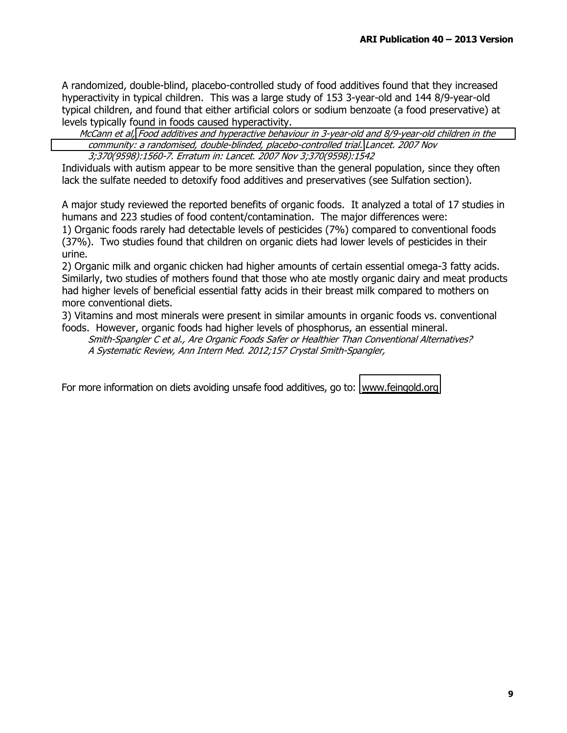A randomized, double-blind, placebo-controlled study of food additives found that they increased hyperactivity in typical children. This was a large study of 153 3-year-old and 144 8/9-year-old typical children, and found that either artificial colors or sodium benzoate (a food preservative) at levels typically found in foods caused hyperactivity.

*McCann et al, Food additives and hyperactive behaviour in 3-year-old and 8/9-year-old children in the community: a randomised, double-blinded, placebo-controlled trial. Lancet. 2007 Nov 3;370(9598):1560-7. Erratum in: Lancet. 2007 Nov 3;370(9598):1542*

Individuals with autism appear to be more sensitive than the general population, since they often lack the sulfate needed to detoxify food additives and preservatives (see Sulfation section).

A major study reviewed the reported benefits of organic foods. It analyzed a total of 17 studies in humans and 223 studies of food content/contamination. The major differences were:

1) Organic foods rarely had detectable levels of pesticides (7%) compared to conventional foods (37%). Two studies found that children on organic diets had lower levels of pesticides in their urine.

2) Organic milk and organic chicken had higher amounts of certain essential omega-3 fatty acids. Similarly, two studies of mothers found that those who ate mostly organic dairy and meat products had higher levels of beneficial essential fatty acids in their breast milk compared to mothers on more conventional diets.

3) Vitamins and most minerals were present in similar amounts in organic foods vs. conventional foods. However, organic foods had higher levels of phosphorus, an essential mineral.

*Smith-Spangler C et al., Are Organic Foods Safer or Healthier Than Conventional Alternatives? A Systematic Review, Ann Intern Med. 2012;157 Crystal Smith-Spangler,*

For more information on diets avoiding unsafe food additives, go to: www.feingold.org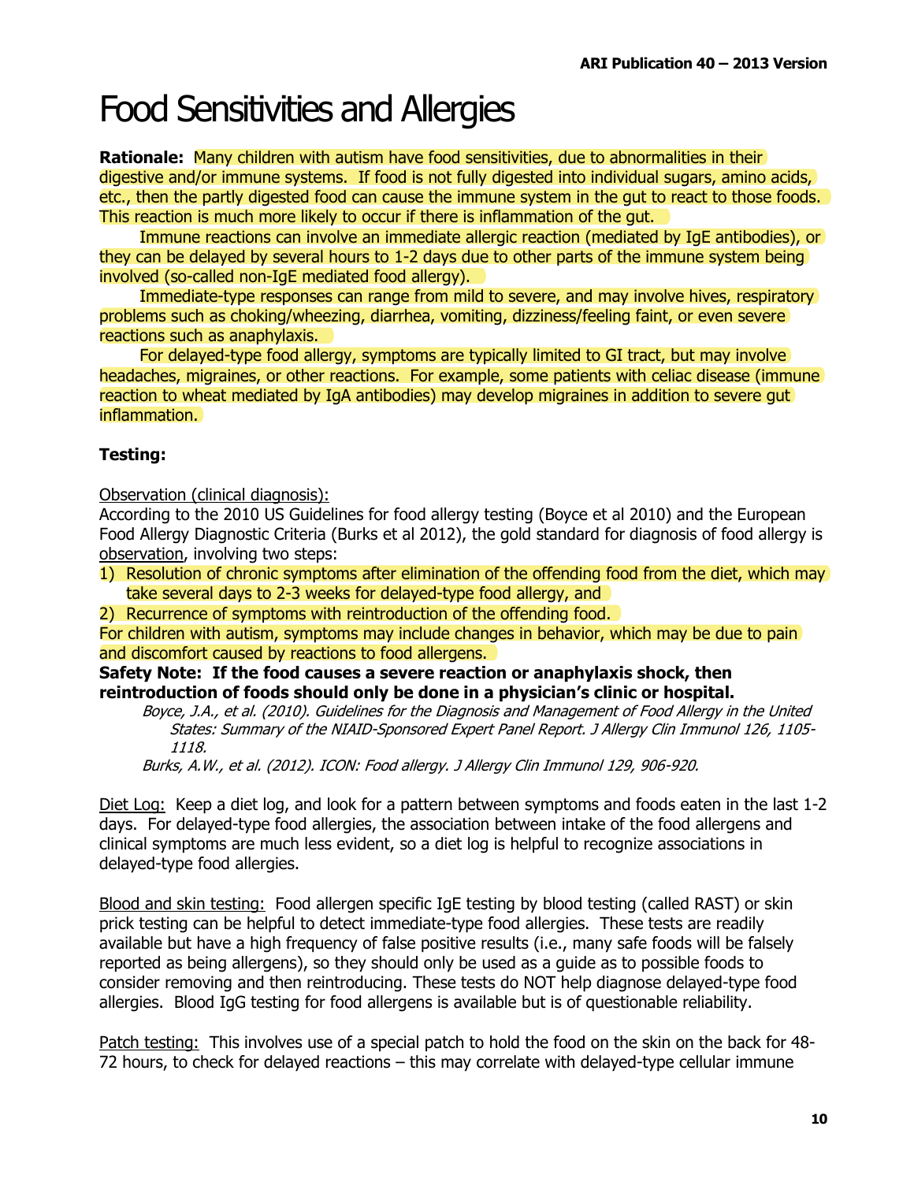# Food Sensitivities and Allergies

**Rationale:** Many children with autism have food sensitivities, due to abnormalities in their digestive and/or immune systems. If food is not fully digested into individual sugars, amino acids, etc., then the partly digested food can cause the immune system in the gut to react to those foods. This reaction is much more likely to occur if there is inflammation of the gut.

Immune reactions can involve an immediate allergic reaction (mediated by IgE antibodies), or they can be delayed by several hours to 1-2 days due to other parts of the immune system being involved (so-called non-IgE mediated food allergy).

Immediate-type responses can range from mild to severe, and may involve hives, respiratory problems such as choking/wheezing, diarrhea, vomiting, dizziness/feeling faint, or even severe reactions such as anaphylaxis.

For delayed-type food allergy, symptoms are typically limited to GI tract, but may involve headaches, migraines, or other reactions. For example, some patients with celiac disease (immune reaction to wheat mediated by IgA antibodies) may develop migraines in addition to severe gut inflammation.

**Testing:**

<u>Observation (clinical diagnosis):</u>
According to the 2010 US Guidelines for food allergy testing (Boyce et al 2010) and the European Food Allergy Diagnostic Criteria (Burks et al 2012), the gold standard for diagnosis of food allergy is <u>observation</u>, involving two steps:

1) Resolution of chronic symptoms after elimination of the offending food from the diet, which may take several days to 2-3 weeks for delayed-type food allergy, and
2) Recurrence of symptoms with reintroduction of the offending food.

For children with autism, symptoms may include changes in behavior, which may be due to pain and discomfort caused by reactions to food allergens.

**Safety Note: If the food causes a severe reaction or anaphylaxis shock, then reintroduction of foods should only be done in a physician's clinic or hospital.**

*Boyce, J.A., et al. (2010). Guidelines for the Diagnosis and Management of Food Allergy in the United States: Summary of the NIAID-Sponsored Expert Panel Report. J Allergy Clin Immunol 126, 1105-1118.*

*Burks, A.W., et al. (2012). ICON: Food allergy. J Allergy Clin Immunol 129, 906-920.*

<u>Diet Log:</u> Keep a diet log, and look for a pattern between symptoms and foods eaten in the last 1-2 days. For delayed-type food allergies, the association between intake of the food allergens and clinical symptoms are much less evident, so a diet log is helpful to recognize associations in delayed-type food allergies.

<u>Blood and skin testing:</u> Food allergen specific IgE testing by blood testing (called RAST) or skin prick testing can be helpful to detect immediate-type food allergies. These tests are readily available but have a high frequency of false positive results (i.e., many safe foods will be falsely reported as being allergens), so they should only be used as a guide as to possible foods to consider removing and then reintroducing. These tests do NOT help diagnose delayed-type food allergies. Blood IgG testing for food allergens is available but is of questionable reliability.

<u>Patch testing:</u> This involves use of a special patch to hold the food on the skin on the back for 48-72 hours, to check for delayed reactions – this may correlate with delayed-type cellular immune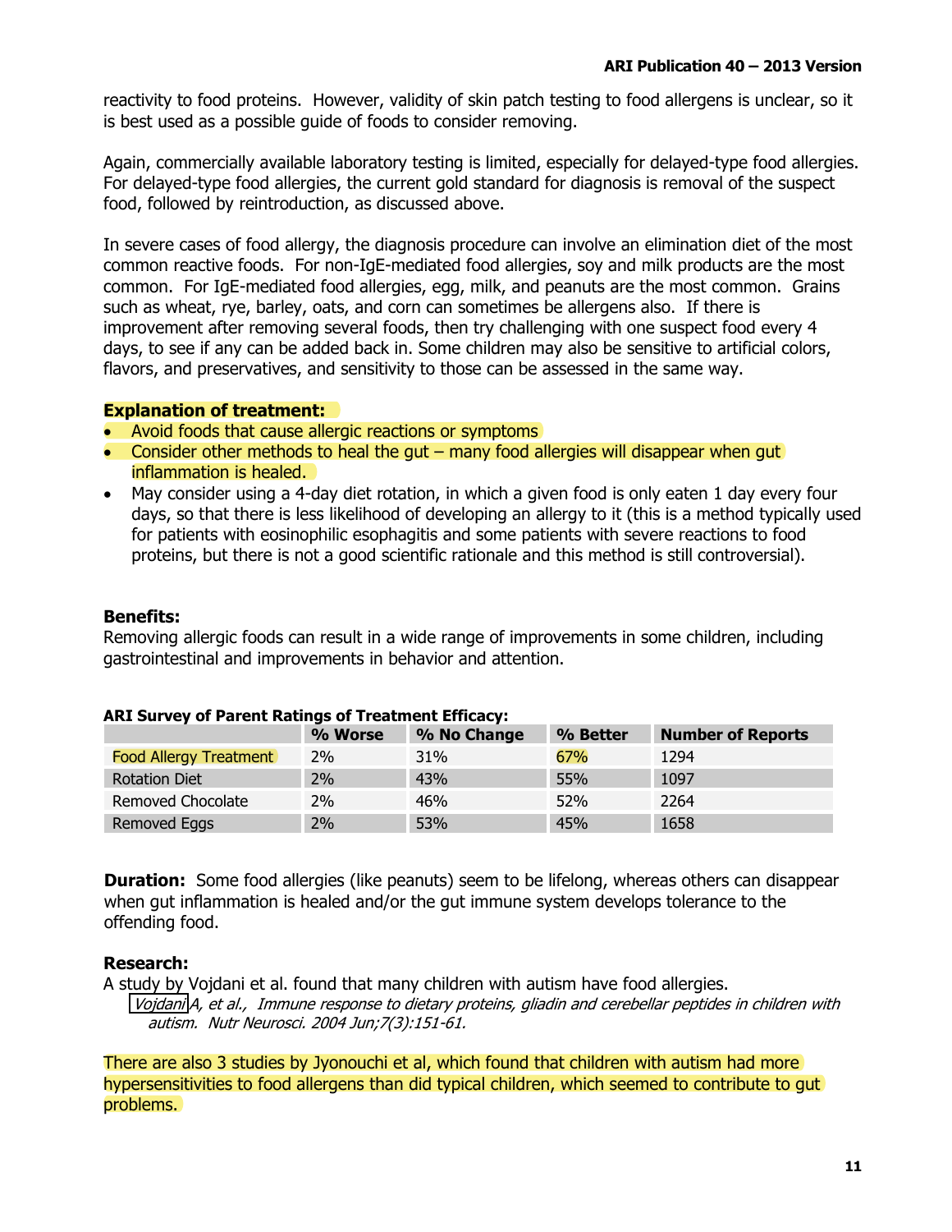reactivity to food proteins. However, validity of skin patch testing to food allergens is unclear, so it is best used as a possible guide of foods to consider removing.

Again, commercially available laboratory testing is limited, especially for delayed-type food allergies. For delayed-type food allergies, the current gold standard for diagnosis is removal of the suspect food, followed by reintroduction, as discussed above.

In severe cases of food allergy, the diagnosis procedure can involve an elimination diet of the most common reactive foods. For non-IgE-mediated food allergies, soy and milk products are the most common. For IgE-mediated food allergies, egg, milk, and peanuts are the most common. Grains such as wheat, rye, barley, oats, and corn can sometimes be allergens also. If there is improvement after removing several foods, then try challenging with one suspect food every 4 days, to see if any can be added back in. Some children may also be sensitive to artificial colors, flavors, and preservatives, and sensitivity to those can be assessed in the same way.

**Explanation of treatment:**

- Avoid foods that cause allergic reactions or symptoms
- Consider other methods to heal the gut – many food allergies will disappear when gut inflammation is healed.
- May consider using a 4-day diet rotation, in which a given food is only eaten 1 day every four days, so that there is less likelihood of developing an allergy to it (this is a method typically used for patients with eosinophilic esophagitis and some patients with severe reactions to food proteins, but there is not a good scientific rationale and this method is still controversial).

**Benefits:**
Removing allergic foods can result in a wide range of improvements in some children, including gastrointestinal and improvements in behavior and attention.

**ARI Survey of Parent Ratings of Treatment Efficacy:**

| | % Worse | % No Change | % Better | Number of Reports |
|---|---|---|---|---|
| Food Allergy Treatment | 2% | 31% | 67% | 1294 |
| Rotation Diet | 2% | 43% | 55% | 1097 |
| Removed Chocolate | 2% | 46% | 52% | 2264 |
| Removed Eggs | 2% | 53% | 45% | 1658 |

**Duration:** Some food allergies (like peanuts) seem to be lifelong, whereas others can disappear when gut inflammation is healed and/or the gut immune system develops tolerance to the offending food.

**Research:**
A study by Vojdani et al. found that many children with autism have food allergies.

*Vojdani A, et al., Immune response to dietary proteins, gliadin and cerebellar peptides in children with autism. Nutr Neurosci. 2004 Jun;7(3):151-61.*

There are also 3 studies by Jyonouchi et al, which found that children with autism had more hypersensitivities to food allergens than did typical children, which seemed to contribute to gut problems.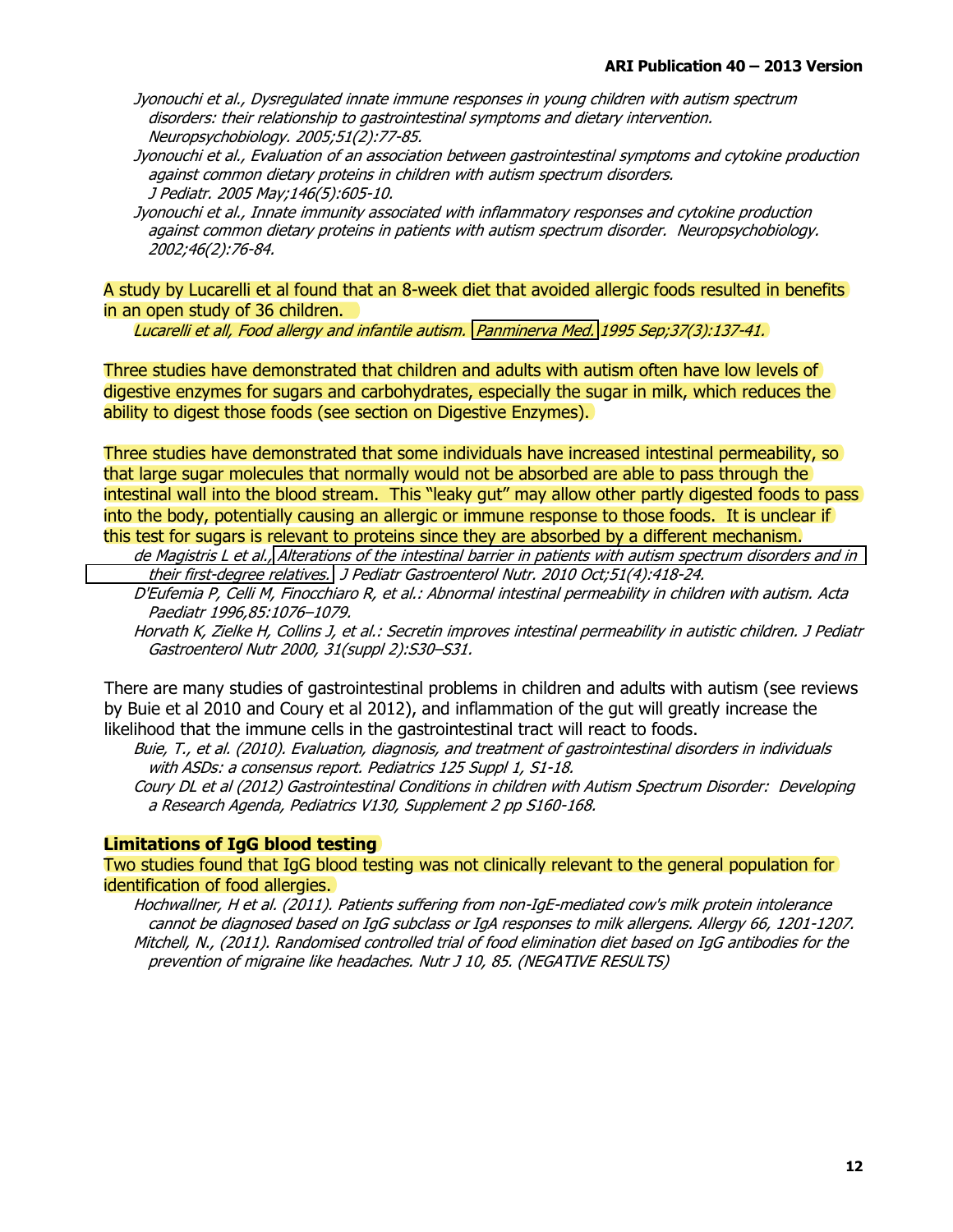*Jyonouchi et al., Dysregulated innate immune responses in young children with autism spectrum disorders: their relationship to gastrointestinal symptoms and dietary intervention. Neuropsychobiology. 2005;51(2):77-85.*

*Jyonouchi et al., Evaluation of an association between gastrointestinal symptoms and cytokine production against common dietary proteins in children with autism spectrum disorders. J Pediatr. 2005 May;146(5):605-10.*

*Jyonouchi et al., Innate immunity associated with inflammatory responses and cytokine production against common dietary proteins in patients with autism spectrum disorder. Neuropsychobiology. 2002;46(2):76-84.*

A study by Lucarelli et al found that an 8-week diet that avoided allergic foods resulted in benefits in an open study of 36 children.

*Lucarelli et all, Food allergy and infantile autism. Panminerva Med. 1995 Sep;37(3):137-41.*

Three studies have demonstrated that children and adults with autism often have low levels of digestive enzymes for sugars and carbohydrates, especially the sugar in milk, which reduces the ability to digest those foods (see section on Digestive Enzymes).

Three studies have demonstrated that some individuals have increased intestinal permeability, so that large sugar molecules that normally would not be absorbed are able to pass through the intestinal wall into the blood stream. This "leaky gut" may allow other partly digested foods to pass into the body, potentially causing an allergic or immune response to those foods. It is unclear if this test for sugars is relevant to proteins since they are absorbed by a different mechanism.

*de Magistris L et al., Alterations of the intestinal barrier in patients with autism spectrum disorders and in their first-degree relatives. J Pediatr Gastroenterol Nutr. 2010 Oct;51(4):418-24.*

*D'Eufemia P, Celli M, Finocchiaro R, et al.: Abnormal intestinal permeability in children with autism. Acta Paediatr 1996,85:1076–1079.*

*Horvath K, Zielke H, Collins J, et al.: Secretin improves intestinal permeability in autistic children. J Pediatr Gastroenterol Nutr 2000, 31(suppl 2):S30–S31.*

There are many studies of gastrointestinal problems in children and adults with autism (see reviews by Buie et al 2010 and Coury et al 2012), and inflammation of the gut will greatly increase the likelihood that the immune cells in the gastrointestinal tract will react to foods.

*Buie, T., et al. (2010). Evaluation, diagnosis, and treatment of gastrointestinal disorders in individuals with ASDs: a consensus report. Pediatrics 125 Suppl 1, S1-18.*

*Coury DL et al (2012) Gastrointestinal Conditions in children with Autism Spectrum Disorder: Developing a Research Agenda, Pediatrics V130, Supplement 2 pp S160-168.*

**Limitations of IgG blood testing**

Two studies found that IgG blood testing was not clinically relevant to the general population for identification of food allergies.

*Hochwallner, H et al. (2011). Patients suffering from non-IgE-mediated cow's milk protein intolerance cannot be diagnosed based on IgG subclass or IgA responses to milk allergens. Allergy 66, 1201-1207.*

*Mitchell, N., (2011). Randomised controlled trial of food elimination diet based on IgG antibodies for the prevention of migraine like headaches. Nutr J 10, 85. (NEGATIVE RESULTS)*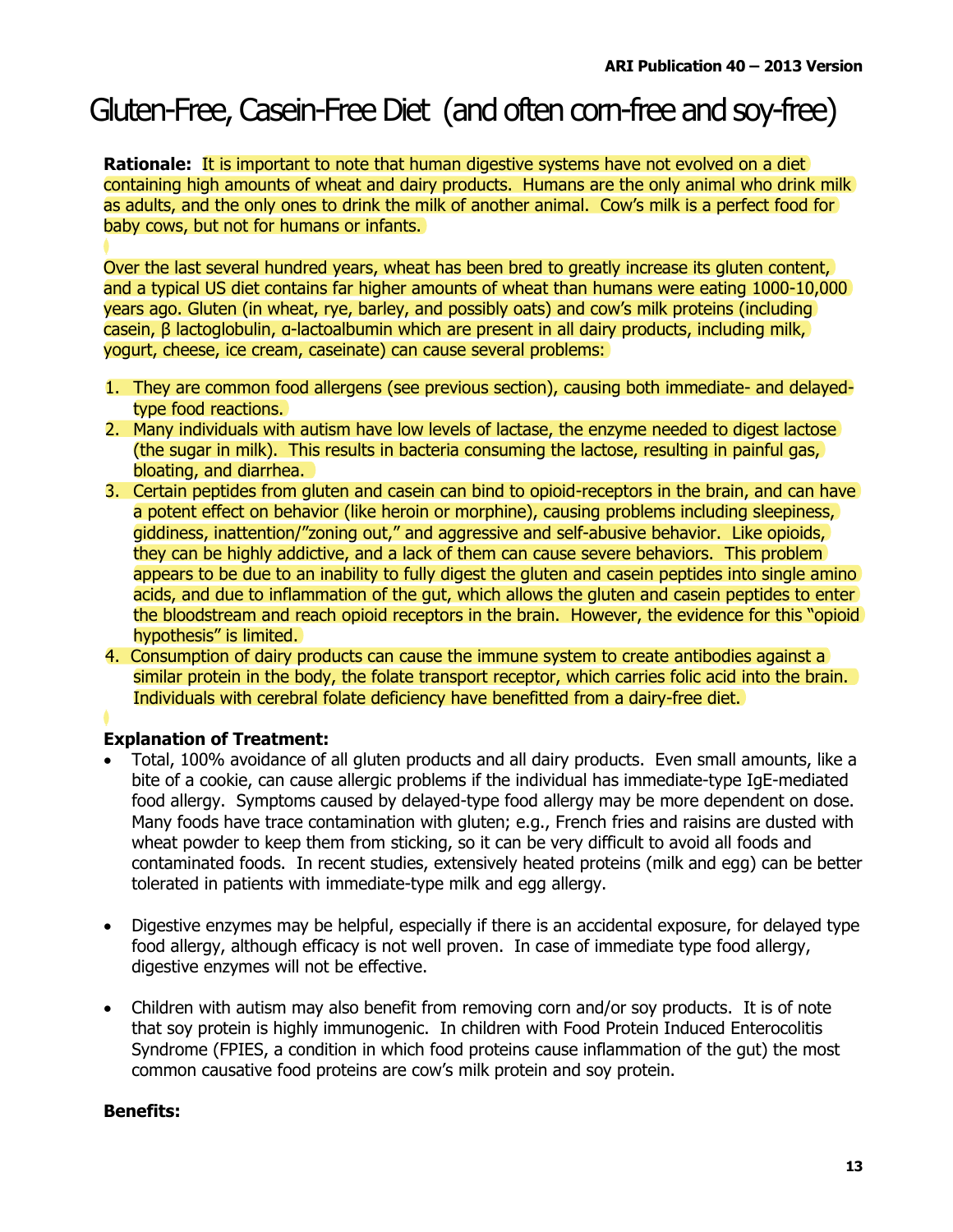# Gluten-Free, Casein-Free Diet (and often corn-free and soy-free)

**Rationale:** It is important to note that human digestive systems have not evolved on a diet containing high amounts of wheat and dairy products. Humans are the only animal who drink milk as adults, and the only ones to drink the milk of another animal. Cow's milk is a perfect food for baby cows, but not for humans or infants.

Over the last several hundred years, wheat has been bred to greatly increase its gluten content, and a typical US diet contains far higher amounts of wheat than humans were eating 1000-10,000 years ago. Gluten (in wheat, rye, barley, and possibly oats) and cow's milk proteins (including casein, β lactoglobulin, α-lactoalbumin which are present in all dairy products, including milk, yogurt, cheese, ice cream, caseinate) can cause several problems:

1. They are common food allergens (see previous section), causing both immediate- and delayed-type food reactions.
2. Many individuals with autism have low levels of lactase, the enzyme needed to digest lactose (the sugar in milk). This results in bacteria consuming the lactose, resulting in painful gas, bloating, and diarrhea.
3. Certain peptides from gluten and casein can bind to opioid-receptors in the brain, and can have a potent effect on behavior (like heroin or morphine), causing problems including sleepiness, giddiness, inattention/"zoning out," and aggressive and self-abusive behavior. Like opioids, they can be highly addictive, and a lack of them can cause severe behaviors. This problem appears to be due to an inability to fully digest the gluten and casein peptides into single amino acids, and due to inflammation of the gut, which allows the gluten and casein peptides to enter the bloodstream and reach opioid receptors in the brain. However, the evidence for this "opioid hypothesis" is limited.
4. Consumption of dairy products can cause the immune system to create antibodies against a similar protein in the body, the folate transport receptor, which carries folic acid into the brain. Individuals with cerebral folate deficiency have benefitted from a dairy-free diet.

**Explanation of Treatment:**

- Total, 100% avoidance of all gluten products and all dairy products. Even small amounts, like a bite of a cookie, can cause allergic problems if the individual has immediate-type IgE-mediated food allergy. Symptoms caused by delayed-type food allergy may be more dependent on dose. Many foods have trace contamination with gluten; e.g., French fries and raisins are dusted with wheat powder to keep them from sticking, so it can be very difficult to avoid all foods and contaminated foods. In recent studies, extensively heated proteins (milk and egg) can be better tolerated in patients with immediate-type milk and egg allergy.

- Digestive enzymes may be helpful, especially if there is an accidental exposure, for delayed type food allergy, although efficacy is not well proven. In case of immediate type food allergy, digestive enzymes will not be effective.

- Children with autism may also benefit from removing corn and/or soy products. It is of note that soy protein is highly immunogenic. In children with Food Protein Induced Enterocolitis Syndrome (FPIES, a condition in which food proteins cause inflammation of the gut) the most common causative food proteins are cow's milk protein and soy protein.

**Benefits:**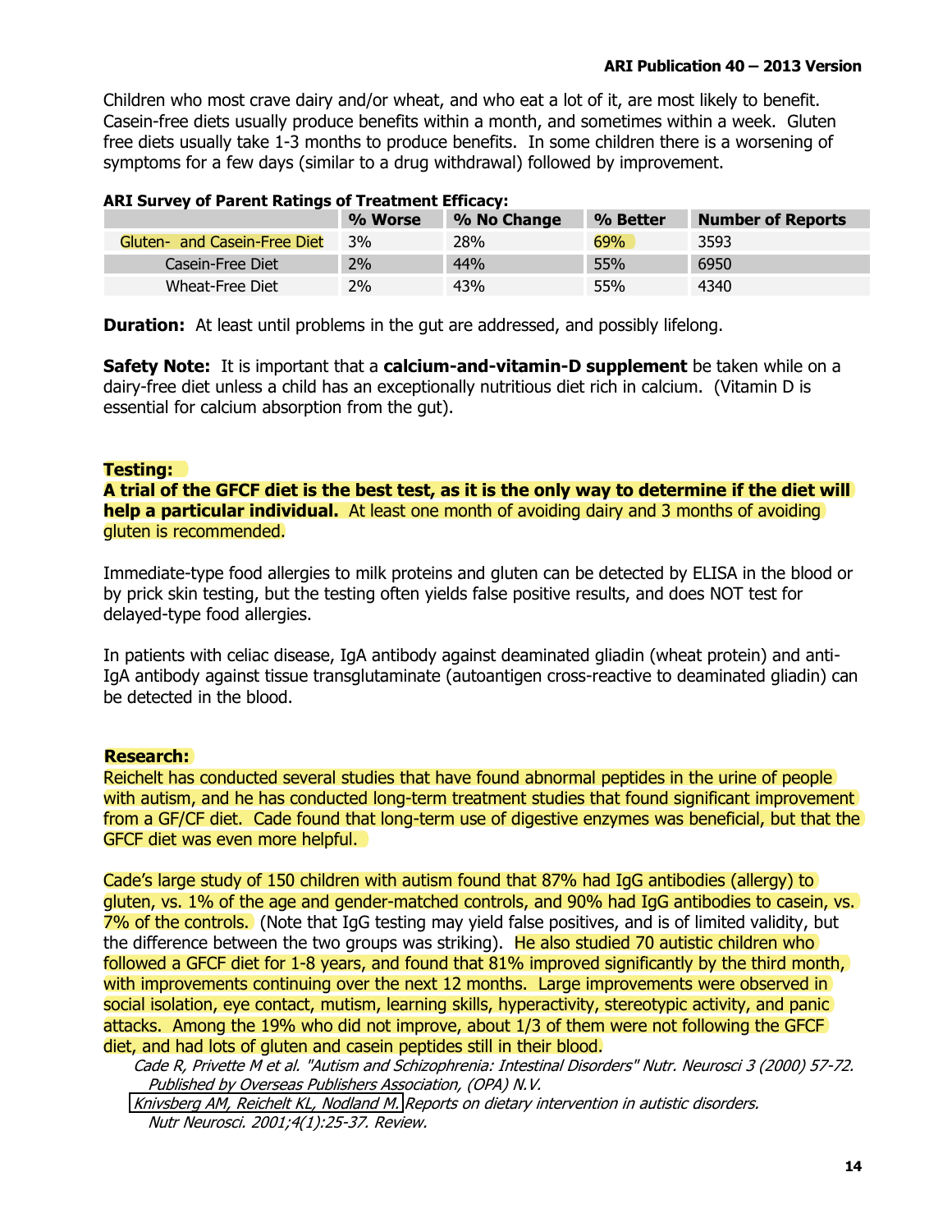Children who most crave dairy and/or wheat, and who eat a lot of it, are most likely to benefit. Casein-free diets usually produce benefits within a month, and sometimes within a week. Gluten free diets usually take 1-3 months to produce benefits. In some children there is a worsening of symptoms for a few days (similar to a drug withdrawal) followed by improvement.

**ARI Survey of Parent Ratings of Treatment Efficacy:**

| | % Worse | % No Change | % Better | Number of Reports |
|---|---|---|---|---|
| Gluten- and Casein-Free Diet | 3% | 28% | 69% | 3593 |
| Casein-Free Diet | 2% | 44% | 55% | 6950 |
| Wheat-Free Diet | 2% | 43% | 55% | 4340 |

**Duration:** At least until problems in the gut are addressed, and possibly lifelong.

**Safety Note:** It is important that a **calcium-and-vitamin-D supplement** be taken while on a dairy-free diet unless a child has an exceptionally nutritious diet rich in calcium. (Vitamin D is essential for calcium absorption from the gut).

**Testing:**

**A trial of the GFCF diet is the best test, as it is the only way to determine if the diet will help a particular individual.** At least one month of avoiding dairy and 3 months of avoiding gluten is recommended.

Immediate-type food allergies to milk proteins and gluten can be detected by ELISA in the blood or by prick skin testing, but the testing often yields false positive results, and does NOT test for delayed-type food allergies.

In patients with celiac disease, IgA antibody against deaminated gliadin (wheat protein) and anti-IgA antibody against tissue transglutaminate (autoantigen cross-reactive to deaminated gliadin) can be detected in the blood.

**Research:**

Reichelt has conducted several studies that have found abnormal peptides in the urine of people with autism, and he has conducted long-term treatment studies that found significant improvement from a GF/CF diet. Cade found that long-term use of digestive enzymes was beneficial, but that the GFCF diet was even more helpful.

Cade's large study of 150 children with autism found that 87% had IgG antibodies (allergy) to gluten, vs. 1% of the age and gender-matched controls, and 90% had IgG antibodies to casein, vs. 7% of the controls. (Note that IgG testing may yield false positives, and is of limited validity, but the difference between the two groups was striking). He also studied 70 autistic children who followed a GFCF diet for 1-8 years, and found that 81% improved significantly by the third month, with improvements continuing over the next 12 months. Large improvements were observed in social isolation, eye contact, mutism, learning skills, hyperactivity, stereotypic activity, and panic attacks. Among the 19% who did not improve, about 1/3 of them were not following the GFCF diet, and had lots of gluten and casein peptides still in their blood.

*Cade R, Privette M et al. "Autism and Schizophrenia: Intestinal Disorders" Nutr. Neurosci 3 (2000) 57-72. Published by Overseas Publishers Association, (OPA) N.V.*

*Knivsberg AM, Reichelt KL, Nodland M. Reports on dietary intervention in autistic disorders. Nutr Neurosci. 2001;4(1):25-37. Review.*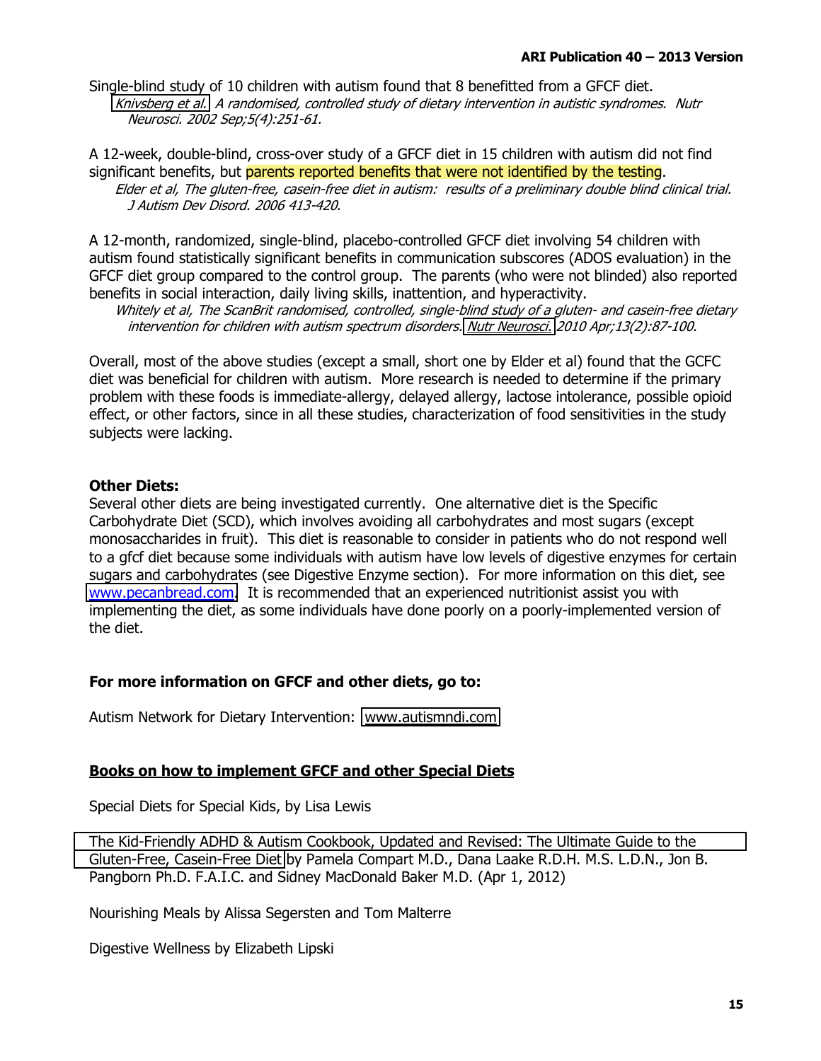Single-blind study of 10 children with autism found that 8 benefitted from a GFCF diet.
*Knivsberg et al. A randomised, controlled study of dietary intervention in autistic syndromes. Nutr Neurosci. 2002 Sep;5(4):251-61.*

A 12-week, double-blind, cross-over study of a GFCF diet in 15 children with autism did not find significant benefits, but parents reported benefits that were not identified by the testing.
*Elder et al, The gluten-free, casein-free diet in autism: results of a preliminary double blind clinical trial. J Autism Dev Disord. 2006 413-420.*

A 12-month, randomized, single-blind, placebo-controlled GFCF diet involving 54 children with autism found statistically significant benefits in communication subscores (ADOS evaluation) in the GFCF diet group compared to the control group. The parents (who were not blinded) also reported benefits in social interaction, daily living skills, inattention, and hyperactivity.
*Whitely et al, The ScanBrit randomised, controlled, single-blind study of a gluten- and casein-free dietary intervention for children with autism spectrum disorders. Nutr Neurosci. 2010 Apr;13(2):87-100.*

Overall, most of the above studies (except a small, short one by Elder et al) found that the GCFC diet was beneficial for children with autism. More research is needed to determine if the primary problem with these foods is immediate-allergy, delayed allergy, lactose intolerance, possible opioid effect, or other factors, since in all these studies, characterization of food sensitivities in the study subjects were lacking.

**Other Diets:**
Several other diets are being investigated currently. One alternative diet is the Specific Carbohydrate Diet (SCD), which involves avoiding all carbohydrates and most sugars (except monosaccharides in fruit). This diet is reasonable to consider in patients who do not respond well to a gfcf diet because some individuals with autism have low levels of digestive enzymes for certain sugars and carbohydrates (see Digestive Enzyme section). For more information on this diet, see www.pecanbread.com. It is recommended that an experienced nutritionist assist you with implementing the diet, as some individuals have done poorly on a poorly-implemented version of the diet.

**For more information on GFCF and other diets, go to:**

Autism Network for Dietary Intervention: www.autismndi.com

**Books on how to implement GFCF and other Special Diets**

Special Diets for Special Kids, by Lisa Lewis

The Kid-Friendly ADHD & Autism Cookbook, Updated and Revised: The Ultimate Guide to the Gluten-Free, Casein-Free Diet by Pamela Compart M.D., Dana Laake R.D.H. M.S. L.D.N., Jon B. Pangborn Ph.D. F.A.I.C. and Sidney MacDonald Baker M.D. (Apr 1, 2012)

Nourishing Meals by Alissa Segersten and Tom Malterre

Digestive Wellness by Elizabeth Lipski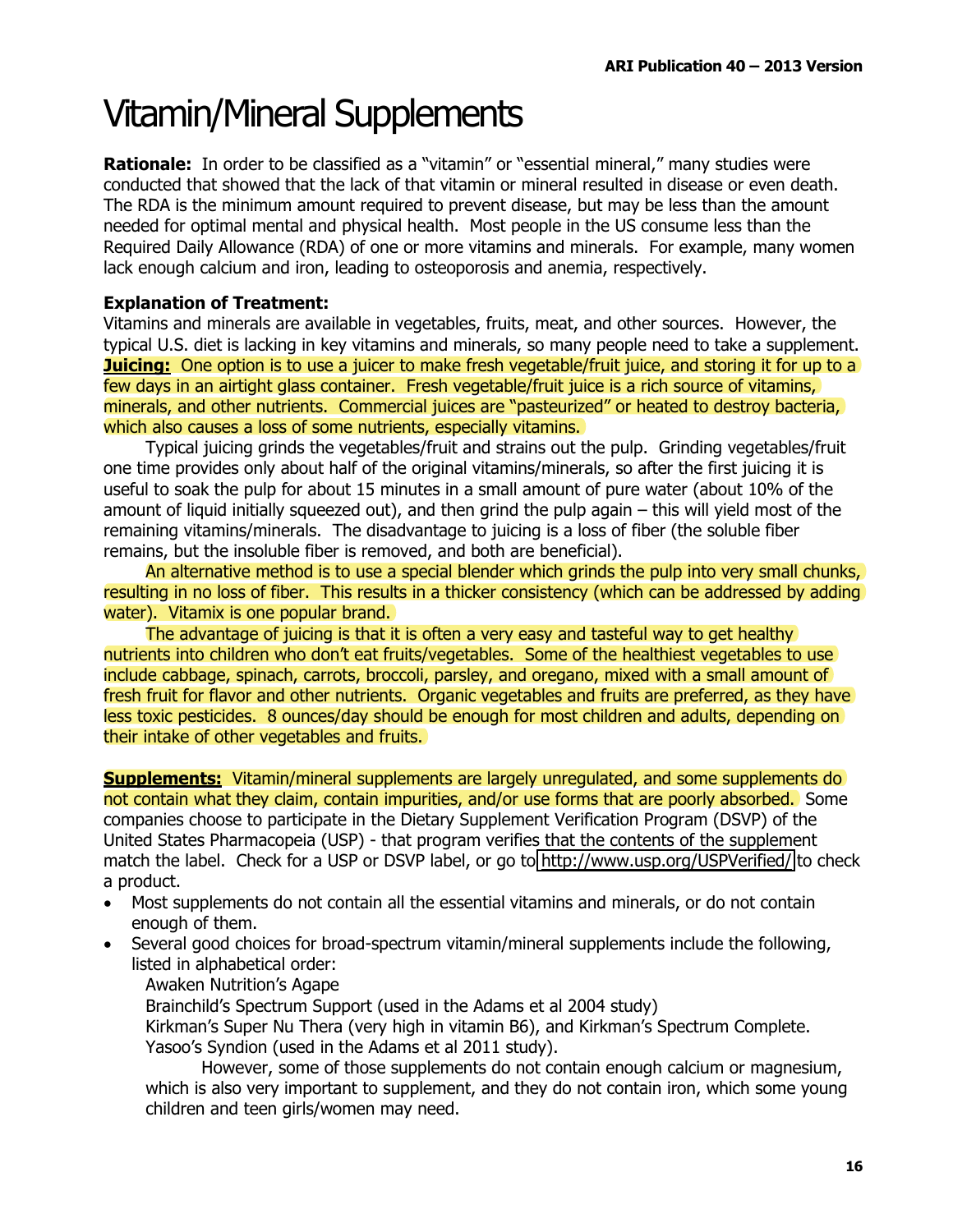# Vitamin/Mineral Supplements

**Rationale:** In order to be classified as a "vitamin" or "essential mineral," many studies were conducted that showed that the lack of that vitamin or mineral resulted in disease or even death. The RDA is the minimum amount required to prevent disease, but may be less than the amount needed for optimal mental and physical health. Most people in the US consume less than the Required Daily Allowance (RDA) of one or more vitamins and minerals. For example, many women lack enough calcium and iron, leading to osteoporosis and anemia, respectively.

**Explanation of Treatment:**

Vitamins and minerals are available in vegetables, fruits, meat, and other sources. However, the typical U.S. diet is lacking in key vitamins and minerals, so many people need to take a supplement.

**Juicing:** One option is to use a juicer to make fresh vegetable/fruit juice, and storing it for up to a few days in an airtight glass container. Fresh vegetable/fruit juice is a rich source of vitamins, minerals, and other nutrients. Commercial juices are "pasteurized" or heated to destroy bacteria, which also causes a loss of some nutrients, especially vitamins.

Typical juicing grinds the vegetables/fruit and strains out the pulp. Grinding vegetables/fruit one time provides only about half of the original vitamins/minerals, so after the first juicing it is useful to soak the pulp for about 15 minutes in a small amount of pure water (about 10% of the amount of liquid initially squeezed out), and then grind the pulp again – this will yield most of the remaining vitamins/minerals. The disadvantage to juicing is a loss of fiber (the soluble fiber remains, but the insoluble fiber is removed, and both are beneficial).

An alternative method is to use a special blender which grinds the pulp into very small chunks, resulting in no loss of fiber. This results in a thicker consistency (which can be addressed by adding water). Vitamix is one popular brand.

The advantage of juicing is that it is often a very easy and tasteful way to get healthy nutrients into children who don't eat fruits/vegetables. Some of the healthiest vegetables to use include cabbage, spinach, carrots, broccoli, parsley, and oregano, mixed with a small amount of fresh fruit for flavor and other nutrients. Organic vegetables and fruits are preferred, as they have less toxic pesticides. 8 ounces/day should be enough for most children and adults, depending on their intake of other vegetables and fruits.

**Supplements:** Vitamin/mineral supplements are largely unregulated, and some supplements do not contain what they claim, contain impurities, and/or use forms that are poorly absorbed. Some companies choose to participate in the Dietary Supplement Verification Program (DSVP) of the United States Pharmacopeia (USP) - that program verifies that the contents of the supplement match the label. Check for a USP or DSVP label, or go to http://www.usp.org/USPVerified/ to check a product.

- Most supplements do not contain all the essential vitamins and minerals, or do not contain enough of them.
- Several good choices for broad-spectrum vitamin/mineral supplements include the following, listed in alphabetical order:

  Awaken Nutrition's Agape
  Brainchild's Spectrum Support (used in the Adams et al 2004 study)
  Kirkman's Super Nu Thera (very high in vitamin B6), and Kirkman's Spectrum Complete.
  Yasoo's Syndion (used in the Adams et al 2011 study).

  However, some of those supplements do not contain enough calcium or magnesium, which is also very important to supplement, and they do not contain iron, which some young children and teen girls/women may need.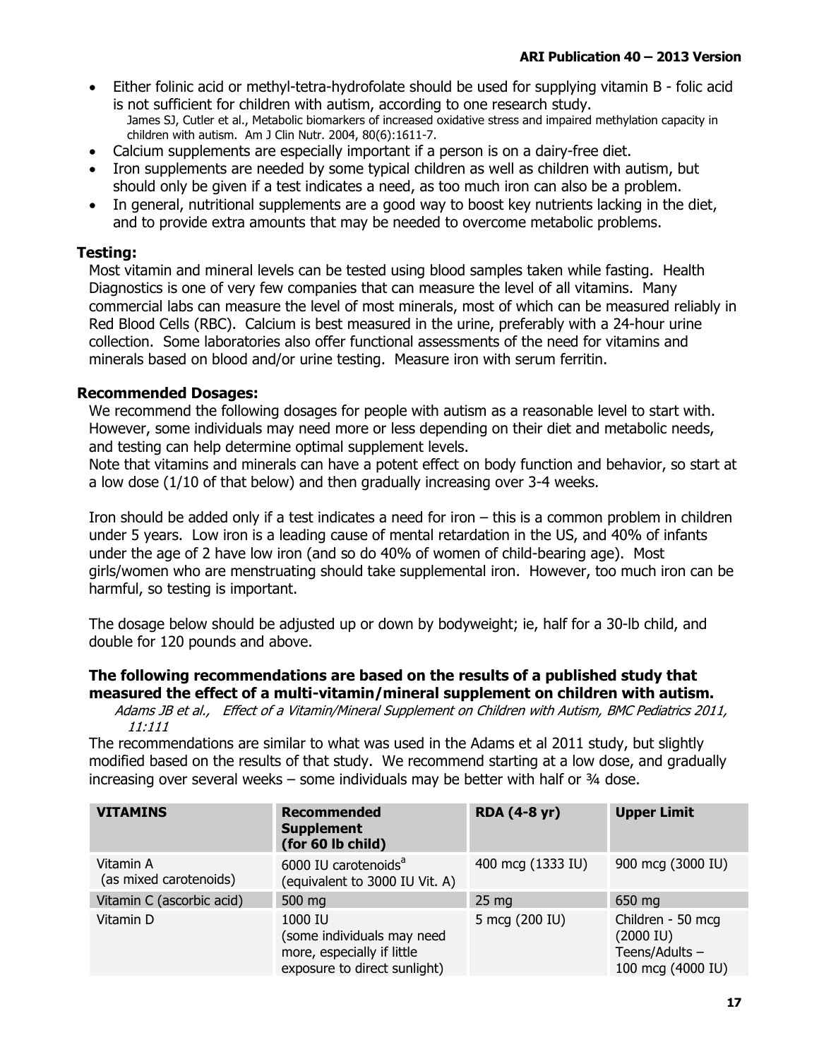- Either folinic acid or methyl-tetra-hydrofolate should be used for supplying vitamin B - folic acid is not sufficient for children with autism, according to one research study.
  James SJ, Cutler et al., Metabolic biomarkers of increased oxidative stress and impaired methylation capacity in children with autism. Am J Clin Nutr. 2004, 80(6):1611-7.
- Calcium supplements are especially important if a person is on a dairy-free diet.
- Iron supplements are needed by some typical children as well as children with autism, but should only be given if a test indicates a need, as too much iron can also be a problem.
- In general, nutritional supplements are a good way to boost key nutrients lacking in the diet, and to provide extra amounts that may be needed to overcome metabolic problems.

### Testing:

Most vitamin and mineral levels can be tested using blood samples taken while fasting. Health Diagnostics is one of very few companies that can measure the level of all vitamins. Many commercial labs can measure the level of most minerals, most of which can be measured reliably in Red Blood Cells (RBC). Calcium is best measured in the urine, preferably with a 24-hour urine collection. Some laboratories also offer functional assessments of the need for vitamins and minerals based on blood and/or urine testing. Measure iron with serum ferritin.

### Recommended Dosages:

We recommend the following dosages for people with autism as a reasonable level to start with. However, some individuals may need more or less depending on their diet and metabolic needs, and testing can help determine optimal supplement levels.
Note that vitamins and minerals can have a potent effect on body function and behavior, so start at a low dose (1/10 of that below) and then gradually increasing over 3-4 weeks.

Iron should be added only if a test indicates a need for iron – this is a common problem in children under 5 years. Low iron is a leading cause of mental retardation in the US, and 40% of infants under the age of 2 have low iron (and so do 40% of women of child-bearing age). Most girls/women who are menstruating should take supplemental iron. However, too much iron can be harmful, so testing is important.

The dosage below should be adjusted up or down by bodyweight; ie, half for a 30-lb child, and double for 120 pounds and above.

**The following recommendations are based on the results of a published study that measured the effect of a multi-vitamin/mineral supplement on children with autism.**

*Adams JB et al., Effect of a Vitamin/Mineral Supplement on Children with Autism, BMC Pediatrics 2011, 11:111*

The recommendations are similar to what was used in the Adams et al 2011 study, but slightly modified based on the results of that study. We recommend starting at a low dose, and gradually increasing over several weeks – some individuals may be better with half or ¾ dose.

| VITAMINS | Recommended Supplement (for 60 lb child) | RDA (4-8 yr) | Upper Limit |
|---|---|---|---|
| Vitamin A (as mixed carotenoids) | 6000 IU carotenoids[a] (equivalent to 3000 IU Vit. A) | 400 mcg (1333 IU) | 900 mcg (3000 IU) |
| Vitamin C (ascorbic acid) | 500 mg | 25 mg | 650 mg |
| Vitamin D | 1000 IU (some individuals may need more, especially if little exposure to direct sunlight) | 5 mcg (200 IU) | Children - 50 mcg (2000 IU) Teens/Adults – 100 mcg (4000 IU) |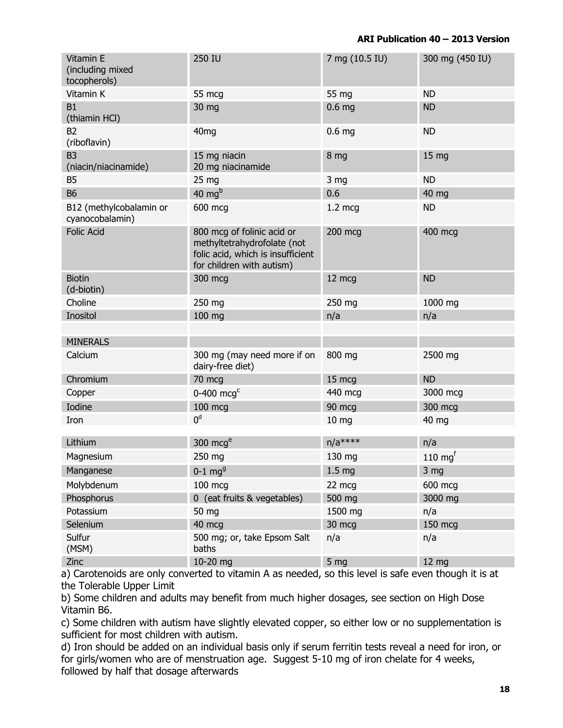| | | | |
|---|---|---|---|
| Vitamin E (including mixed tocopherols) | 250 IU | 7 mg (10.5 IU) | 300 mg (450 IU) |
| Vitamin K | 55 mcg | 55 mg | ND |
| B1 (thiamin HCl) | 30 mg | 0.6 mg | ND |
| B2 (riboflavin) | 40mg | 0.6 mg | ND |
| B3 (niacin/niacinamide) | 15 mg niacin 20 mg niacinamide | 8 mg | 15 mg |
| B5 | 25 mg | 3 mg | ND |
| B6 | 40 mg[b] | 0.6 | 40 mg |
| B12 (methylcobalamin or cyanocobalamin) | 600 mcg | 1.2 mcg | ND |
| Folic Acid | 800 mcg of folinic acid or methyltetrahydrofolate (not folic acid, which is insufficient for children with autism) | 200 mcg | 400 mcg |
| Biotin (d-biotin) | 300 mcg | 12 mcg | ND |
| Choline | 250 mg | 250 mg | 1000 mg |
| Inositol | 100 mg | n/a | n/a |
| | | | |
| MINERALS | | | |
| Calcium | 300 mg (may need more if on dairy-free diet) | 800 mg | 2500 mg |
| Chromium | 70 mcg | 15 mcg | ND |
| Copper | 0-400 mcg[c] | 440 mcg | 3000 mcg |
| Iodine | 100 mcg | 90 mcg | 300 mcg |
| Iron | 0[d] | 10 mg | 40 mg |
| | | | |
| Lithium | 300 mcg[e] | n/a**** | n/a |
| Magnesium | 250 mg | 130 mg | 110 mg[f] |
| Manganese | 0-1 mg[g] | 1.5 mg | 3 mg |
| Molybdenum | 100 mcg | 22 mcg | 600 mcg |
| Phosphorus | 0 (eat fruits & vegetables) | 500 mg | 3000 mg |
| Potassium | 50 mg | 1500 mg | n/a |
| Selenium | 40 mcg | 30 mcg | 150 mcg |
| Sulfur (MSM) | 500 mg; or, take Epsom Salt baths | n/a | n/a |
| Zinc | 10-20 mg | 5 mg | 12 mg |

a) Carotenoids are only converted to vitamin A as needed, so this level is safe even though it is at the Tolerable Upper Limit

b) Some children and adults may benefit from much higher dosages, see section on High Dose Vitamin B6.

c) Some children with autism have slightly elevated copper, so either low or no supplementation is sufficient for most children with autism.

d) Iron should be added on an individual basis only if serum ferritin tests reveal a need for iron, or for girls/women who are of menstruation age. Suggest 5-10 mg of iron chelate for 4 weeks, followed by half that dosage afterwards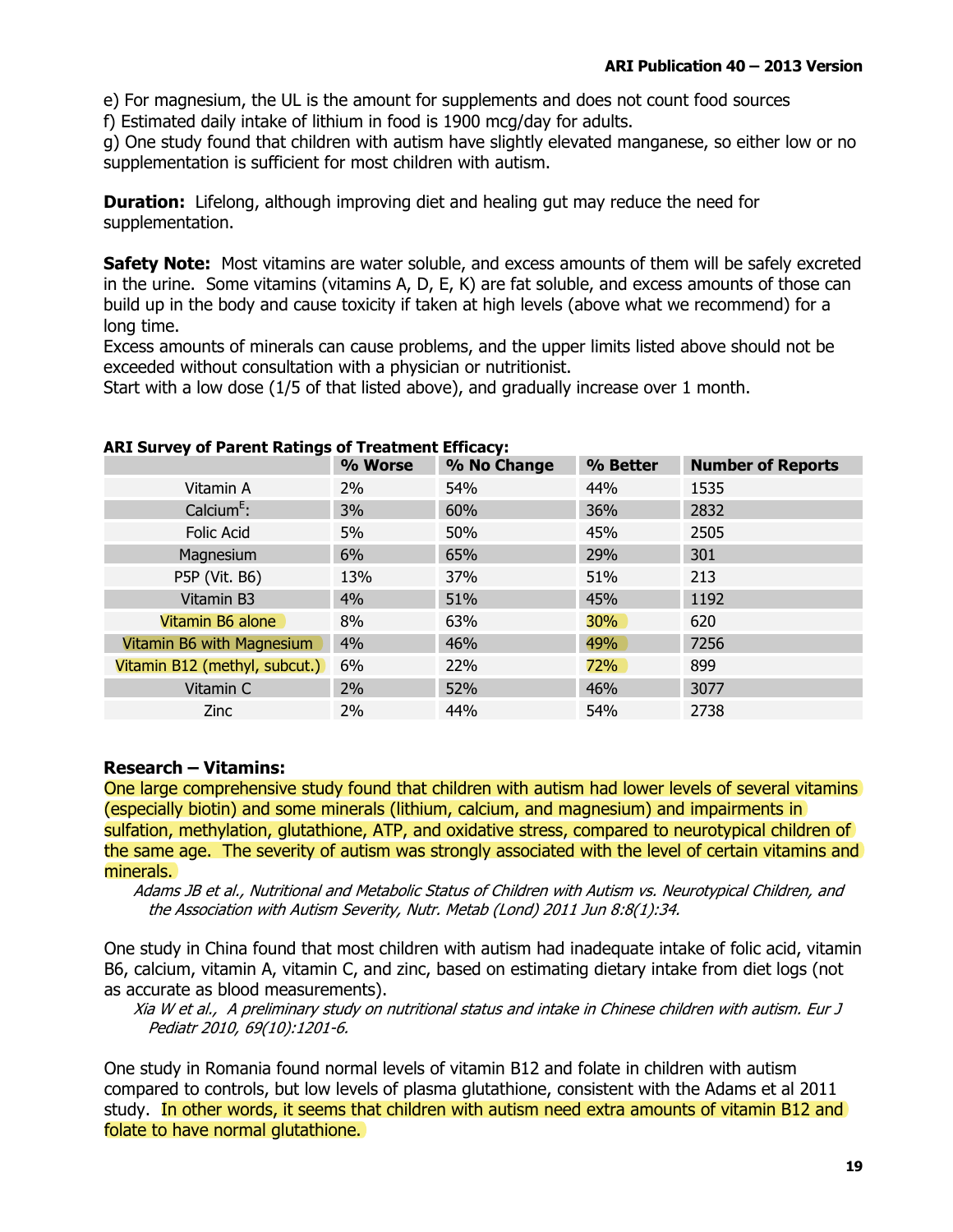e) For magnesium, the UL is the amount for supplements and does not count food sources
f) Estimated daily intake of lithium in food is 1900 mcg/day for adults.
g) One study found that children with autism have slightly elevated manganese, so either low or no supplementation is sufficient for most children with autism.

**Duration:** Lifelong, although improving diet and healing gut may reduce the need for supplementation.

**Safety Note:** Most vitamins are water soluble, and excess amounts of them will be safely excreted in the urine. Some vitamins (vitamins A, D, E, K) are fat soluble, and excess amounts of those can build up in the body and cause toxicity if taken at high levels (above what we recommend) for a long time.
Excess amounts of minerals can cause problems, and the upper limits listed above should not be exceeded without consultation with a physician or nutritionist.
Start with a low dose (1/5 of that listed above), and gradually increase over 1 month.

**ARI Survey of Parent Ratings of Treatment Efficacy:**

| | % Worse | % No Change | % Better | Number of Reports |
|---|---|---|---|---|
| Vitamin A | 2% | 54% | 44% | 1535 |
| Calcium[E]: | 3% | 60% | 36% | 2832 |
| Folic Acid | 5% | 50% | 45% | 2505 |
| Magnesium | 6% | 65% | 29% | 301 |
| P5P (Vit. B6) | 13% | 37% | 51% | 213 |
| Vitamin B3 | 4% | 51% | 45% | 1192 |
| Vitamin B6 alone | 8% | 63% | 30% | 620 |
| Vitamin B6 with Magnesium | 4% | 46% | 49% | 7256 |
| Vitamin B12 (methyl, subcut.) | 6% | 22% | 72% | 899 |
| Vitamin C | 2% | 52% | 46% | 3077 |
| Zinc | 2% | 44% | 54% | 2738 |

**Research – Vitamins:**

One large comprehensive study found that children with autism had lower levels of several vitamins (especially biotin) and some minerals (lithium, calcium, and magnesium) and impairments in sulfation, methylation, glutathione, ATP, and oxidative stress, compared to neurotypical children of the same age. The severity of autism was strongly associated with the level of certain vitamins and minerals.

> *Adams JB et al., Nutritional and Metabolic Status of Children with Autism vs. Neurotypical Children, and the Association with Autism Severity, Nutr. Metab (Lond) 2011 Jun 8:8(1):34.*

One study in China found that most children with autism had inadequate intake of folic acid, vitamin B6, calcium, vitamin A, vitamin C, and zinc, based on estimating dietary intake from diet logs (not as accurate as blood measurements).

> *Xia W et al., A preliminary study on nutritional status and intake in Chinese children with autism. Eur J Pediatr 2010, 69(10):1201-6.*

One study in Romania found normal levels of vitamin B12 and folate in children with autism compared to controls, but low levels of plasma glutathione, consistent with the Adams et al 2011 study. In other words, it seems that children with autism need extra amounts of vitamin B12 and folate to have normal glutathione.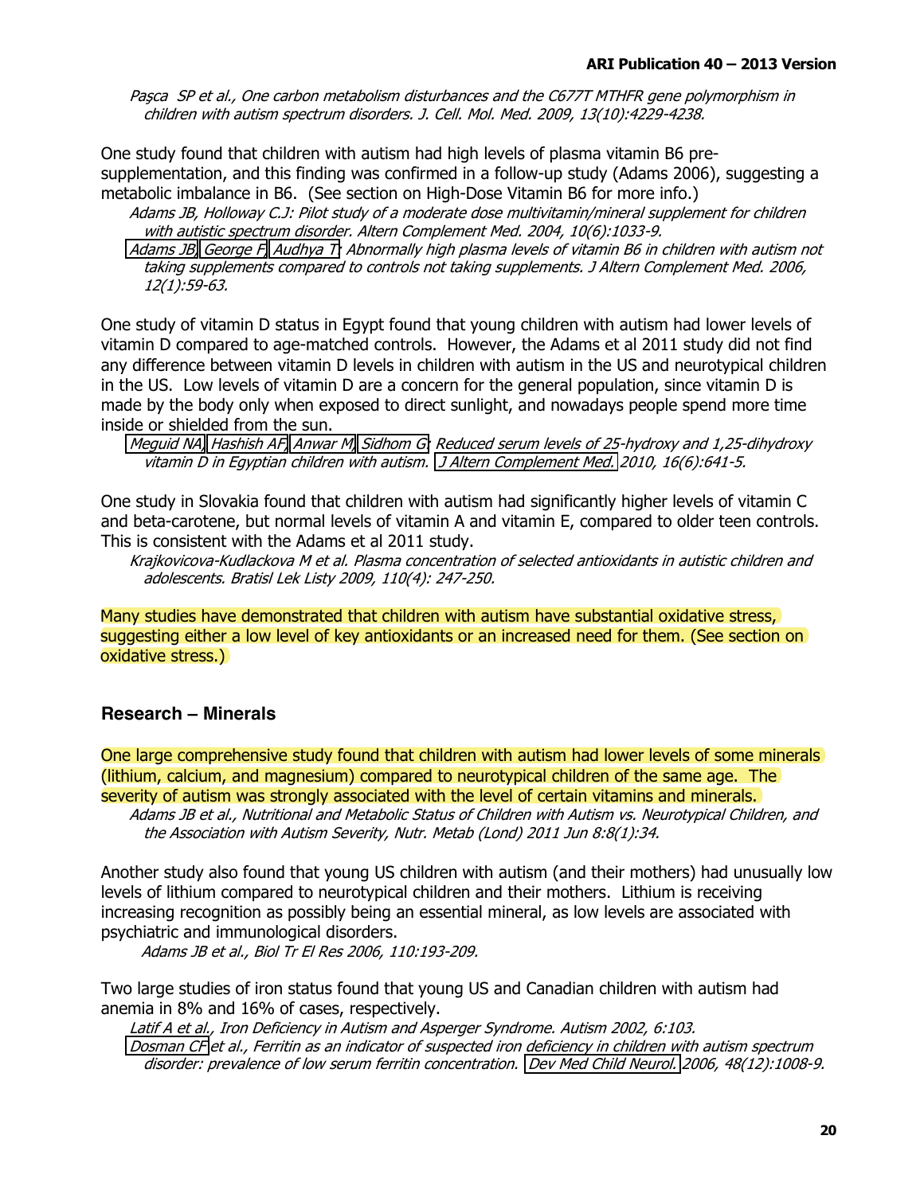*Paşca SP et al., One carbon metabolism disturbances and the C677T MTHFR gene polymorphism in children with autism spectrum disorders. J. Cell. Mol. Med. 2009, 13(10):4229-4238.*

One study found that children with autism had high levels of plasma vitamin B6 pre-supplementation, and this finding was confirmed in a follow-up study (Adams 2006), suggesting a metabolic imbalance in B6. (See section on High-Dose Vitamin B6 for more info.)

*Adams JB, Holloway C.J: Pilot study of a moderate dose multivitamin/mineral supplement for children with autistic spectrum disorder. Altern Complement Med. 2004, 10(6):1033-9.*

*Adams JB, George F, Audhya T: Abnormally high plasma levels of vitamin B6 in children with autism not taking supplements compared to controls not taking supplements. J Altern Complement Med. 2006, 12(1):59-63.*

One study of vitamin D status in Egypt found that young children with autism had lower levels of vitamin D compared to age-matched controls. However, the Adams et al 2011 study did not find any difference between vitamin D levels in children with autism in the US and neurotypical children in the US. Low levels of vitamin D are a concern for the general population, since vitamin D is made by the body only when exposed to direct sunlight, and nowadays people spend more time inside or shielded from the sun.

*Meguid NA, Hashish AF, Anwar M, Sidhom G: Reduced serum levels of 25-hydroxy and 1,25-dihydroxy vitamin D in Egyptian children with autism. J Altern Complement Med. 2010, 16(6):641-5.*

One study in Slovakia found that children with autism had significantly higher levels of vitamin C and beta-carotene, but normal levels of vitamin A and vitamin E, compared to older teen controls. This is consistent with the Adams et al 2011 study.

*Krajkovicova-Kudlackova M et al. Plasma concentration of selected antioxidants in autistic children and adolescents. Bratisl Lek Listy 2009, 110(4): 247-250.*

Many studies have demonstrated that children with autism have substantial oxidative stress, suggesting either a low level of key antioxidants or an increased need for them. (See section on oxidative stress.)

### Research – Minerals

One large comprehensive study found that children with autism had lower levels of some minerals (lithium, calcium, and magnesium) compared to neurotypical children of the same age. The severity of autism was strongly associated with the level of certain vitamins and minerals.

*Adams JB et al., Nutritional and Metabolic Status of Children with Autism vs. Neurotypical Children, and the Association with Autism Severity, Nutr. Metab (Lond) 2011 Jun 8:8(1):34.*

Another study also found that young US children with autism (and their mothers) had unusually low levels of lithium compared to neurotypical children and their mothers. Lithium is receiving increasing recognition as possibly being an essential mineral, as low levels are associated with psychiatric and immunological disorders.

*Adams JB et al., Biol Tr El Res 2006, 110:193-209.*

Two large studies of iron status found that young US and Canadian children with autism had anemia in 8% and 16% of cases, respectively.

*Latif A et al., Iron Deficiency in Autism and Asperger Syndrome. Autism 2002, 6:103.*

*Dosman CF et al., Ferritin as an indicator of suspected iron deficiency in children with autism spectrum disorder: prevalence of low serum ferritin concentration. Dev Med Child Neurol. 2006, 48(12):1008-9.*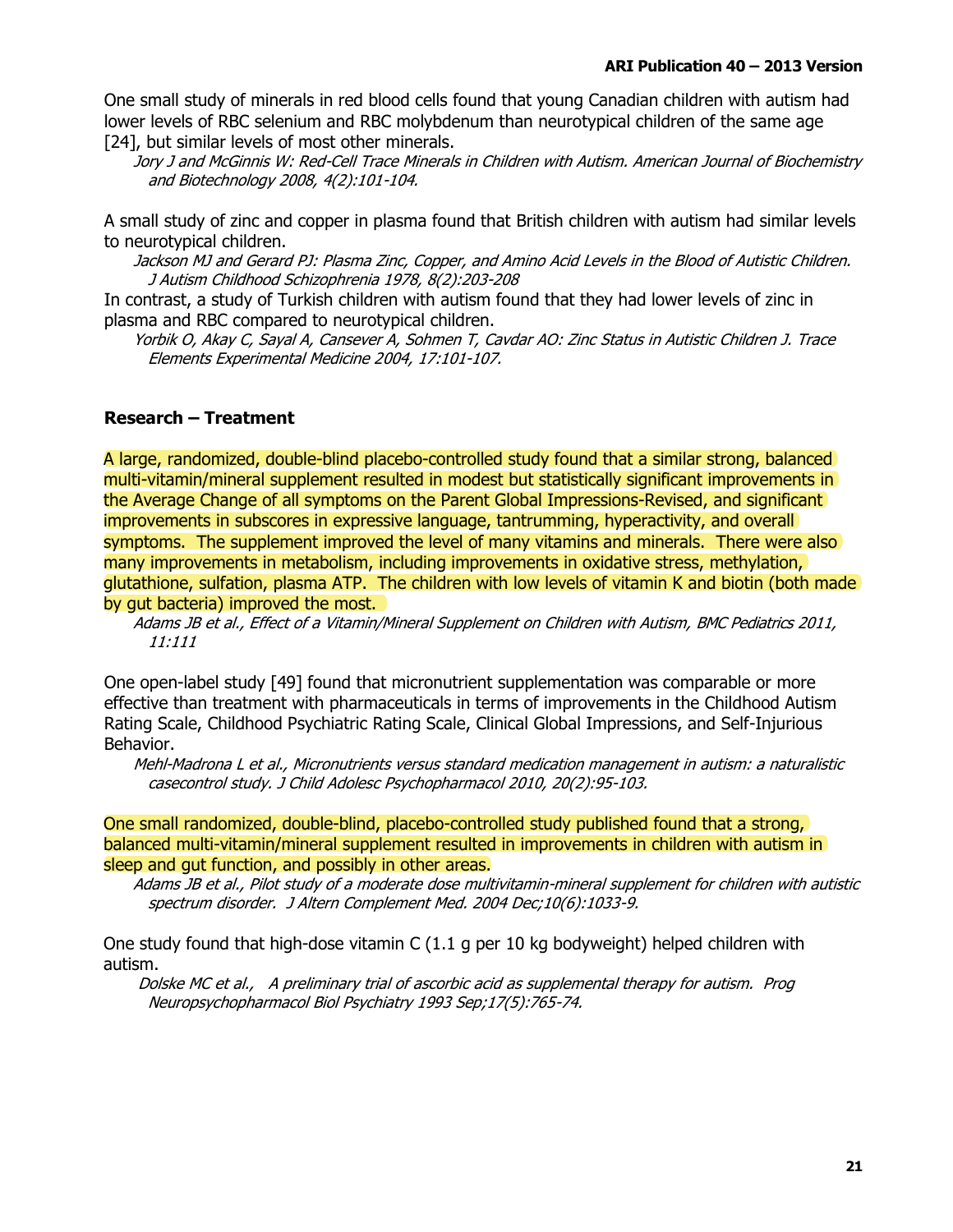One small study of minerals in red blood cells found that young Canadian children with autism had lower levels of RBC selenium and RBC molybdenum than neurotypical children of the same age [24], but similar levels of most other minerals.

*Jory J and McGinnis W: Red-Cell Trace Minerals in Children with Autism. American Journal of Biochemistry and Biotechnology 2008, 4(2):101-104.*

A small study of zinc and copper in plasma found that British children with autism had similar levels to neurotypical children.

*Jackson MJ and Gerard PJ: Plasma Zinc, Copper, and Amino Acid Levels in the Blood of Autistic Children. J Autism Childhood Schizophrenia 1978, 8(2):203-208*

In contrast, a study of Turkish children with autism found that they had lower levels of zinc in plasma and RBC compared to neurotypical children.

*Yorbik O, Akay C, Sayal A, Cansever A, Sohmen T, Cavdar AO: Zinc Status in Autistic Children J. Trace Elements Experimental Medicine 2004, 17:101-107.*

## Research – Treatment

A large, randomized, double-blind placebo-controlled study found that a similar strong, balanced multi-vitamin/mineral supplement resulted in modest but statistically significant improvements in the Average Change of all symptoms on the Parent Global Impressions-Revised, and significant improvements in subscores in expressive language, tantrumming, hyperactivity, and overall symptoms. The supplement improved the level of many vitamins and minerals. There were also many improvements in metabolism, including improvements in oxidative stress, methylation, glutathione, sulfation, plasma ATP. The children with low levels of vitamin K and biotin (both made by gut bacteria) improved the most.

*Adams JB et al., Effect of a Vitamin/Mineral Supplement on Children with Autism, BMC Pediatrics 2011, 11:111*

One open-label study [49] found that micronutrient supplementation was comparable or more effective than treatment with pharmaceuticals in terms of improvements in the Childhood Autism Rating Scale, Childhood Psychiatric Rating Scale, Clinical Global Impressions, and Self-Injurious Behavior.

*Mehl-Madrona L et al., Micronutrients versus standard medication management in autism: a naturalistic casecontrol study. J Child Adolesc Psychopharmacol 2010, 20(2):95-103.*

One small randomized, double-blind, placebo-controlled study published found that a strong, balanced multi-vitamin/mineral supplement resulted in improvements in children with autism in sleep and gut function, and possibly in other areas.

*Adams JB et al., Pilot study of a moderate dose multivitamin-mineral supplement for children with autistic spectrum disorder. J Altern Complement Med. 2004 Dec;10(6):1033-9.*

One study found that high-dose vitamin C (1.1 g per 10 kg bodyweight) helped children with autism.

*Dolske MC et al., A preliminary trial of ascorbic acid as supplemental therapy for autism. Prog Neuropsychopharmacol Biol Psychiatry 1993 Sep;17(5):765-74.*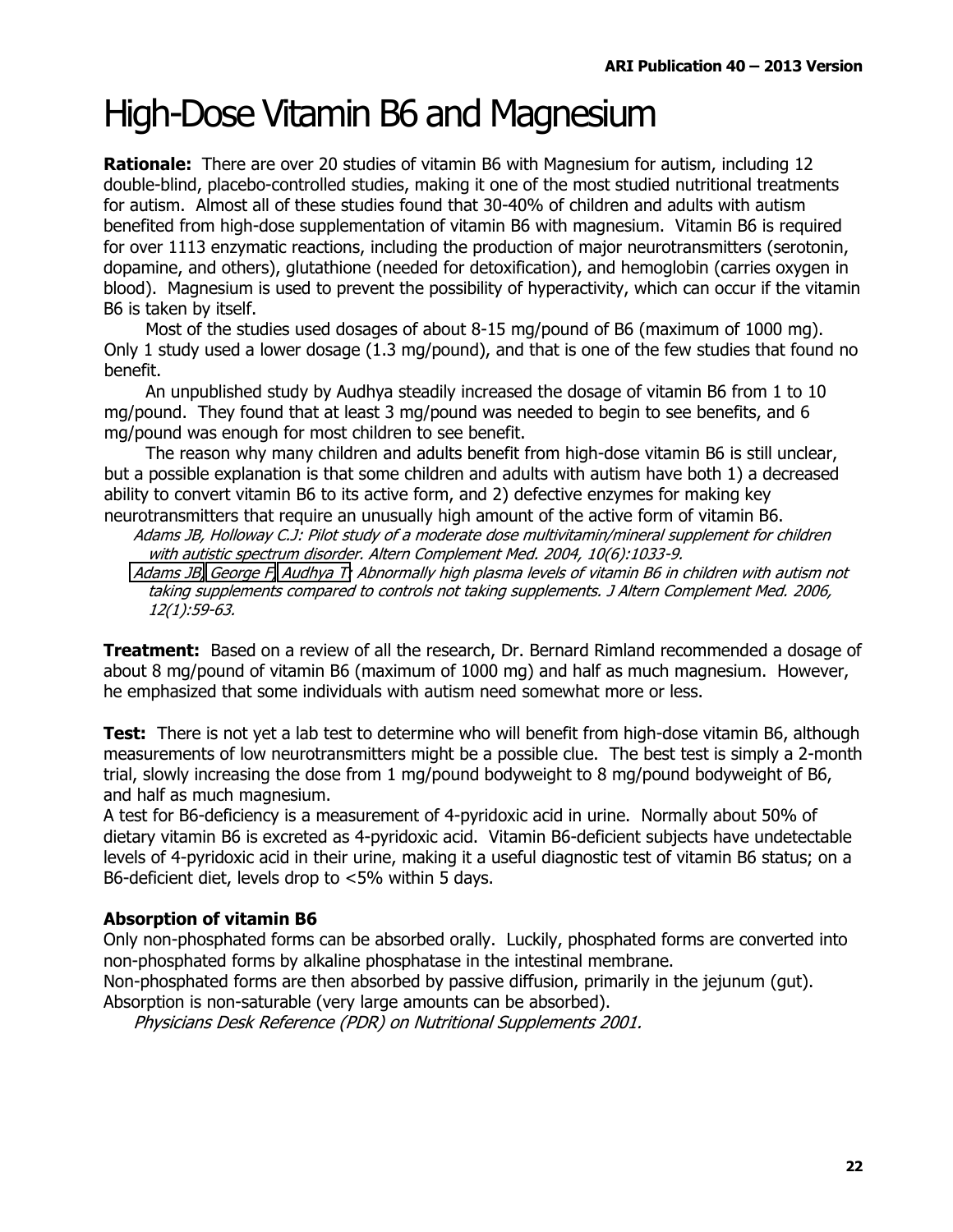# High-Dose Vitamin B6 and Magnesium

**Rationale:** There are over 20 studies of vitamin B6 with Magnesium for autism, including 12 double-blind, placebo-controlled studies, making it one of the most studied nutritional treatments for autism. Almost all of these studies found that 30-40% of children and adults with autism benefited from high-dose supplementation of vitamin B6 with magnesium. Vitamin B6 is required for over 1113 enzymatic reactions, including the production of major neurotransmitters (serotonin, dopamine, and others), glutathione (needed for detoxification), and hemoglobin (carries oxygen in blood). Magnesium is used to prevent the possibility of hyperactivity, which can occur if the vitamin B6 is taken by itself.

Most of the studies used dosages of about 8-15 mg/pound of B6 (maximum of 1000 mg). Only 1 study used a lower dosage (1.3 mg/pound), and that is one of the few studies that found no benefit.

An unpublished study by Audhya steadily increased the dosage of vitamin B6 from 1 to 10 mg/pound. They found that at least 3 mg/pound was needed to begin to see benefits, and 6 mg/pound was enough for most children to see benefit.

The reason why many children and adults benefit from high-dose vitamin B6 is still unclear, but a possible explanation is that some children and adults with autism have both 1) a decreased ability to convert vitamin B6 to its active form, and 2) defective enzymes for making key neurotransmitters that require an unusually high amount of the active form of vitamin B6.

*Adams JB, Holloway C.J: Pilot study of a moderate dose multivitamin/mineral supplement for children with autistic spectrum disorder. Altern Complement Med. 2004, 10(6):1033-9.*

*Adams JB, George F, Audhya T: Abnormally high plasma levels of vitamin B6 in children with autism not taking supplements compared to controls not taking supplements. J Altern Complement Med. 2006, 12(1):59-63.*

**Treatment:** Based on a review of all the research, Dr. Bernard Rimland recommended a dosage of about 8 mg/pound of vitamin B6 (maximum of 1000 mg) and half as much magnesium. However, he emphasized that some individuals with autism need somewhat more or less.

**Test:** There is not yet a lab test to determine who will benefit from high-dose vitamin B6, although measurements of low neurotransmitters might be a possible clue. The best test is simply a 2-month trial, slowly increasing the dose from 1 mg/pound bodyweight to 8 mg/pound bodyweight of B6, and half as much magnesium.

A test for B6-deficiency is a measurement of 4-pyridoxic acid in urine. Normally about 50% of dietary vitamin B6 is excreted as 4-pyridoxic acid. Vitamin B6-deficient subjects have undetectable levels of 4-pyridoxic acid in their urine, making it a useful diagnostic test of vitamin B6 status; on a B6-deficient diet, levels drop to <5% within 5 days.

### Absorption of vitamin B6

Only non-phosphated forms can be absorbed orally. Luckily, phosphated forms are converted into non-phosphated forms by alkaline phosphatase in the intestinal membrane.

Non-phosphated forms are then absorbed by passive diffusion, primarily in the jejunum (gut).

Absorption is non-saturable (very large amounts can be absorbed).

*Physicians Desk Reference (PDR) on Nutritional Supplements 2001.*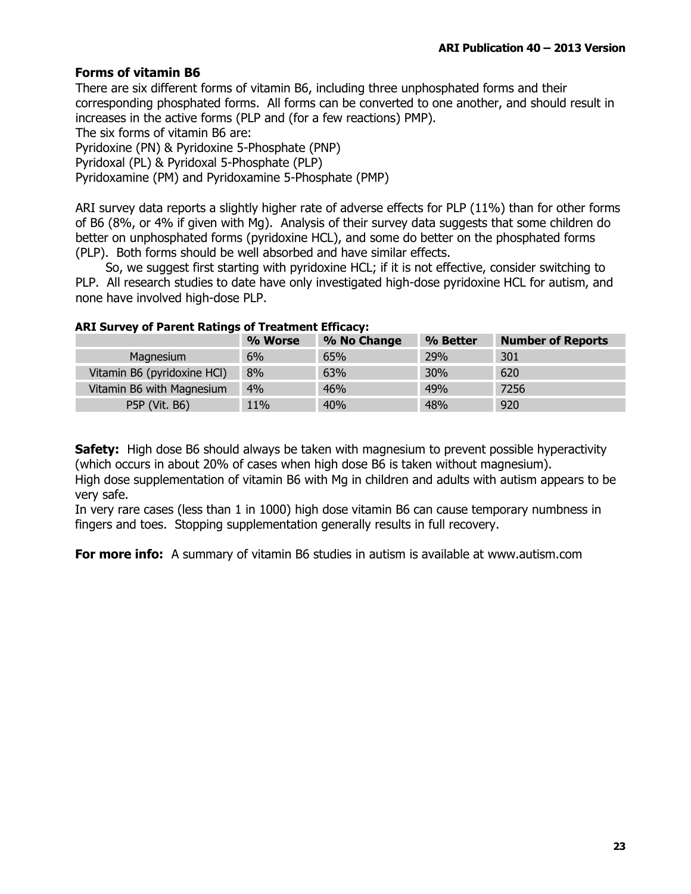## Forms of vitamin B6

There are six different forms of vitamin B6, including three unphosphated forms and their corresponding phosphated forms. All forms can be converted to one another, and should result in increases in the active forms (PLP and (for a few reactions) PMP).

The six forms of vitamin B6 are:

Pyridoxine (PN) & Pyridoxine 5-Phosphate (PNP)
Pyridoxal (PL) & Pyridoxal 5-Phosphate (PLP)
Pyridoxamine (PM) and Pyridoxamine 5-Phosphate (PMP)

ARI survey data reports a slightly higher rate of adverse effects for PLP (11%) than for other forms of B6 (8%, or 4% if given with Mg). Analysis of their survey data suggests that some children do better on unphosphated forms (pyridoxine HCL), and some do better on the phosphated forms (PLP). Both forms should be well absorbed and have similar effects.

So, we suggest first starting with pyridoxine HCL; if it is not effective, consider switching to PLP. All research studies to date have only investigated high-dose pyridoxine HCL for autism, and none have involved high-dose PLP.

**ARI Survey of Parent Ratings of Treatment Efficacy:**

| | % Worse | % No Change | % Better | Number of Reports |
|---|---|---|---|---|
| Magnesium | 6% | 65% | 29% | 301 |
| Vitamin B6 (pyridoxine HCl) | 8% | 63% | 30% | 620 |
| Vitamin B6 with Magnesium | 4% | 46% | 49% | 7256 |
| P5P (Vit. B6) | 11% | 40% | 48% | 920 |

**Safety:** High dose B6 should always be taken with magnesium to prevent possible hyperactivity (which occurs in about 20% of cases when high dose B6 is taken without magnesium).

High dose supplementation of vitamin B6 with Mg in children and adults with autism appears to be very safe.

In very rare cases (less than 1 in 1000) high dose vitamin B6 can cause temporary numbness in fingers and toes. Stopping supplementation generally results in full recovery.

**For more info:** A summary of vitamin B6 studies in autism is available at www.autism.com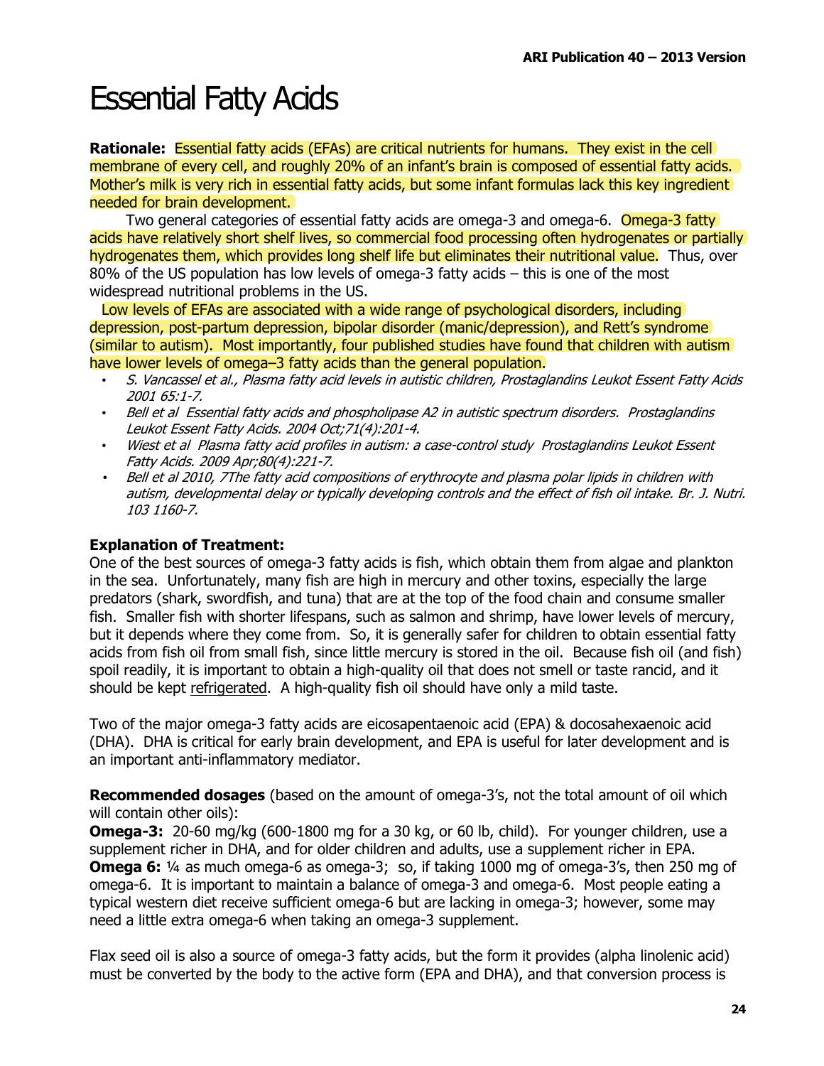# Essential Fatty Acids

**Rationale:** Essential fatty acids (EFAs) are critical nutrients for humans. They exist in the cell membrane of every cell, and roughly 20% of an infant's brain is composed of essential fatty acids. Mother's milk is very rich in essential fatty acids, but some infant formulas lack this key ingredient needed for brain development.

Two general categories of essential fatty acids are omega-3 and omega-6. Omega-3 fatty acids have relatively short shelf lives, so commercial food processing often hydrogenates or partially hydrogenates them, which provides long shelf life but eliminates their nutritional value. Thus, over 80% of the US population has low levels of omega-3 fatty acids – this is one of the most widespread nutritional problems in the US.

Low levels of EFAs are associated with a wide range of psychological disorders, including depression, post-partum depression, bipolar disorder (manic/depression), and Rett's syndrome (similar to autism). Most importantly, four published studies have found that children with autism have lower levels of omega–3 fatty acids than the general population.

- *S. Vancassel et al., Plasma fatty acid levels in autistic children, Prostaglandins Leukot Essent Fatty Acids 2001 65:1-7.*
- *Bell et al Essential fatty acids and phospholipase A2 in autistic spectrum disorders. Prostaglandins Leukot Essent Fatty Acids. 2004 Oct;71(4):201-4.*
- *Wiest et al Plasma fatty acid profiles in autism: a case-control study Prostaglandins Leukot Essent Fatty Acids. 2009 Apr;80(4):221-7.*
- *Bell et al 2010, 7The fatty acid compositions of erythrocyte and plasma polar lipids in children with autism, developmental delay or typically developing controls and the effect of fish oil intake. Br. J. Nutri. 103 1160-7.*

**Explanation of Treatment:**

One of the best sources of omega-3 fatty acids is fish, which obtain them from algae and plankton in the sea. Unfortunately, many fish are high in mercury and other toxins, especially the large predators (shark, swordfish, and tuna) that are at the top of the food chain and consume smaller fish. Smaller fish with shorter lifespans, such as salmon and shrimp, have lower levels of mercury, but it depends where they come from. So, it is generally safer for children to obtain essential fatty acids from fish oil from small fish, since little mercury is stored in the oil. Because fish oil (and fish) spoil readily, it is important to obtain a high-quality oil that does not smell or taste rancid, and it should be kept <u>refrigerated</u>. A high-quality fish oil should have only a mild taste.

Two of the major omega-3 fatty acids are eicosapentaenoic acid (EPA) & docosahexaenoic acid (DHA). DHA is critical for early brain development, and EPA is useful for later development and is an important anti-inflammatory mediator.

**Recommended dosages** (based on the amount of omega-3's, not the total amount of oil which will contain other oils):

**Omega-3:** 20-60 mg/kg (600-1800 mg for a 30 kg, or 60 lb, child). For younger children, use a supplement richer in DHA, and for older children and adults, use a supplement richer in EPA.

**Omega 6:** ¼ as much omega-6 as omega-3; so, if taking 1000 mg of omega-3's, then 250 mg of omega-6. It is important to maintain a balance of omega-3 and omega-6. Most people eating a typical western diet receive sufficient omega-6 but are lacking in omega-3; however, some may need a little extra omega-6 when taking an omega-3 supplement.

Flax seed oil is also a source of omega-3 fatty acids, but the form it provides (alpha linolenic acid) must be converted by the body to the active form (EPA and DHA), and that conversion process is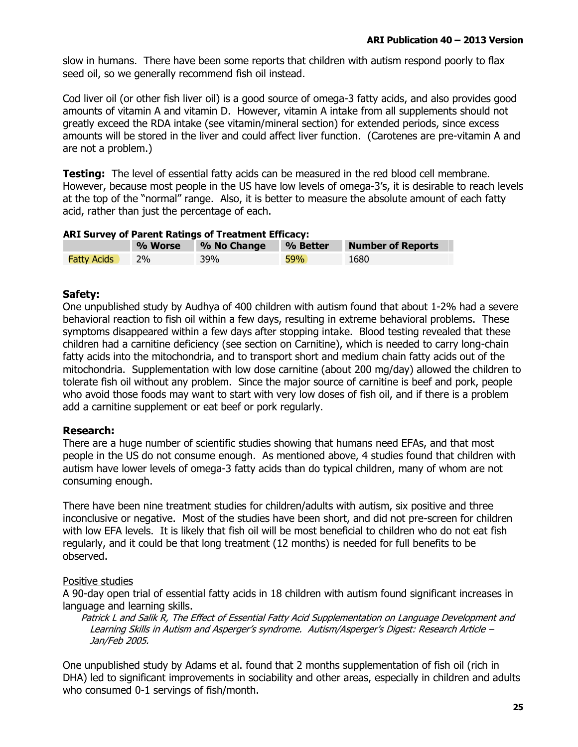slow in humans. There have been some reports that children with autism respond poorly to flax seed oil, so we generally recommend fish oil instead.

Cod liver oil (or other fish liver oil) is a good source of omega-3 fatty acids, and also provides good amounts of vitamin A and vitamin D. However, vitamin A intake from all supplements should not greatly exceed the RDA intake (see vitamin/mineral section) for extended periods, since excess amounts will be stored in the liver and could affect liver function. (Carotenes are pre-vitamin A and are not a problem.)

**Testing:** The level of essential fatty acids can be measured in the red blood cell membrane. However, because most people in the US have low levels of omega-3's, it is desirable to reach levels at the top of the "normal" range. Also, it is better to measure the absolute amount of each fatty acid, rather than just the percentage of each.

**ARI Survey of Parent Ratings of Treatment Efficacy:**

| | % Worse | % No Change | % Better | Number of Reports |
|---|---|---|---|---|
| Fatty Acids | 2% | 39% | 59% | 1680 |

**Safety:**

One unpublished study by Audhya of 400 children with autism found that about 1-2% had a severe behavioral reaction to fish oil within a few days, resulting in extreme behavioral problems. These symptoms disappeared within a few days after stopping intake. Blood testing revealed that these children had a carnitine deficiency (see section on Carnitine), which is needed to carry long-chain fatty acids into the mitochondria, and to transport short and medium chain fatty acids out of the mitochondria. Supplementation with low dose carnitine (about 200 mg/day) allowed the children to tolerate fish oil without any problem. Since the major source of carnitine is beef and pork, people who avoid those foods may want to start with very low doses of fish oil, and if there is a problem add a carnitine supplement or eat beef or pork regularly.

**Research:**

There are a huge number of scientific studies showing that humans need EFAs, and that most people in the US do not consume enough. As mentioned above, 4 studies found that children with autism have lower levels of omega-3 fatty acids than do typical children, many of whom are not consuming enough.

There have been nine treatment studies for children/adults with autism, six positive and three inconclusive or negative. Most of the studies have been short, and did not pre-screen for children with low EFA levels. It is likely that fish oil will be most beneficial to children who do not eat fish regularly, and it could be that long treatment (12 months) is needed for full benefits to be observed.

Positive studies

A 90-day open trial of essential fatty acids in 18 children with autism found significant increases in language and learning skills.

*Patrick L and Salik R, The Effect of Essential Fatty Acid Supplementation on Language Development and Learning Skills in Autism and Asperger's syndrome. Autism/Asperger's Digest: Research Article – Jan/Feb 2005.*

One unpublished study by Adams et al. found that 2 months supplementation of fish oil (rich in DHA) led to significant improvements in sociability and other areas, especially in children and adults who consumed 0-1 servings of fish/month.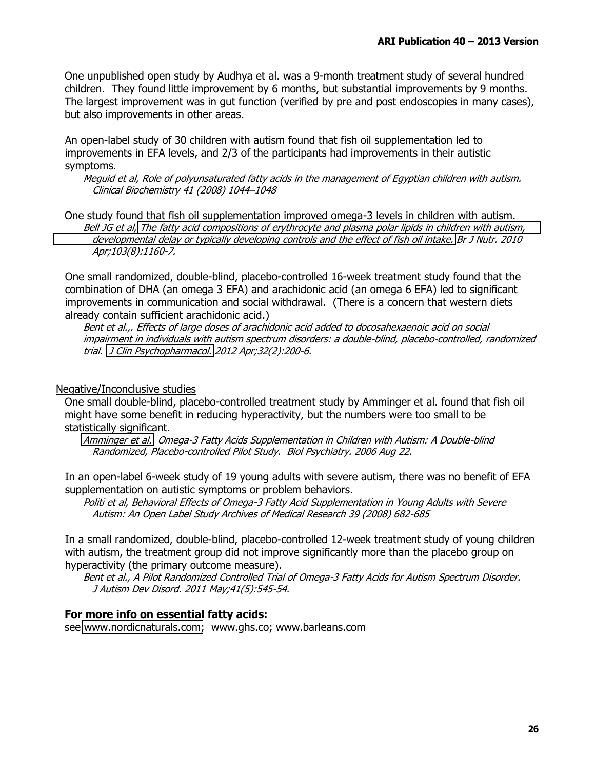One unpublished open study by Audhya et al. was a 9-month treatment study of several hundred children. They found little improvement by 6 months, but substantial improvements by 9 months. The largest improvement was in gut function (verified by pre and post endoscopies in many cases), but also improvements in other areas.

An open-label study of 30 children with autism found that fish oil supplementation led to improvements in EFA levels, and 2/3 of the participants had improvements in their autistic symptoms.

*Meguid et al, Role of polyunsaturated fatty acids in the management of Egyptian children with autism. Clinical Biochemistry 41 (2008) 1044–1048*

One study found that fish oil supplementation improved omega-3 levels in children with autism.

*Bell JG et al, The fatty acid compositions of erythrocyte and plasma polar lipids in children with autism, developmental delay or typically developing controls and the effect of fish oil intake. Br J Nutr. 2010 Apr;103(8):1160-7.*

One small randomized, double-blind, placebo-controlled 16-week treatment study found that the combination of DHA (an omega 3 EFA) and arachidonic acid (an omega 6 EFA) led to significant improvements in communication and social withdrawal. (There is a concern that western diets already contain sufficient arachidonic acid.)

*Bent et al.,. Effects of large doses of arachidonic acid added to docosahexaenoic acid on social impairment in individuals with autism spectrum disorders: a double-blind, placebo-controlled, randomized trial. J Clin Psychopharmacol. 2012 Apr;32(2):200-6.*

Negative/Inconclusive studies

One small double-blind, placebo-controlled treatment study by Amminger et al. found that fish oil might have some benefit in reducing hyperactivity, but the numbers were too small to be statistically significant.

*Amminger et al. Omega-3 Fatty Acids Supplementation in Children with Autism: A Double-blind Randomized, Placebo-controlled Pilot Study. Biol Psychiatry. 2006 Aug 22.*

In an open-label 6-week study of 19 young adults with severe autism, there was no benefit of EFA supplementation on autistic symptoms or problem behaviors.

*Politi et al, Behavioral Effects of Omega-3 Fatty Acid Supplementation in Young Adults with Severe Autism: An Open Label Study Archives of Medical Research 39 (2008) 682-685*

In a small randomized, double-blind, placebo-controlled 12-week treatment study of young children with autism, the treatment group did not improve significantly more than the placebo group on hyperactivity (the primary outcome measure).

*Bent et al., A Pilot Randomized Controlled Trial of Omega-3 Fatty Acids for Autism Spectrum Disorder. J Autism Dev Disord. 2011 May;41(5):545-54.*

**For more info on essential fatty acids:**

see www.nordicnaturals.com; www.ghs.co; www.barleans.com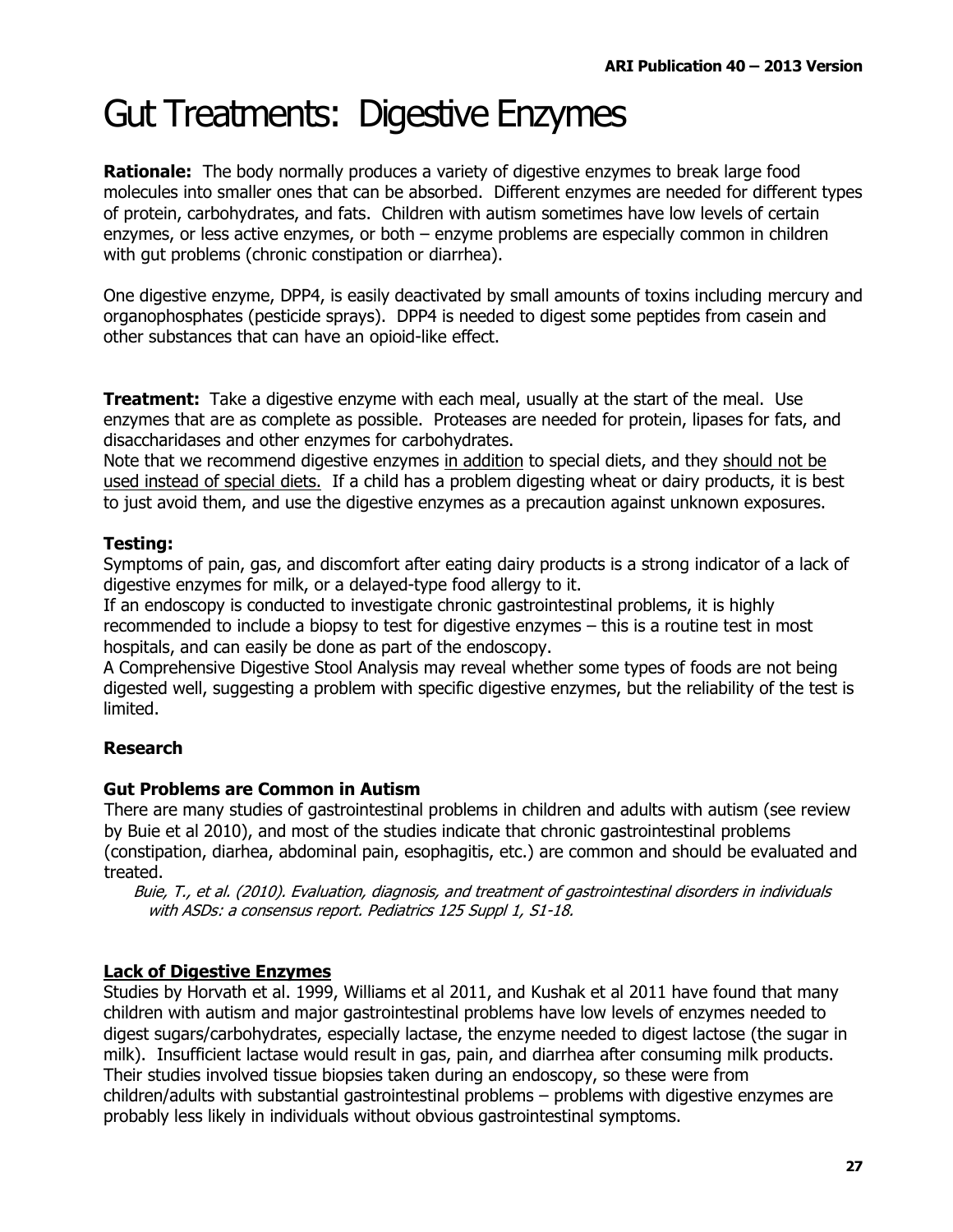# Gut Treatments: Digestive Enzymes

**Rationale:** The body normally produces a variety of digestive enzymes to break large food molecules into smaller ones that can be absorbed. Different enzymes are needed for different types of protein, carbohydrates, and fats. Children with autism sometimes have low levels of certain enzymes, or less active enzymes, or both – enzyme problems are especially common in children with gut problems (chronic constipation or diarrhea).

One digestive enzyme, DPP4, is easily deactivated by small amounts of toxins including mercury and organophosphates (pesticide sprays). DPP4 is needed to digest some peptides from casein and other substances that can have an opioid-like effect.

**Treatment:** Take a digestive enzyme with each meal, usually at the start of the meal. Use enzymes that are as complete as possible. Proteases are needed for protein, lipases for fats, and disaccharidases and other enzymes for carbohydrates.
Note that we recommend digestive enzymes <u>in addition</u> to special diets, and they <u>should not be used instead of special diets.</u> If a child has a problem digesting wheat or dairy products, it is best to just avoid them, and use the digestive enzymes as a precaution against unknown exposures.

### Testing:

Symptoms of pain, gas, and discomfort after eating dairy products is a strong indicator of a lack of digestive enzymes for milk, or a delayed-type food allergy to it.
If an endoscopy is conducted to investigate chronic gastrointestinal problems, it is highly recommended to include a biopsy to test for digestive enzymes – this is a routine test in most hospitals, and can easily be done as part of the endoscopy.
A Comprehensive Digestive Stool Analysis may reveal whether some types of foods are not being digested well, suggesting a problem with specific digestive enzymes, but the reliability of the test is limited.

### Research

#### Gut Problems are Common in Autism

There are many studies of gastrointestinal problems in children and adults with autism (see review by Buie et al 2010), and most of the studies indicate that chronic gastrointestinal problems (constipation, diarhea, abdominal pain, esophagitis, etc.) are common and should be evaluated and treated.

*Buie, T., et al. (2010). Evaluation, diagnosis, and treatment of gastrointestinal disorders in individuals with ASDs: a consensus report. Pediatrics 125 Suppl 1, S1-18.*

#### <u>Lack of Digestive Enzymes</u>

Studies by Horvath et al. 1999, Williams et al 2011, and Kushak et al 2011 have found that many children with autism and major gastrointestinal problems have low levels of enzymes needed to digest sugars/carbohydrates, especially lactase, the enzyme needed to digest lactose (the sugar in milk). Insufficient lactase would result in gas, pain, and diarrhea after consuming milk products. Their studies involved tissue biopsies taken during an endoscopy, so these were from children/adults with substantial gastrointestinal problems – problems with digestive enzymes are probably less likely in individuals without obvious gastrointestinal symptoms.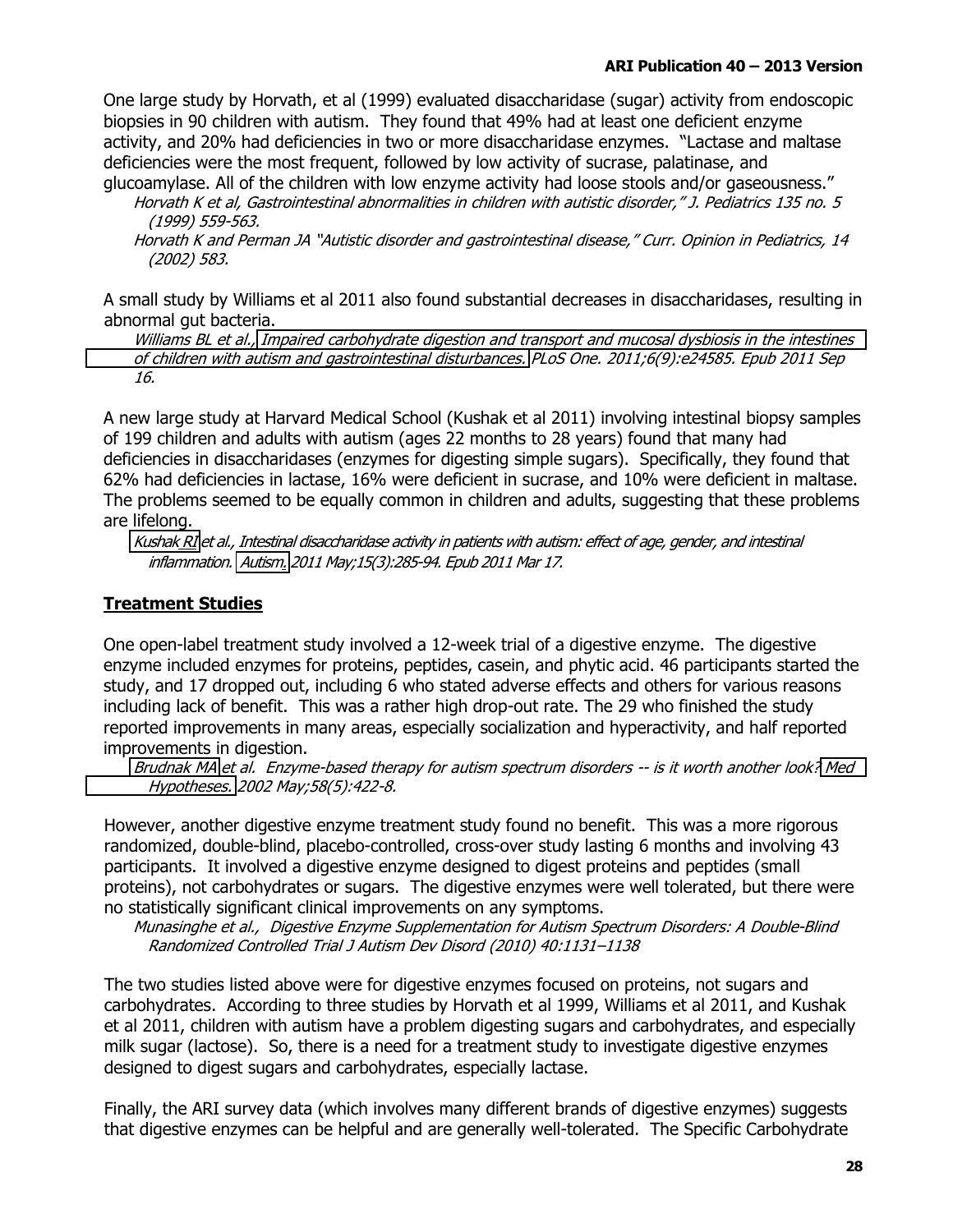One large study by Horvath, et al (1999) evaluated disaccharidase (sugar) activity from endoscopic biopsies in 90 children with autism. They found that 49% had at least one deficient enzyme activity, and 20% had deficiencies in two or more disaccharidase enzymes. "Lactase and maltase deficiencies were the most frequent, followed by low activity of sucrase, palatinase, and glucoamylase. All of the children with low enzyme activity had loose stools and/or gaseousness."

*Horvath K et al, Gastrointestinal abnormalities in children with autistic disorder," J. Pediatrics 135 no. 5 (1999) 559-563.*

*Horvath K and Perman JA "Autistic disorder and gastrointestinal disease," Curr. Opinion in Pediatrics, 14 (2002) 583.*

A small study by Williams et al 2011 also found substantial decreases in disaccharidases, resulting in abnormal gut bacteria.

*Williams BL et al., Impaired carbohydrate digestion and transport and mucosal dysbiosis in the intestines of children with autism and gastrointestinal disturbances. PLoS One. 2011;6(9):e24585. Epub 2011 Sep 16.*

A new large study at Harvard Medical School (Kushak et al 2011) involving intestinal biopsy samples of 199 children and adults with autism (ages 22 months to 28 years) found that many had deficiencies in disaccharidases (enzymes for digesting simple sugars). Specifically, they found that 62% had deficiencies in lactase, 16% were deficient in sucrase, and 10% were deficient in maltase. The problems seemed to be equally common in children and adults, suggesting that these problems are lifelong.

*Kushak RI et al., Intestinal disaccharidase activity in patients with autism: effect of age, gender, and intestinal inflammation. Autism. 2011 May;15(3):285-94. Epub 2011 Mar 17.*

## Treatment Studies

One open-label treatment study involved a 12-week trial of a digestive enzyme. The digestive enzyme included enzymes for proteins, peptides, casein, and phytic acid. 46 participants started the study, and 17 dropped out, including 6 who stated adverse effects and others for various reasons including lack of benefit. This was a rather high drop-out rate. The 29 who finished the study reported improvements in many areas, especially socialization and hyperactivity, and half reported improvements in digestion.

*Brudnak MA et al. Enzyme-based therapy for autism spectrum disorders -- is it worth another look? Med Hypotheses. 2002 May;58(5):422-8.*

However, another digestive enzyme treatment study found no benefit. This was a more rigorous randomized, double-blind, placebo-controlled, cross-over study lasting 6 months and involving 43 participants. It involved a digestive enzyme designed to digest proteins and peptides (small proteins), not carbohydrates or sugars. The digestive enzymes were well tolerated, but there were no statistically significant clinical improvements on any symptoms.

*Munasinghe et al., Digestive Enzyme Supplementation for Autism Spectrum Disorders: A Double-Blind Randomized Controlled Trial J Autism Dev Disord (2010) 40:1131–1138*

The two studies listed above were for digestive enzymes focused on proteins, not sugars and carbohydrates. According to three studies by Horvath et al 1999, Williams et al 2011, and Kushak et al 2011, children with autism have a problem digesting sugars and carbohydrates, and especially milk sugar (lactose). So, there is a need for a treatment study to investigate digestive enzymes designed to digest sugars and carbohydrates, especially lactase.

Finally, the ARI survey data (which involves many different brands of digestive enzymes) suggests that digestive enzymes can be helpful and are generally well-tolerated. The Specific Carbohydrate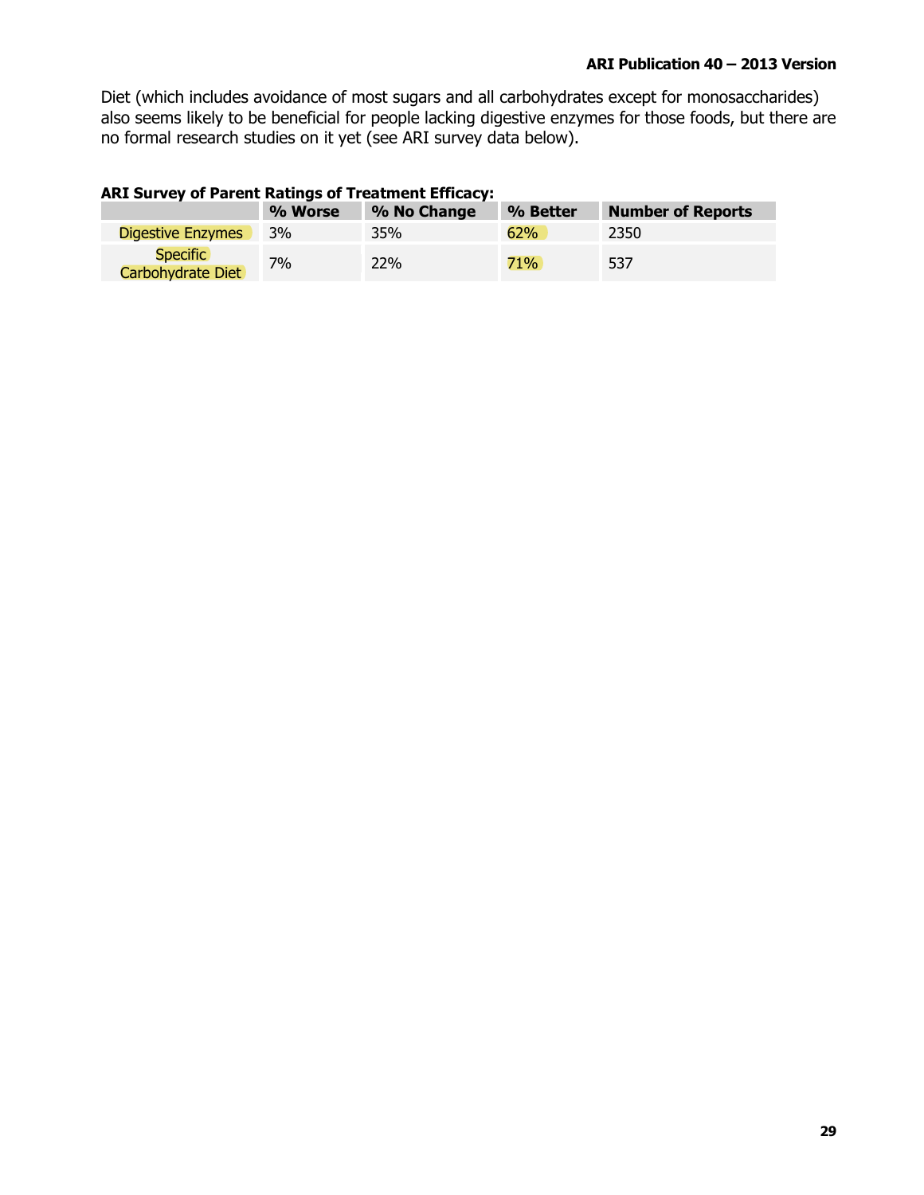Diet (which includes avoidance of most sugars and all carbohydrates except for monosaccharides) also seems likely to be beneficial for people lacking digestive enzymes for those foods, but there are no formal research studies on it yet (see ARI survey data below).

**ARI Survey of Parent Ratings of Treatment Efficacy:**

| | % Worse | % No Change | % Better | Number of Reports |
|---|---|---|---|---|
| Digestive Enzymes | 3% | 35% | 62% | 2350 |
| Specific Carbohydrate Diet | 7% | 22% | 71% | 537 |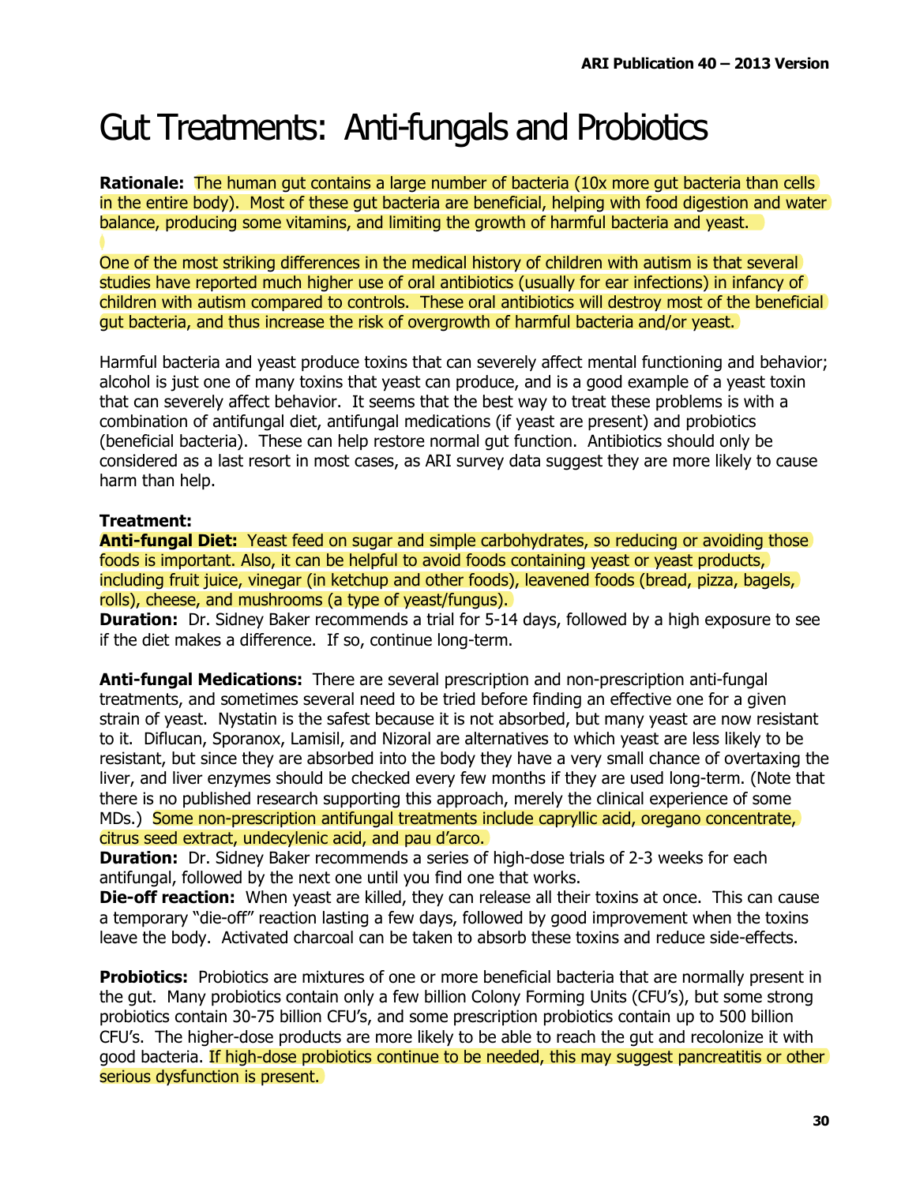# Gut Treatments: Anti-fungals and Probiotics

**Rationale:** The human gut contains a large number of bacteria (10x more gut bacteria than cells in the entire body). Most of these gut bacteria are beneficial, helping with food digestion and water balance, producing some vitamins, and limiting the growth of harmful bacteria and yeast.

One of the most striking differences in the medical history of children with autism is that several studies have reported much higher use of oral antibiotics (usually for ear infections) in infancy of children with autism compared to controls. These oral antibiotics will destroy most of the beneficial gut bacteria, and thus increase the risk of overgrowth of harmful bacteria and/or yeast.

Harmful bacteria and yeast produce toxins that can severely affect mental functioning and behavior; alcohol is just one of many toxins that yeast can produce, and is a good example of a yeast toxin that can severely affect behavior. It seems that the best way to treat these problems is with a combination of antifungal diet, antifungal medications (if yeast are present) and probiotics (beneficial bacteria). These can help restore normal gut function. Antibiotics should only be considered as a last resort in most cases, as ARI survey data suggest they are more likely to cause harm than help.

**Treatment:**

**Anti-fungal Diet:** Yeast feed on sugar and simple carbohydrates, so reducing or avoiding those foods is important. Also, it can be helpful to avoid foods containing yeast or yeast products, including fruit juice, vinegar (in ketchup and other foods), leavened foods (bread, pizza, bagels, rolls), cheese, and mushrooms (a type of yeast/fungus).

**Duration:** Dr. Sidney Baker recommends a trial for 5-14 days, followed by a high exposure to see if the diet makes a difference. If so, continue long-term.

**Anti-fungal Medications:** There are several prescription and non-prescription anti-fungal treatments, and sometimes several need to be tried before finding an effective one for a given strain of yeast. Nystatin is the safest because it is not absorbed, but many yeast are now resistant to it. Diflucan, Sporanox, Lamisil, and Nizoral are alternatives to which yeast are less likely to be resistant, but since they are absorbed into the body they have a very small chance of overtaxing the liver, and liver enzymes should be checked every few months if they are used long-term. (Note that there is no published research supporting this approach, merely the clinical experience of some MDs.) Some non-prescription antifungal treatments include caprylic acid, oregano concentrate, citrus seed extract, undecylenic acid, and pau d'arco.

**Duration:** Dr. Sidney Baker recommends a series of high-dose trials of 2-3 weeks for each antifungal, followed by the next one until you find one that works.

**Die-off reaction:** When yeast are killed, they can release all their toxins at once. This can cause a temporary "die-off" reaction lasting a few days, followed by good improvement when the toxins leave the body. Activated charcoal can be taken to absorb these toxins and reduce side-effects.

**Probiotics:** Probiotics are mixtures of one or more beneficial bacteria that are normally present in the gut. Many probiotics contain only a few billion Colony Forming Units (CFU's), but some strong probiotics contain 30-75 billion CFU's, and some prescription probiotics contain up to 500 billion CFU's. The higher-dose products are more likely to be able to reach the gut and recolonize it with good bacteria. If high-dose probiotics continue to be needed, this may suggest pancreatitis or other serious dysfunction is present.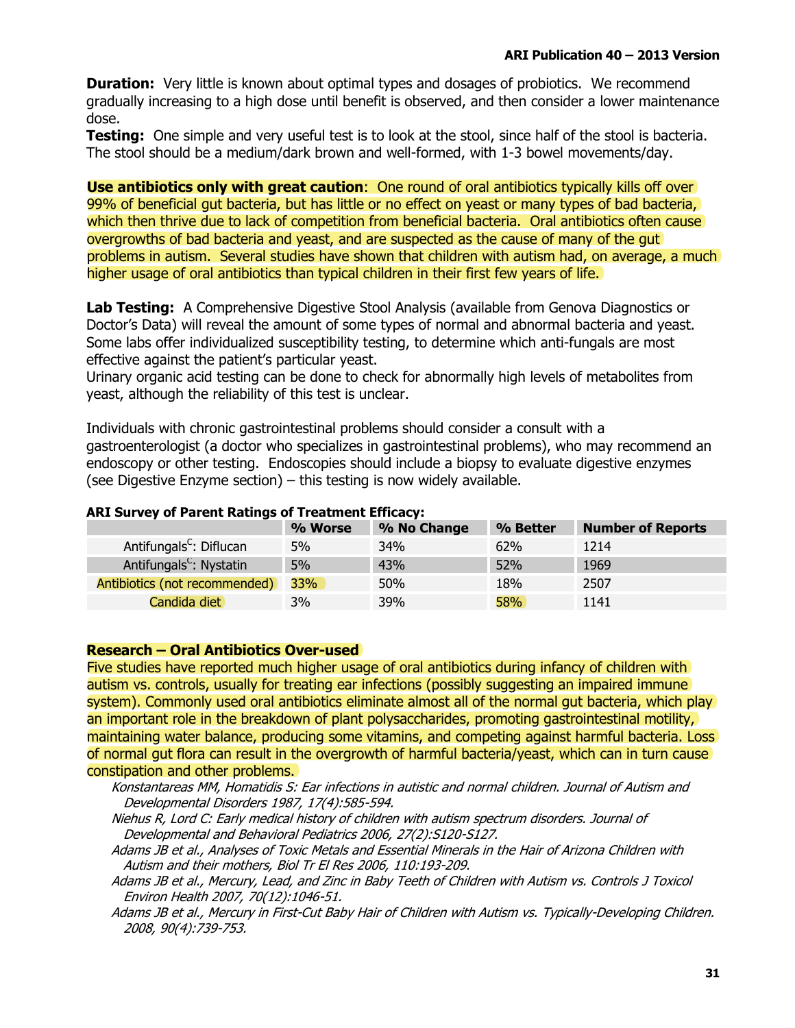**Duration:** Very little is known about optimal types and dosages of probiotics. We recommend gradually increasing to a high dose until benefit is observed, and then consider a lower maintenance dose.

**Testing:** One simple and very useful test is to look at the stool, since half of the stool is bacteria. The stool should be a medium/dark brown and well-formed, with 1-3 bowel movements/day.

**Use antibiotics only with great caution**: One round of oral antibiotics typically kills off over 99% of beneficial gut bacteria, but has little or no effect on yeast or many types of bad bacteria, which then thrive due to lack of competition from beneficial bacteria. Oral antibiotics often cause overgrowths of bad bacteria and yeast, and are suspected as the cause of many of the gut problems in autism. Several studies have shown that children with autism had, on average, a much higher usage of oral antibiotics than typical children in their first few years of life.

**Lab Testing:** A Comprehensive Digestive Stool Analysis (available from Genova Diagnostics or Doctor's Data) will reveal the amount of some types of normal and abnormal bacteria and yeast. Some labs offer individualized susceptibility testing, to determine which anti-fungals are most effective against the patient's particular yeast.
Urinary organic acid testing can be done to check for abnormally high levels of metabolites from yeast, although the reliability of this test is unclear.

Individuals with chronic gastrointestinal problems should consider a consult with a gastroenterologist (a doctor who specializes in gastrointestinal problems), who may recommend an endoscopy or other testing. Endoscopies should include a biopsy to evaluate digestive enzymes (see Digestive Enzyme section) – this testing is now widely available.

**ARI Survey of Parent Ratings of Treatment Efficacy:**

| | % Worse | % No Change | % Better | Number of Reports |
|---|---|---|---|---|
| Antifungals[C]: Diflucan | 5% | 34% | 62% | 1214 |
| Antifungals[C]: Nystatin | 5% | 43% | 52% | 1969 |
| Antibiotics (not recommended) | 33% | 50% | 18% | 2507 |
| Candida diet | 3% | 39% | 58% | 1141 |

**Research – Oral Antibiotics Over-used**

Five studies have reported much higher usage of oral antibiotics during infancy of children with autism vs. controls, usually for treating ear infections (possibly suggesting an impaired immune system). Commonly used oral antibiotics eliminate almost all of the normal gut bacteria, which play an important role in the breakdown of plant polysaccharides, promoting gastrointestinal motility, maintaining water balance, producing some vitamins, and competing against harmful bacteria. Loss of normal gut flora can result in the overgrowth of harmful bacteria/yeast, which can in turn cause constipation and other problems.

*Konstantareas MM, Homatidis S: Ear infections in autistic and normal children. Journal of Autism and Developmental Disorders 1987, 17(4):585-594.*

*Niehus R, Lord C: Early medical history of children with autism spectrum disorders. Journal of Developmental and Behavioral Pediatrics 2006, 27(2):S120-S127.*

*Adams JB et al., Analyses of Toxic Metals and Essential Minerals in the Hair of Arizona Children with Autism and their mothers, Biol Tr El Res 2006, 110:193-209.*

*Adams JB et al., Mercury, Lead, and Zinc in Baby Teeth of Children with Autism vs. Controls J Toxicol Environ Health 2007, 70(12):1046-51.*

*Adams JB et al., Mercury in First-Cut Baby Hair of Children with Autism vs. Typically-Developing Children. 2008, 90(4):739-753.*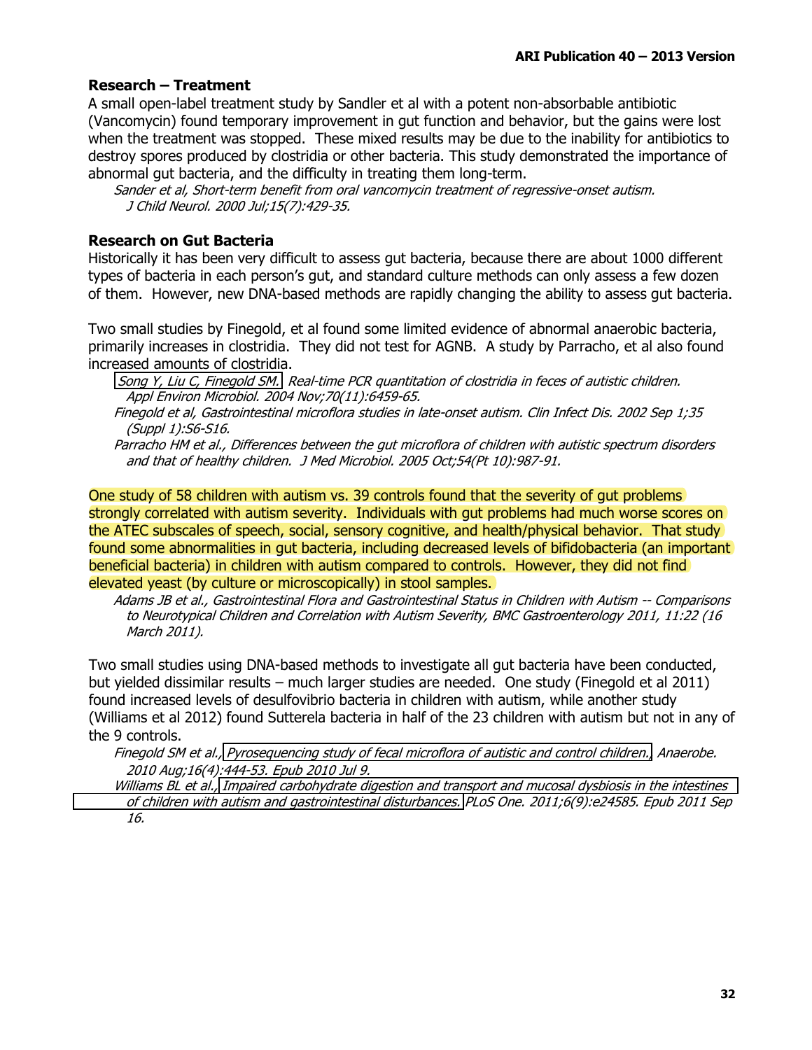### Research – Treatment

A small open-label treatment study by Sandler et al with a potent non-absorbable antibiotic (Vancomycin) found temporary improvement in gut function and behavior, but the gains were lost when the treatment was stopped. These mixed results may be due to the inability for antibiotics to destroy spores produced by clostridia or other bacteria. This study demonstrated the importance of abnormal gut bacteria, and the difficulty in treating them long-term.

*Sander et al, Short-term benefit from oral vancomycin treatment of regressive-onset autism. J Child Neurol. 2000 Jul;15(7):429-35.*

### Research on Gut Bacteria

Historically it has been very difficult to assess gut bacteria, because there are about 1000 different types of bacteria in each person's gut, and standard culture methods can only assess a few dozen of them. However, new DNA-based methods are rapidly changing the ability to assess gut bacteria.

Two small studies by Finegold, et al found some limited evidence of abnormal anaerobic bacteria, primarily increases in clostridia. They did not test for AGNB. A study by Parracho, et al also found increased amounts of clostridia.

*Song Y, Liu C, Finegold SM. Real-time PCR quantitation of clostridia in feces of autistic children. Appl Environ Microbiol. 2004 Nov;70(11):6459-65.*

*Finegold et al, Gastrointestinal microflora studies in late-onset autism. Clin Infect Dis. 2002 Sep 1;35 (Suppl 1):S6-S16.*

*Parracho HM et al., Differences between the gut microflora of children with autistic spectrum disorders and that of healthy children. J Med Microbiol. 2005 Oct;54(Pt 10):987-91.*

One study of 58 children with autism vs. 39 controls found that the severity of gut problems strongly correlated with autism severity. Individuals with gut problems had much worse scores on the ATEC subscales of speech, social, sensory cognitive, and health/physical behavior. That study found some abnormalities in gut bacteria, including decreased levels of bifidobacteria (an important beneficial bacteria) in children with autism compared to controls. However, they did not find elevated yeast (by culture or microscopically) in stool samples.

*Adams JB et al., Gastrointestinal Flora and Gastrointestinal Status in Children with Autism -- Comparisons to Neurotypical Children and Correlation with Autism Severity, BMC Gastroenterology 2011, 11:22 (16 March 2011).*

Two small studies using DNA-based methods to investigate all gut bacteria have been conducted, but yielded dissimilar results – much larger studies are needed. One study (Finegold et al 2011) found increased levels of desulfovibrio bacteria in children with autism, while another study (Williams et al 2012) found Sutterela bacteria in half of the 23 children with autism but not in any of the 9 controls.

*Finegold SM et al., Pyrosequencing study of fecal microflora of autistic and control children. Anaerobe. 2010 Aug;16(4):444-53. Epub 2010 Jul 9.*

*Williams BL et al., Impaired carbohydrate digestion and transport and mucosal dysbiosis in the intestines of children with autism and gastrointestinal disturbances. PLoS One. 2011;6(9):e24585. Epub 2011 Sep 16.*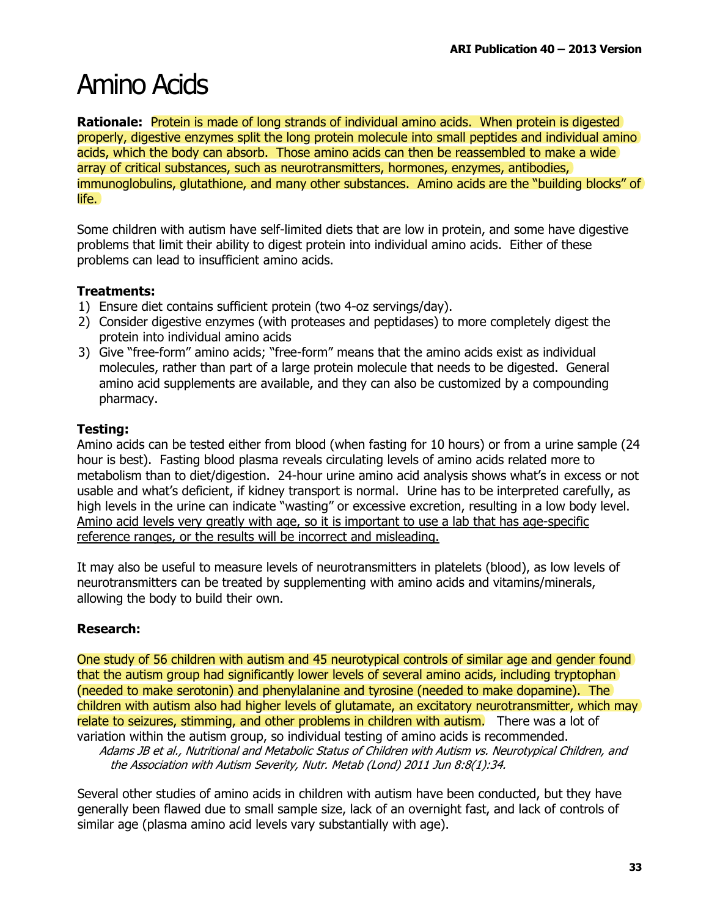# Amino Acids

**Rationale:** Protein is made of long strands of individual amino acids. When protein is digested properly, digestive enzymes split the long protein molecule into small peptides and individual amino acids, which the body can absorb. Those amino acids can then be reassembled to make a wide array of critical substances, such as neurotransmitters, hormones, enzymes, antibodies, immunoglobulins, glutathione, and many other substances. Amino acids are the "building blocks" of life.

Some children with autism have self-limited diets that are low in protein, and some have digestive problems that limit their ability to digest protein into individual amino acids. Either of these problems can lead to insufficient amino acids.

**Treatments:**

1) Ensure diet contains sufficient protein (two 4-oz servings/day).
2) Consider digestive enzymes (with proteases and peptidases) to more completely digest the protein into individual amino acids
3) Give "free-form" amino acids; "free-form" means that the amino acids exist as individual molecules, rather than part of a large protein molecule that needs to be digested. General amino acid supplements are available, and they can also be customized by a compounding pharmacy.

**Testing:**

Amino acids can be tested either from blood (when fasting for 10 hours) or from a urine sample (24 hour is best). Fasting blood plasma reveals circulating levels of amino acids related more to metabolism than to diet/digestion. 24-hour urine amino acid analysis shows what's in excess or not usable and what's deficient, if kidney transport is normal. Urine has to be interpreted carefully, as high levels in the urine can indicate "wasting" or excessive excretion, resulting in a low body level. Amino acid levels very greatly with age, so it is important to use a lab that has age-specific reference ranges, or the results will be incorrect and misleading.

It may also be useful to measure levels of neurotransmitters in platelets (blood), as low levels of neurotransmitters can be treated by supplementing with amino acids and vitamins/minerals, allowing the body to build their own.

**Research:**

One study of 56 children with autism and 45 neurotypical controls of similar age and gender found that the autism group had significantly lower levels of several amino acids, including tryptophan (needed to make serotonin) and phenylalanine and tyrosine (needed to make dopamine). The children with autism also had higher levels of glutamate, an excitatory neurotransmitter, which may relate to seizures, stimming, and other problems in children with autism. There was a lot of variation within the autism group, so individual testing of amino acids is recommended.

*Adams JB et al., Nutritional and Metabolic Status of Children with Autism vs. Neurotypical Children, and the Association with Autism Severity, Nutr. Metab (Lond) 2011 Jun 8:8(1):34.*

Several other studies of amino acids in children with autism have been conducted, but they have generally been flawed due to small sample size, lack of an overnight fast, and lack of controls of similar age (plasma amino acid levels vary substantially with age).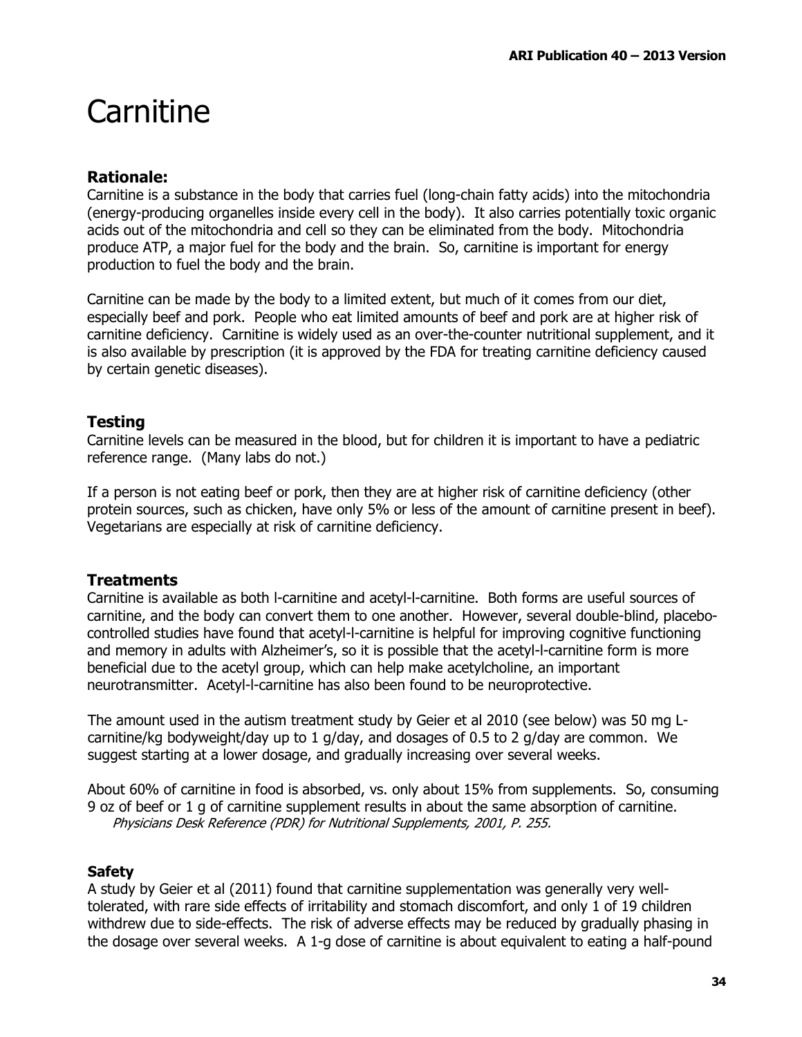# Carnitine

### Rationale:

Carnitine is a substance in the body that carries fuel (long-chain fatty acids) into the mitochondria (energy-producing organelles inside every cell in the body). It also carries potentially toxic organic acids out of the mitochondria and cell so they can be eliminated from the body. Mitochondria produce ATP, a major fuel for the body and the brain. So, carnitine is important for energy production to fuel the body and the brain.

Carnitine can be made by the body to a limited extent, but much of it comes from our diet, especially beef and pork. People who eat limited amounts of beef and pork are at higher risk of carnitine deficiency. Carnitine is widely used as an over-the-counter nutritional supplement, and it is also available by prescription (it is approved by the FDA for treating carnitine deficiency caused by certain genetic diseases).

### Testing

Carnitine levels can be measured in the blood, but for children it is important to have a pediatric reference range. (Many labs do not.)

If a person is not eating beef or pork, then they are at higher risk of carnitine deficiency (other protein sources, such as chicken, have only 5% or less of the amount of carnitine present in beef). Vegetarians are especially at risk of carnitine deficiency.

### Treatments

Carnitine is available as both l-carnitine and acetyl-l-carnitine. Both forms are useful sources of carnitine, and the body can convert them to one another. However, several double-blind, placebo-controlled studies have found that acetyl-l-carnitine is helpful for improving cognitive functioning and memory in adults with Alzheimer's, so it is possible that the acetyl-l-carnitine form is more beneficial due to the acetyl group, which can help make acetylcholine, an important neurotransmitter. Acetyl-l-carnitine has also been found to be neuroprotective.

The amount used in the autism treatment study by Geier et al 2010 (see below) was 50 mg L-carnitine/kg bodyweight/day up to 1 g/day, and dosages of 0.5 to 2 g/day are common. We suggest starting at a lower dosage, and gradually increasing over several weeks.

About 60% of carnitine in food is absorbed, vs. only about 15% from supplements. So, consuming 9 oz of beef or 1 g of carnitine supplement results in about the same absorption of carnitine.
*Physicians Desk Reference (PDR) for Nutritional Supplements, 2001, P. 255.*

### Safety

A study by Geier et al (2011) found that carnitine supplementation was generally very well-tolerated, with rare side effects of irritability and stomach discomfort, and only 1 of 19 children withdrew due to side-effects. The risk of adverse effects may be reduced by gradually phasing in the dosage over several weeks. A 1-g dose of carnitine is about equivalent to eating a half-pound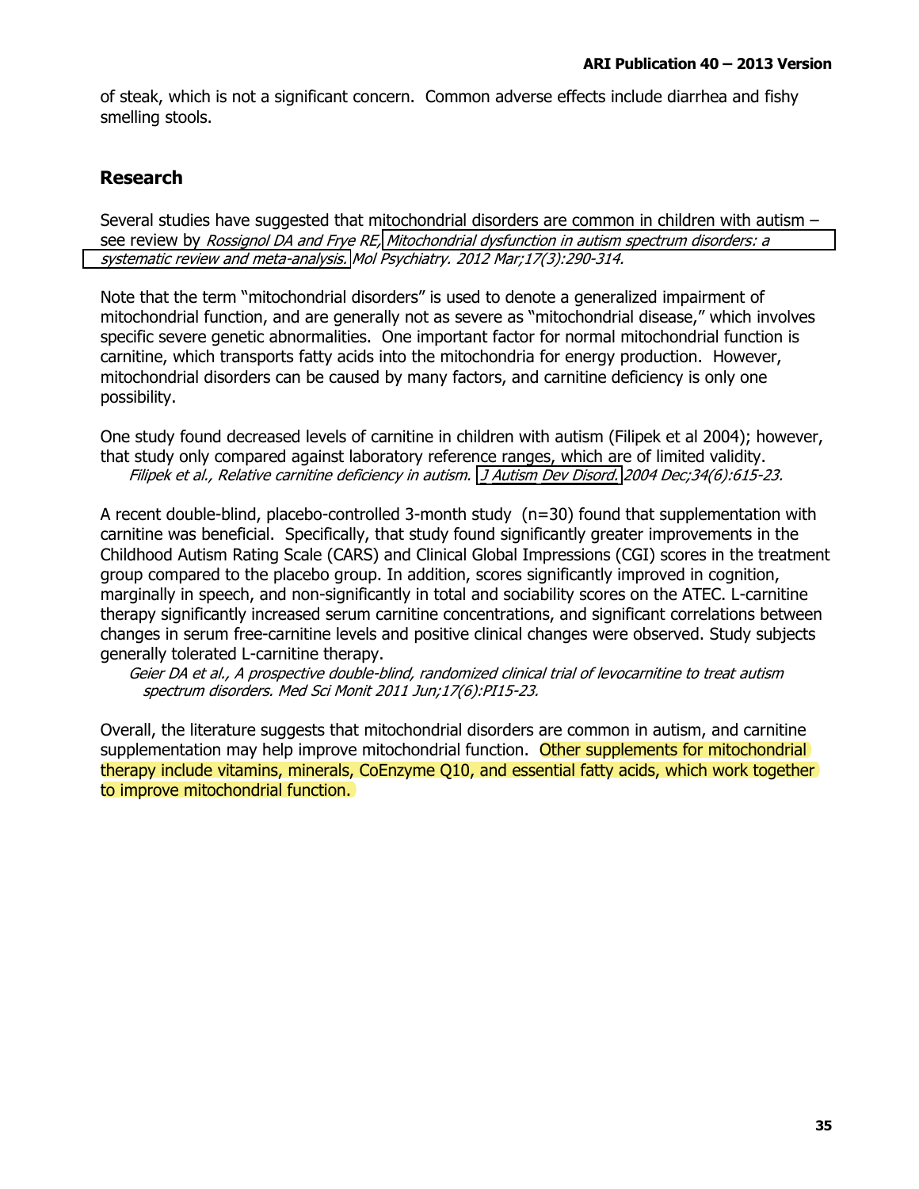of steak, which is not a significant concern. Common adverse effects include diarrhea and fishy smelling stools.

## Research

Several studies have suggested that mitochondrial disorders are common in children with autism – see review by *Rossignol DA and Frye RE, Mitochondrial dysfunction in autism spectrum disorders: a systematic review and meta-analysis. Mol Psychiatry. 2012 Mar;17(3):290-314.*

Note that the term "mitochondrial disorders" is used to denote a generalized impairment of mitochondrial function, and are generally not as severe as "mitochondrial disease," which involves specific severe genetic abnormalities. One important factor for normal mitochondrial function is carnitine, which transports fatty acids into the mitochondria for energy production. However, mitochondrial disorders can be caused by many factors, and carnitine deficiency is only one possibility.

One study found decreased levels of carnitine in children with autism (Filipek et al 2004); however, that study only compared against laboratory reference ranges, which are of limited validity.
*Filipek et al., Relative carnitine deficiency in autism. J Autism Dev Disord. 2004 Dec;34(6):615-23.*

A recent double-blind, placebo-controlled 3-month study (n=30) found that supplementation with carnitine was beneficial. Specifically, that study found significantly greater improvements in the Childhood Autism Rating Scale (CARS) and Clinical Global Impressions (CGI) scores in the treatment group compared to the placebo group. In addition, scores significantly improved in cognition, marginally in speech, and non-significantly in total and sociability scores on the ATEC. L-carnitine therapy significantly increased serum carnitine concentrations, and significant correlations between changes in serum free-carnitine levels and positive clinical changes were observed. Study subjects generally tolerated L-carnitine therapy.
*Geier DA et al., A prospective double-blind, randomized clinical trial of levocarnitine to treat autism spectrum disorders. Med Sci Monit 2011 Jun;17(6):PI15-23.*

Overall, the literature suggests that mitochondrial disorders are common in autism, and carnitine supplementation may help improve mitochondrial function. Other supplements for mitochondrial therapy include vitamins, minerals, CoEnzyme Q10, and essential fatty acids, which work together to improve mitochondrial function.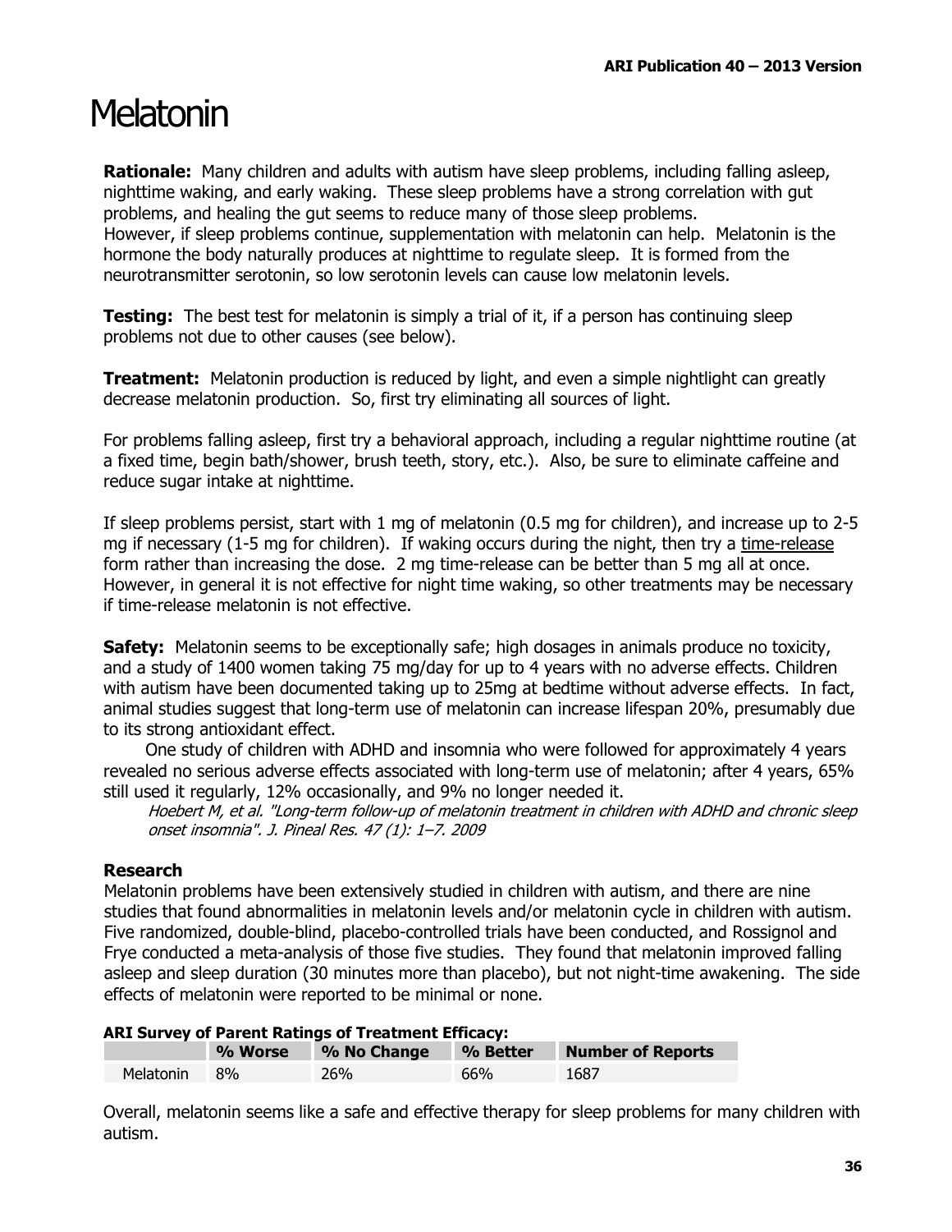# Melatonin

**Rationale:** Many children and adults with autism have sleep problems, including falling asleep, nighttime waking, and early waking. These sleep problems have a strong correlation with gut problems, and healing the gut seems to reduce many of those sleep problems.
However, if sleep problems continue, supplementation with melatonin can help. Melatonin is the hormone the body naturally produces at nighttime to regulate sleep. It is formed from the neurotransmitter serotonin, so low serotonin levels can cause low melatonin levels.

**Testing:** The best test for melatonin is simply a trial of it, if a person has continuing sleep problems not due to other causes (see below).

**Treatment:** Melatonin production is reduced by light, and even a simple nightlight can greatly decrease melatonin production. So, first try eliminating all sources of light.

For problems falling asleep, first try a behavioral approach, including a regular nighttime routine (at a fixed time, begin bath/shower, brush teeth, story, etc.). Also, be sure to eliminate caffeine and reduce sugar intake at nighttime.

If sleep problems persist, start with 1 mg of melatonin (0.5 mg for children), and increase up to 2-5 mg if necessary (1-5 mg for children). If waking occurs during the night, then try a time-release form rather than increasing the dose. 2 mg time-release can be better than 5 mg all at once. However, in general it is not effective for night time waking, so other treatments may be necessary if time-release melatonin is not effective.

**Safety:** Melatonin seems to be exceptionally safe; high dosages in animals produce no toxicity, and a study of 1400 women taking 75 mg/day for up to 4 years with no adverse effects. Children with autism have been documented taking up to 25mg at bedtime without adverse effects. In fact, animal studies suggest that long-term use of melatonin can increase lifespan 20%, presumably due to its strong antioxidant effect.

One study of children with ADHD and insomnia who were followed for approximately 4 years revealed no serious adverse effects associated with long-term use of melatonin; after 4 years, 65% still used it regularly, 12% occasionally, and 9% no longer needed it.

*Hoebert M, et al. "Long-term follow-up of melatonin treatment in children with ADHD and chronic sleep onset insomnia". J. Pineal Res. 47 (1): 1–7. 2009*

## Research

Melatonin problems have been extensively studied in children with autism, and there are nine studies that found abnormalities in melatonin levels and/or melatonin cycle in children with autism. Five randomized, double-blind, placebo-controlled trials have been conducted, and Rossignol and Frye conducted a meta-analysis of those five studies. They found that melatonin improved falling asleep and sleep duration (30 minutes more than placebo), but not night-time awakening. The side effects of melatonin were reported to be minimal or none.

**ARI Survey of Parent Ratings of Treatment Efficacy:**

| | % Worse | % No Change | % Better | Number of Reports |
|---|---|---|---|---|
| Melatonin | 8% | 26% | 66% | 1687 |

Overall, melatonin seems like a safe and effective therapy for sleep problems for many children with autism.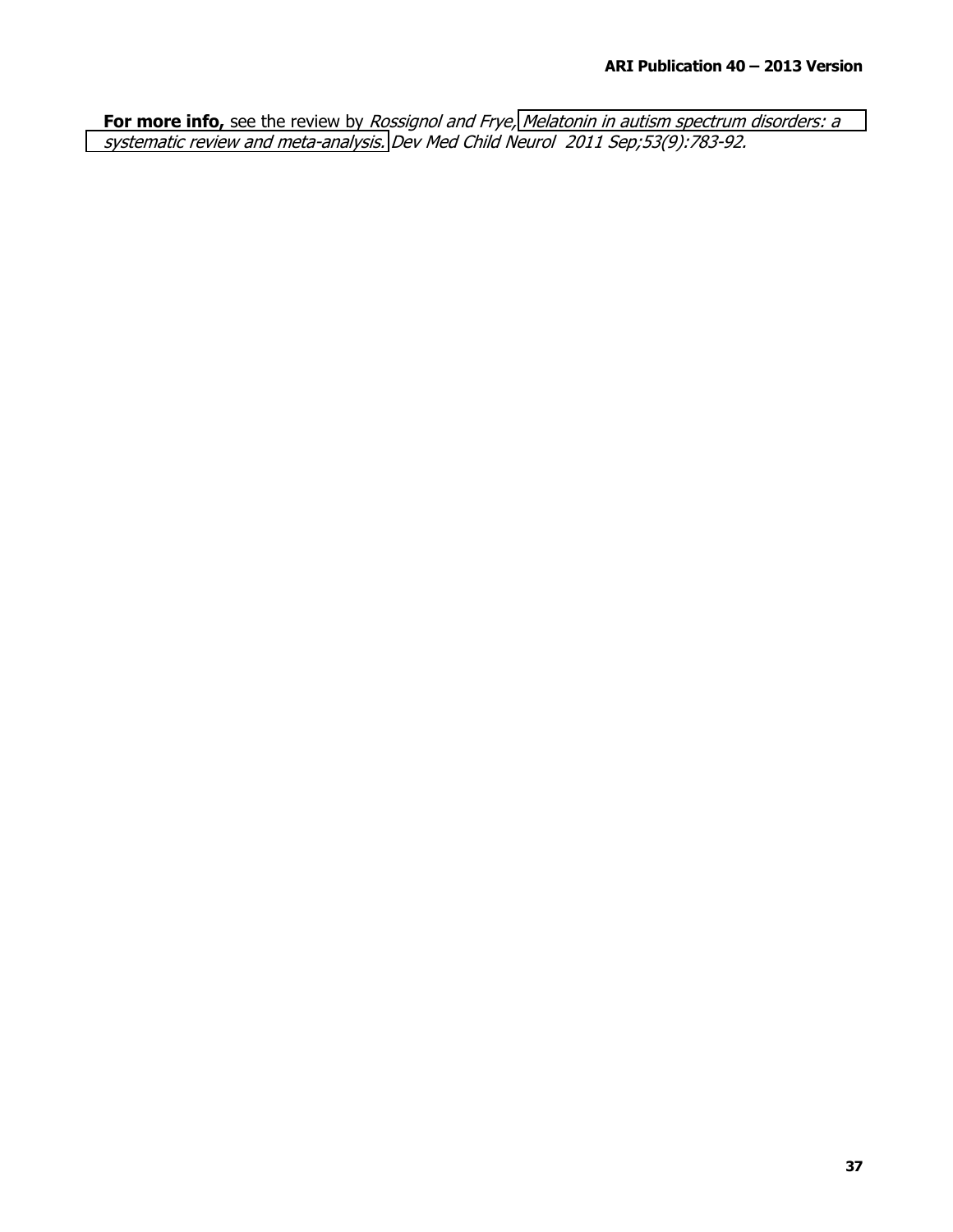**For more info,** see the review by *Rossignol and Frye, Melatonin in autism spectrum disorders: a systematic review and meta-analysis. Dev Med Child Neurol 2011 Sep;53(9):783-92.*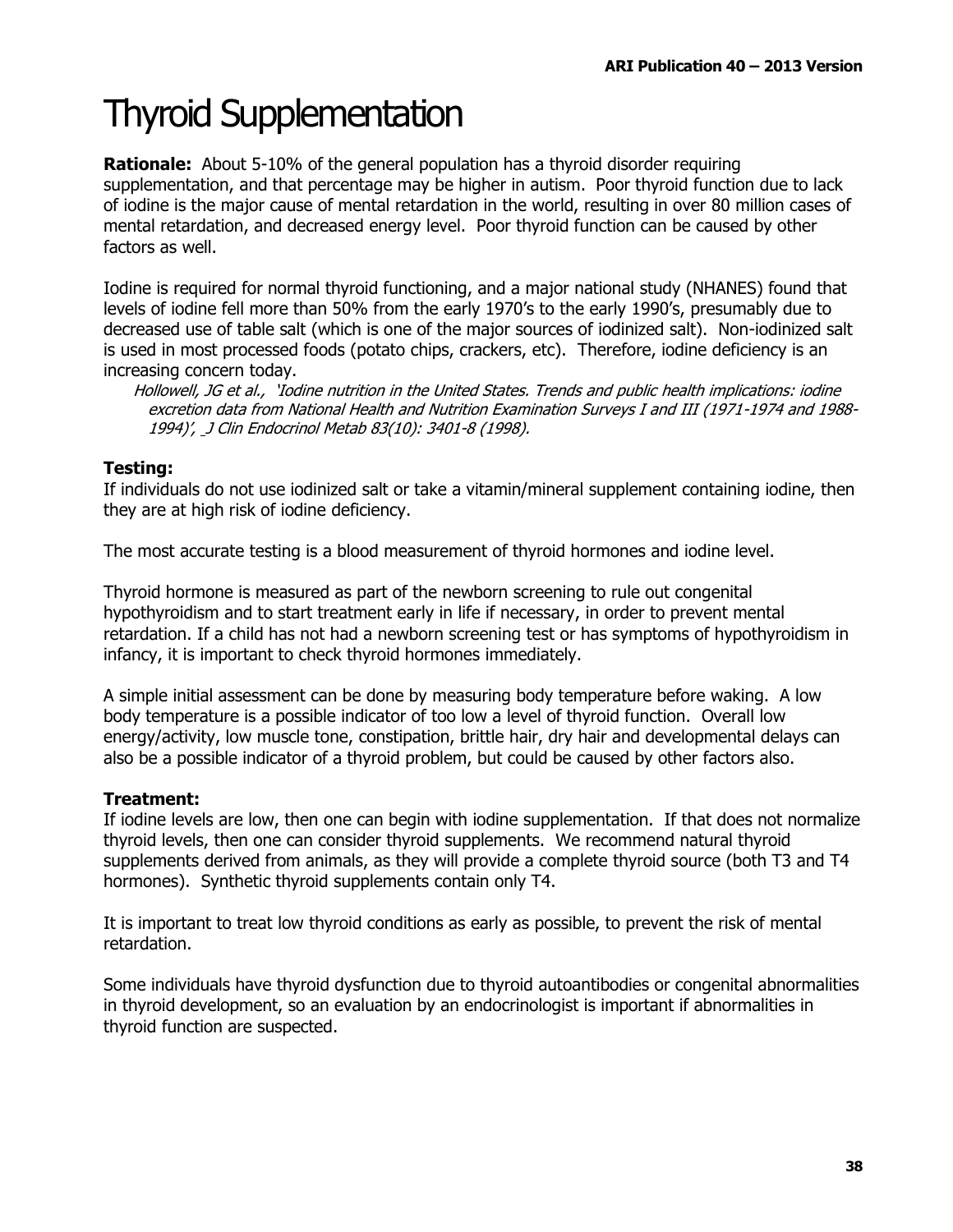# Thyroid Supplementation

**Rationale:** About 5-10% of the general population has a thyroid disorder requiring supplementation, and that percentage may be higher in autism. Poor thyroid function due to lack of iodine is the major cause of mental retardation in the world, resulting in over 80 million cases of mental retardation, and decreased energy level. Poor thyroid function can be caused by other factors as well.

Iodine is required for normal thyroid functioning, and a major national study (NHANES) found that levels of iodine fell more than 50% from the early 1970's to the early 1990's, presumably due to decreased use of table salt (which is one of the major sources of iodinized salt). Non-iodinized salt is used in most processed foods (potato chips, crackers, etc). Therefore, iodine deficiency is an increasing concern today.

*Hollowell, JG et al., 'Iodine nutrition in the United States. Trends and public health implications: iodine excretion data from National Health and Nutrition Examination Surveys I and III (1971-1974 and 1988-1994)', J Clin Endocrinol Metab 83(10): 3401-8 (1998).*

**Testing:**

If individuals do not use iodinized salt or take a vitamin/mineral supplement containing iodine, then they are at high risk of iodine deficiency.

The most accurate testing is a blood measurement of thyroid hormones and iodine level.

Thyroid hormone is measured as part of the newborn screening to rule out congenital hypothyroidism and to start treatment early in life if necessary, in order to prevent mental retardation. If a child has not had a newborn screening test or has symptoms of hypothyroidism in infancy, it is important to check thyroid hormones immediately.

A simple initial assessment can be done by measuring body temperature before waking. A low body temperature is a possible indicator of too low a level of thyroid function. Overall low energy/activity, low muscle tone, constipation, brittle hair, dry hair and developmental delays can also be a possible indicator of a thyroid problem, but could be caused by other factors also.

**Treatment:**

If iodine levels are low, then one can begin with iodine supplementation. If that does not normalize thyroid levels, then one can consider thyroid supplements. We recommend natural thyroid supplements derived from animals, as they will provide a complete thyroid source (both T3 and T4 hormones). Synthetic thyroid supplements contain only T4.

It is important to treat low thyroid conditions as early as possible, to prevent the risk of mental retardation.

Some individuals have thyroid dysfunction due to thyroid autoantibodies or congenital abnormalities in thyroid development, so an evaluation by an endocrinologist is important if abnormalities in thyroid function are suspected.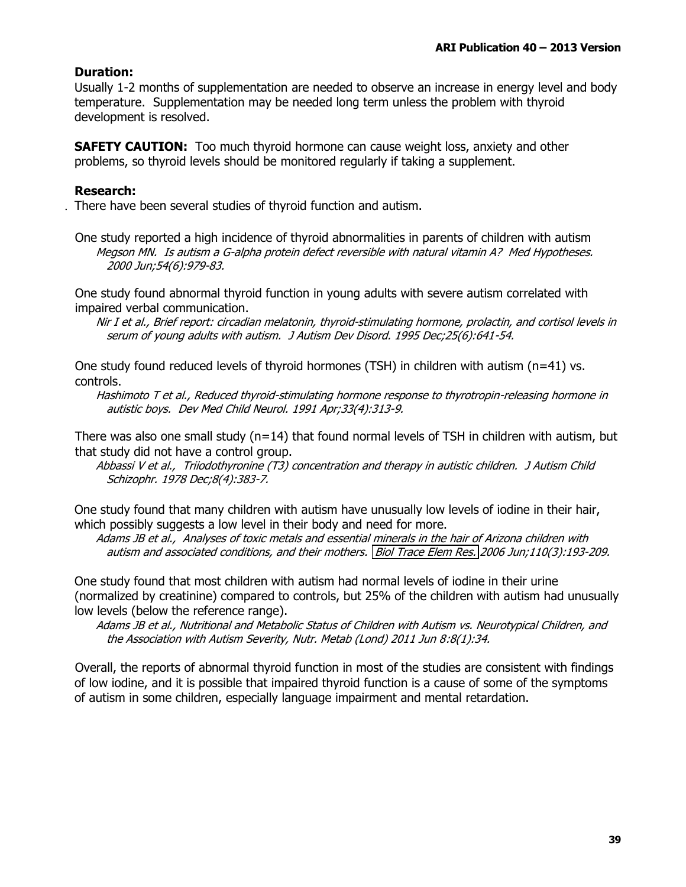### Duration:

Usually 1-2 months of supplementation are needed to observe an increase in energy level and body temperature. Supplementation may be needed long term unless the problem with thyroid development is resolved.

**SAFETY CAUTION:** Too much thyroid hormone can cause weight loss, anxiety and other problems, so thyroid levels should be monitored regularly if taking a supplement.

### Research:

There have been several studies of thyroid function and autism.

One study reported a high incidence of thyroid abnormalities in parents of children with autism
*Megson MN. Is autism a G-alpha protein defect reversible with natural vitamin A? Med Hypotheses. 2000 Jun;54(6):979-83.*

One study found abnormal thyroid function in young adults with severe autism correlated with impaired verbal communication.
*Nir I et al., Brief report: circadian melatonin, thyroid-stimulating hormone, prolactin, and cortisol levels in serum of young adults with autism. J Autism Dev Disord. 1995 Dec;25(6):641-54.*

One study found reduced levels of thyroid hormones (TSH) in children with autism (n=41) vs. controls.
*Hashimoto T et al., Reduced thyroid-stimulating hormone response to thyrotropin-releasing hormone in autistic boys. Dev Med Child Neurol. 1991 Apr;33(4):313-9.*

There was also one small study (n=14) that found normal levels of TSH in children with autism, but that study did not have a control group.
*Abbassi V et al., Triiodothyronine (T3) concentration and therapy in autistic children. J Autism Child Schizophr. 1978 Dec;8(4):383-7.*

One study found that many children with autism have unusually low levels of iodine in their hair, which possibly suggests a low level in their body and need for more.
*Adams JB et al., Analyses of toxic metals and essential minerals in the hair of Arizona children with autism and associated conditions, and their mothers. Biol Trace Elem Res. 2006 Jun;110(3):193-209.*

One study found that most children with autism had normal levels of iodine in their urine (normalized by creatinine) compared to controls, but 25% of the children with autism had unusually low levels (below the reference range).
*Adams JB et al., Nutritional and Metabolic Status of Children with Autism vs. Neurotypical Children, and the Association with Autism Severity, Nutr. Metab (Lond) 2011 Jun 8:8(1):34.*

Overall, the reports of abnormal thyroid function in most of the studies are consistent with findings of low iodine, and it is possible that impaired thyroid function is a cause of some of the symptoms of autism in some children, especially language impairment and mental retardation.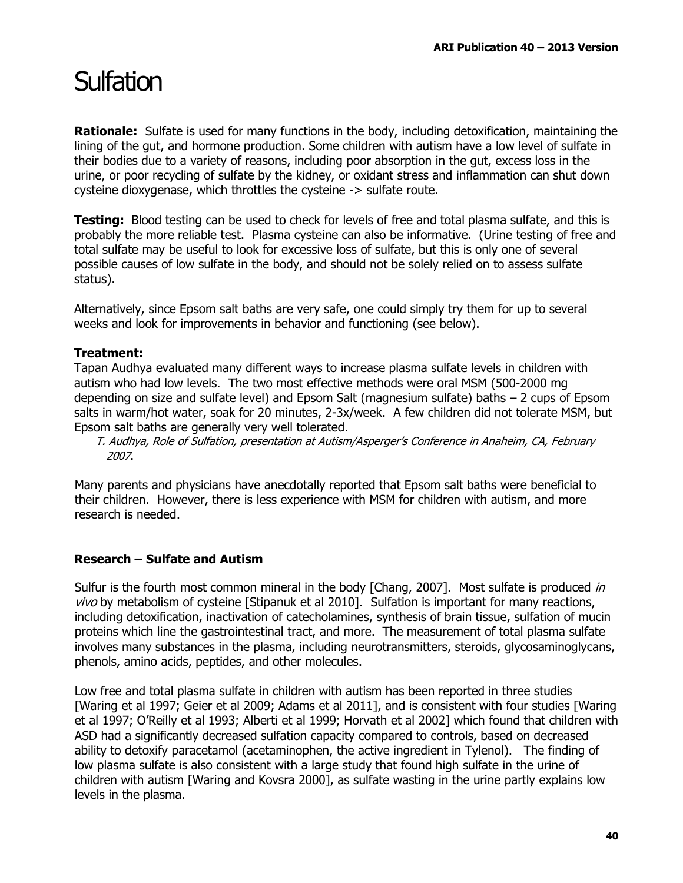# Sulfation

**Rationale:** Sulfate is used for many functions in the body, including detoxification, maintaining the lining of the gut, and hormone production. Some children with autism have a low level of sulfate in their bodies due to a variety of reasons, including poor absorption in the gut, excess loss in the urine, or poor recycling of sulfate by the kidney, or oxidant stress and inflammation can shut down cysteine dioxygenase, which throttles the cysteine -> sulfate route.

**Testing:** Blood testing can be used to check for levels of free and total plasma sulfate, and this is probably the more reliable test. Plasma cysteine can also be informative. (Urine testing of free and total sulfate may be useful to look for excessive loss of sulfate, but this is only one of several possible causes of low sulfate in the body, and should not be solely relied on to assess sulfate status).

Alternatively, since Epsom salt baths are very safe, one could simply try them for up to several weeks and look for improvements in behavior and functioning (see below).

**Treatment:**

Tapan Audhya evaluated many different ways to increase plasma sulfate levels in children with autism who had low levels. The two most effective methods were oral MSM (500-2000 mg depending on size and sulfate level) and Epsom Salt (magnesium sulfate) baths – 2 cups of Epsom salts in warm/hot water, soak for 20 minutes, 2-3x/week. A few children did not tolerate MSM, but Epsom salt baths are generally very well tolerated.

*T. Audhya, Role of Sulfation, presentation at Autism/Asperger's Conference in Anaheim, CA, February 2007.*

Many parents and physicians have anecdotally reported that Epsom salt baths were beneficial to their children. However, there is less experience with MSM for children with autism, and more research is needed.

### Research – Sulfate and Autism

Sulfur is the fourth most common mineral in the body [Chang, 2007]. Most sulfate is produced *in vivo* by metabolism of cysteine [Stipanuk et al 2010]. Sulfation is important for many reactions, including detoxification, inactivation of catecholamines, synthesis of brain tissue, sulfation of mucin proteins which line the gastrointestinal tract, and more. The measurement of total plasma sulfate involves many substances in the plasma, including neurotransmitters, steroids, glycosaminoglycans, phenols, amino acids, peptides, and other molecules.

Low free and total plasma sulfate in children with autism has been reported in three studies [Waring et al 1997; Geier et al 2009; Adams et al 2011], and is consistent with four studies [Waring et al 1997; O'Reilly et al 1993; Alberti et al 1999; Horvath et al 2002] which found that children with ASD had a significantly decreased sulfation capacity compared to controls, based on decreased ability to detoxify paracetamol (acetaminophen, the active ingredient in Tylenol). The finding of low plasma sulfate is also consistent with a large study that found high sulfate in the urine of children with autism [Waring and Kovsra 2000], as sulfate wasting in the urine partly explains low levels in the plasma.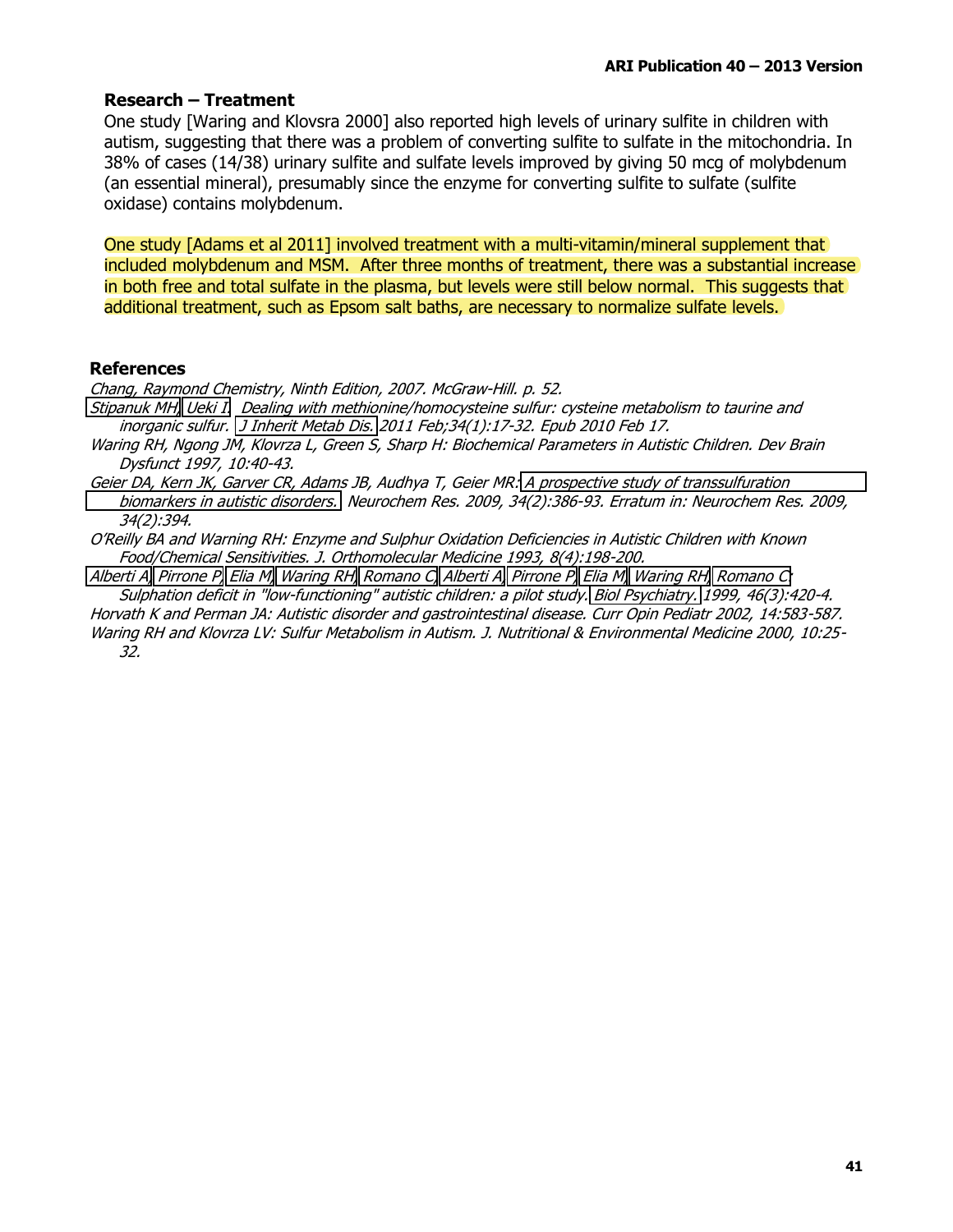## Research – Treatment

One study [Waring and Klovsra 2000] also reported high levels of urinary sulfite in children with autism, suggesting that there was a problem of converting sulfite to sulfate in the mitochondria. In 38% of cases (14/38) urinary sulfite and sulfate levels improved by giving 50 mcg of molybdenum (an essential mineral), presumably since the enzyme for converting sulfite to sulfate (sulfite oxidase) contains molybdenum.

One study [Adams et al 2011] involved treatment with a multi-vitamin/mineral supplement that included molybdenum and MSM. After three months of treatment, there was a substantial increase in both free and total sulfate in the plasma, but levels were still below normal. This suggests that additional treatment, such as Epsom salt baths, are necessary to normalize sulfate levels.

## References

*Chang, Raymond Chemistry, Ninth Edition, 2007. McGraw-Hill. p. 52.*

*Stipanuk MH, Ueki I. Dealing with methionine/homocysteine sulfur: cysteine metabolism to taurine and inorganic sulfur. J Inherit Metab Dis. 2011 Feb;34(1):17-32. Epub 2010 Feb 17.*

*Waring RH, Ngong JM, Klovrza L, Green S, Sharp H: Biochemical Parameters in Autistic Children. Dev Brain Dysfunct 1997, 10:40-43.*

*Geier DA, Kern JK, Garver CR, Adams JB, Audhya T, Geier MR: A prospective study of transsulfuration biomarkers in autistic disorders. Neurochem Res. 2009, 34(2):386-93. Erratum in: Neurochem Res. 2009, 34(2):394.*

*O'Reilly BA and Warning RH: Enzyme and Sulphur Oxidation Deficiencies in Autistic Children with Known Food/Chemical Sensitivities. J. Orthomolecular Medicine 1993, 8(4):198-200.*

*Alberti A, Pirrone P, Elia M, Waring RH, Romano C, Alberti A, Pirrone P, Elia M, Waring RH, Romano C: Sulphation deficit in "low-functioning" autistic children: a pilot study. Biol Psychiatry. 1999, 46(3):420-4.*

*Horvath K and Perman JA: Autistic disorder and gastrointestinal disease. Curr Opin Pediatr 2002, 14:583-587.*

*Waring RH and Klovrza LV: Sulfur Metabolism in Autism. J. Nutritional & Environmental Medicine 2000, 10:25-32.*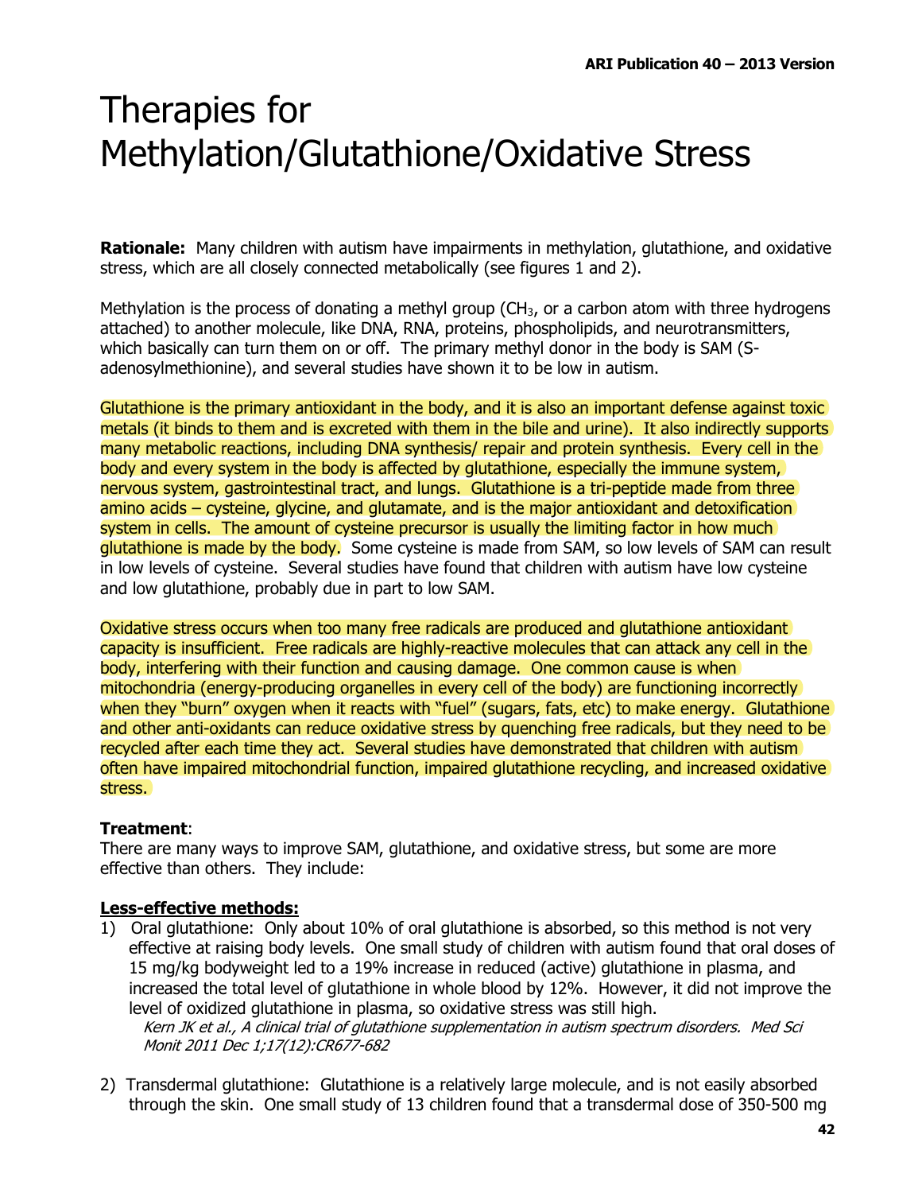# Therapies for Methylation/Glutathione/Oxidative Stress

**Rationale:** Many children with autism have impairments in methylation, glutathione, and oxidative stress, which are all closely connected metabolically (see figures 1 and 2).

Methylation is the process of donating a methyl group ($CH_3$, or a carbon atom with three hydrogens attached) to another molecule, like DNA, RNA, proteins, phospholipids, and neurotransmitters, which basically can turn them on or off. The primary methyl donor in the body is SAM (S-adenosylmethionine), and several studies have shown it to be low in autism.

Glutathione is the primary antioxidant in the body, and it is also an important defense against toxic metals (it binds to them and is excreted with them in the bile and urine). It also indirectly supports many metabolic reactions, including DNA synthesis/ repair and protein synthesis. Every cell in the body and every system in the body is affected by glutathione, especially the immune system, nervous system, gastrointestinal tract, and lungs. Glutathione is a tri-peptide made from three amino acids – cysteine, glycine, and glutamate, and is the major antioxidant and detoxification system in cells. The amount of cysteine precursor is usually the limiting factor in how much glutathione is made by the body. Some cysteine is made from SAM, so low levels of SAM can result in low levels of cysteine. Several studies have found that children with autism have low cysteine and low glutathione, probably due in part to low SAM.

Oxidative stress occurs when too many free radicals are produced and glutathione antioxidant capacity is insufficient. Free radicals are highly-reactive molecules that can attack any cell in the body, interfering with their function and causing damage. One common cause is when mitochondria (energy-producing organelles in every cell of the body) are functioning incorrectly when they "burn" oxygen when it reacts with "fuel" (sugars, fats, etc) to make energy. Glutathione and other anti-oxidants can reduce oxidative stress by quenching free radicals, but they need to be recycled after each time they act. Several studies have demonstrated that children with autism often have impaired mitochondrial function, impaired glutathione recycling, and increased oxidative stress.

**Treatment**:
There are many ways to improve SAM, glutathione, and oxidative stress, but some are more effective than others. They include:

**Less-effective methods:**

1) Oral glutathione: Only about 10% of oral glutathione is absorbed, so this method is not very effective at raising body levels. One small study of children with autism found that oral doses of 15 mg/kg bodyweight led to a 19% increase in reduced (active) glutathione in plasma, and increased the total level of glutathione in whole blood by 12%. However, it did not improve the level of oxidized glutathione in plasma, so oxidative stress was still high.
   *Kern JK et al., A clinical trial of glutathione supplementation in autism spectrum disorders. Med Sci Monit 2011 Dec 1;17(12):CR677-682*

2) Transdermal glutathione: Glutathione is a relatively large molecule, and is not easily absorbed through the skin. One small study of 13 children found that a transdermal dose of 350-500 mg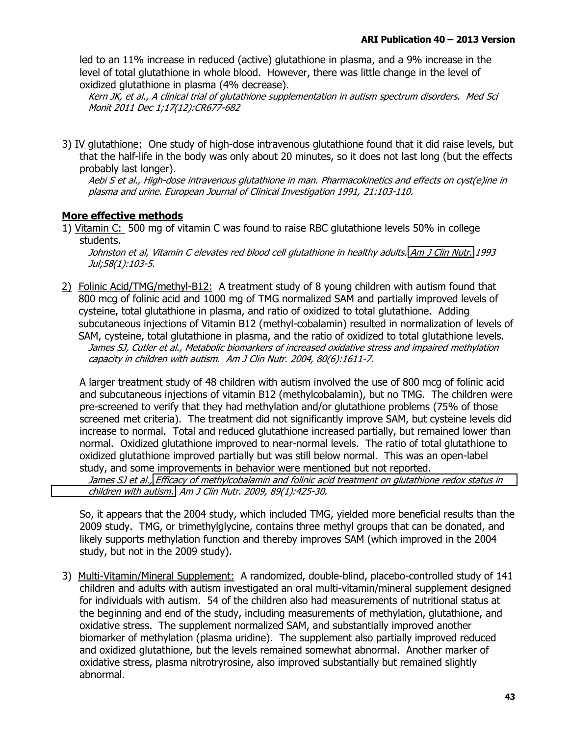led to an 11% increase in reduced (active) glutathione in plasma, and a 9% increase in the level of total glutathione in whole blood. However, there was little change in the level of oxidized glutathione in plasma (4% decrease).

*Kern JK, et al., A clinical trial of glutathione supplementation in autism spectrum disorders. Med Sci Monit 2011 Dec 1;17(12):CR677-682*

3) IV glutathione: One study of high-dose intravenous glutathione found that it did raise levels, but that the half-life in the body was only about 20 minutes, so it does not last long (but the effects probably last longer).

*Aebi S et al., High-dose intravenous glutathione in man. Pharmacokinetics and effects on cyst(e)ine in plasma and urine. European Journal of Clinical Investigation 1991, 21:103-110.*

**More effective methods**

1) Vitamin C: 500 mg of vitamin C was found to raise RBC glutathione levels 50% in college students.

*Johnston et al, Vitamin C elevates red blood cell glutathione in healthy adults. Am J Clin Nutr. 1993 Jul;58(1):103-5.*

2) Folinic Acid/TMG/methyl-B12: A treatment study of 8 young children with autism found that 800 mcg of folinic acid and 1000 mg of TMG normalized SAM and partially improved levels of cysteine, total glutathione in plasma, and ratio of oxidized to total glutathione. Adding subcutaneous injections of Vitamin B12 (methyl-cobalamin) resulted in normalization of levels of SAM, cysteine, total glutathione in plasma, and the ratio of oxidized to total glutathione levels.

*James SJ, Cutler et al., Metabolic biomarkers of increased oxidative stress and impaired methylation capacity in children with autism. Am J Clin Nutr. 2004, 80(6):1611-7.*

A larger treatment study of 48 children with autism involved the use of 800 mcg of folinic acid and subcutaneous injections of vitamin B12 (methylcobalamin), but no TMG. The children were pre-screened to verify that they had methylation and/or glutathione problems (75% of those screened met criteria). The treatment did not significantly improve SAM, but cysteine levels did increase to normal. Total and reduced glutathione increased partially, but remained lower than normal. Oxidized glutathione improved to near-normal levels. The ratio of total glutathione to oxidized glutathione improved partially but was still below normal. This was an open-label study, and some improvements in behavior were mentioned but not reported.

*James SJ et al., Efficacy of methylcobalamin and folinic acid treatment on glutathione redox status in children with autism. Am J Clin Nutr. 2009, 89(1):425-30.*

So, it appears that the 2004 study, which included TMG, yielded more beneficial results than the 2009 study. TMG, or trimethylglycine, contains three methyl groups that can be donated, and likely supports methylation function and thereby improves SAM (which improved in the 2004 study, but not in the 2009 study).

3) Multi-Vitamin/Mineral Supplement: A randomized, double-blind, placebo-controlled study of 141 children and adults with autism investigated an oral multi-vitamin/mineral supplement designed for individuals with autism. 54 of the children also had measurements of nutritional status at the beginning and end of the study, including measurements of methylation, glutathione, and oxidative stress. The supplement normalized SAM, and substantially improved another biomarker of methylation (plasma uridine). The supplement also partially improved reduced and oxidized glutathione, but the levels remained somewhat abnormal. Another marker of oxidative stress, plasma nitrotryrosine, also improved substantially but remained slightly abnormal.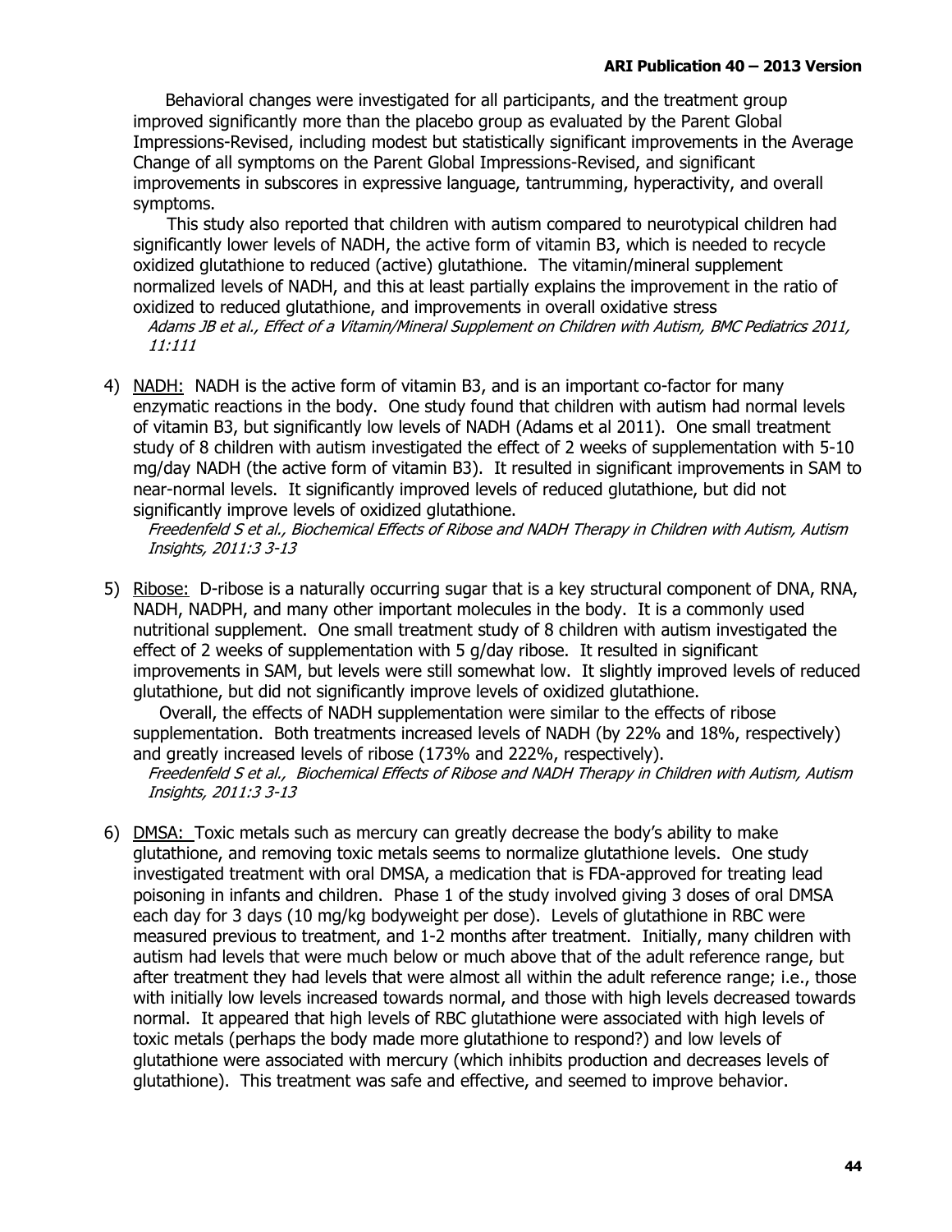Behavioral changes were investigated for all participants, and the treatment group improved significantly more than the placebo group as evaluated by the Parent Global Impressions-Revised, including modest but statistically significant improvements in the Average Change of all symptoms on the Parent Global Impressions-Revised, and significant improvements in subscores in expressive language, tantrumming, hyperactivity, and overall symptoms.

This study also reported that children with autism compared to neurotypical children had significantly lower levels of NADH, the active form of vitamin B3, which is needed to recycle oxidized glutathione to reduced (active) glutathione. The vitamin/mineral supplement normalized levels of NADH, and this at least partially explains the improvement in the ratio of oxidized to reduced glutathione, and improvements in overall oxidative stress

*Adams JB et al., Effect of a Vitamin/Mineral Supplement on Children with Autism, BMC Pediatrics 2011, 11:111*

4) <u>NADH:</u> NADH is the active form of vitamin B3, and is an important co-factor for many enzymatic reactions in the body. One study found that children with autism had normal levels of vitamin B3, but significantly low levels of NADH (Adams et al 2011). One small treatment study of 8 children with autism investigated the effect of 2 weeks of supplementation with 5-10 mg/day NADH (the active form of vitamin B3). It resulted in significant improvements in SAM to near-normal levels. It significantly improved levels of reduced glutathione, but did not significantly improve levels of oxidized glutathione.

   *Freedenfeld S et al., Biochemical Effects of Ribose and NADH Therapy in Children with Autism, Autism Insights, 2011:3 3-13*

5) <u>Ribose:</u> D-ribose is a naturally occurring sugar that is a key structural component of DNA, RNA, NADH, NADPH, and many other important molecules in the body. It is a commonly used nutritional supplement. One small treatment study of 8 children with autism investigated the effect of 2 weeks of supplementation with 5 g/day ribose. It resulted in significant improvements in SAM, but levels were still somewhat low. It slightly improved levels of reduced glutathione, but did not significantly improve levels of oxidized glutathione.

   Overall, the effects of NADH supplementation were similar to the effects of ribose supplementation. Both treatments increased levels of NADH (by 22% and 18%, respectively) and greatly increased levels of ribose (173% and 222%, respectively).

   *Freedenfeld S et al., Biochemical Effects of Ribose and NADH Therapy in Children with Autism, Autism Insights, 2011:3 3-13*

6) <u>DMSA:</u> Toxic metals such as mercury can greatly decrease the body's ability to make glutathione, and removing toxic metals seems to normalize glutathione levels. One study investigated treatment with oral DMSA, a medication that is FDA-approved for treating lead poisoning in infants and children. Phase 1 of the study involved giving 3 doses of oral DMSA each day for 3 days (10 mg/kg bodyweight per dose). Levels of glutathione in RBC were measured previous to treatment, and 1-2 months after treatment. Initially, many children with autism had levels that were much below or much above that of the adult reference range, but after treatment they had levels that were almost all within the adult reference range; i.e., those with initially low levels increased towards normal, and those with high levels decreased towards normal. It appeared that high levels of RBC glutathione were associated with high levels of toxic metals (perhaps the body made more glutathione to respond?) and low levels of glutathione were associated with mercury (which inhibits production and decreases levels of glutathione). This treatment was safe and effective, and seemed to improve behavior.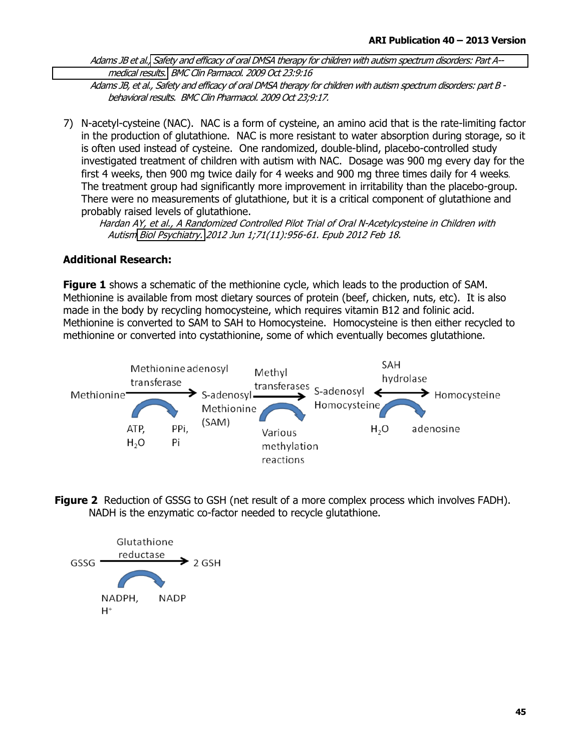Adams JB et al., *Safety and efficacy of oral DMSA therapy for children with autism spectrum disorders: Part A-- medical results.* BMC Clin Parmacol. 2009 Oct 23:9:16

Adams JB, et al., *Safety and efficacy of oral DMSA therapy for children with autism spectrum disorders: part B - behavioral results.* BMC Clin Pharmacol. 2009 Oct 23;9:17.

7) N-acetyl-cysteine (NAC). NAC is a form of cysteine, an amino acid that is the rate-limiting factor in the production of glutathione. NAC is more resistant to water absorption during storage, so it is often used instead of cysteine. One randomized, double-blind, placebo-controlled study investigated treatment of children with autism with NAC. Dosage was 900 mg every day for the first 4 weeks, then 900 mg twice daily for 4 weeks and 900 mg three times daily for 4 weeks. The treatment group had significantly more improvement in irritability than the placebo-group. There were no measurements of glutathione, but it is a critical component of glutathione and probably raised levels of glutathione.

   Hardan AY, et al., *A Randomized Controlled Pilot Trial of Oral N-Acetylcysteine in Children with Autism* Biol Psychiatry. 2012 Jun 1;71(11):956-61. Epub 2012 Feb 18.

**Additional Research:**

**Figure 1** shows a schematic of the methionine cycle, which leads to the production of SAM. Methionine is available from most dietary sources of protein (beef, chicken, nuts, etc). It is also made in the body by recycling homocysteine, which requires vitamin B12 and folinic acid. Methionine is converted to SAM to SAH to Homocysteine. Homocysteine is then either recycled to methionine or converted into cystathionine, some of which eventually becomes glutathione.

Methionine —(Methionine adenosyl transferase; ATP, $H_2O$ → PPi, Pi)→ S-adenosyl Methionine (SAM) —(Methyl transferases; Various methylation reactions)→ S-adenosyl Homocysteine ⟷(SAH hydrolase; $H_2O$ → adenosine) Homocysteine

**Figure 2** Reduction of GSSG to GSH (net result of a more complex process which involves FADH). NADH is the enzymatic co-factor needed to recycle glutathione.

GSSG —(Glutathione reductase; NADPH, $H^+$ → NADP)→ 2 GSH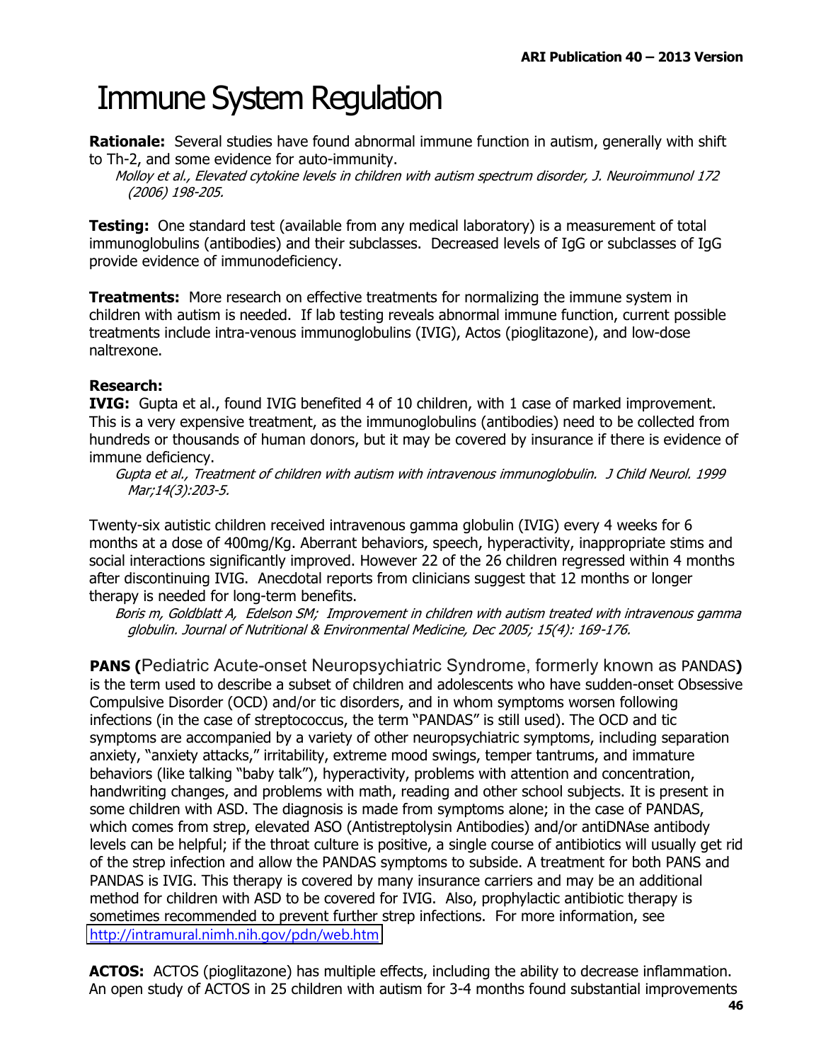# Immune System Regulation

**Rationale:** Several studies have found abnormal immune function in autism, generally with shift to Th-2, and some evidence for auto-immunity.

*Molloy et al., Elevated cytokine levels in children with autism spectrum disorder, J. Neuroimmunol 172 (2006) 198-205.*

**Testing:** One standard test (available from any medical laboratory) is a measurement of total immunoglobulins (antibodies) and their subclasses. Decreased levels of IgG or subclasses of IgG provide evidence of immunodeficiency.

**Treatments:** More research on effective treatments for normalizing the immune system in children with autism is needed. If lab testing reveals abnormal immune function, current possible treatments include intra-venous immunoglobulins (IVIG), Actos (pioglitazone), and low-dose naltrexone.

**Research:**

**IVIG:** Gupta et al., found IVIG benefited 4 of 10 children, with 1 case of marked improvement. This is a very expensive treatment, as the immunoglobulins (antibodies) need to be collected from hundreds or thousands of human donors, but it may be covered by insurance if there is evidence of immune deficiency.

*Gupta et al., Treatment of children with autism with intravenous immunoglobulin. J Child Neurol. 1999 Mar;14(3):203-5.*

Twenty-six autistic children received intravenous gamma globulin (IVIG) every 4 weeks for 6 months at a dose of 400mg/Kg. Aberrant behaviors, speech, hyperactivity, inappropriate stims and social interactions significantly improved. However 22 of the 26 children regressed within 4 months after discontinuing IVIG. Anecdotal reports from clinicians suggest that 12 months or longer therapy is needed for long-term benefits.

*Boris m, Goldblatt A, Edelson SM; Improvement in children with autism treated with intravenous gamma globulin. Journal of Nutritional & Environmental Medicine, Dec 2005; 15(4): 169-176.*

**PANS (**Pediatric Acute-onset Neuropsychiatric Syndrome, formerly known as PANDAS**)** is the term used to describe a subset of children and adolescents who have sudden-onset Obsessive Compulsive Disorder (OCD) and/or tic disorders, and in whom symptoms worsen following infections (in the case of streptococcus, the term "PANDAS" is still used). The OCD and tic symptoms are accompanied by a variety of other neuropsychiatric symptoms, including separation anxiety, "anxiety attacks," irritability, extreme mood swings, temper tantrums, and immature behaviors (like talking "baby talk"), hyperactivity, problems with attention and concentration, handwriting changes, and problems with math, reading and other school subjects. It is present in some children with ASD. The diagnosis is made from symptoms alone; in the case of PANDAS, which comes from strep, elevated ASO (Antistreptolysin Antibodies) and/or antiDNAse antibody levels can be helpful; if the throat culture is positive, a single course of antibiotics will usually get rid of the strep infection and allow the PANDAS symptoms to subside. A treatment for both PANS and PANDAS is IVIG. This therapy is covered by many insurance carriers and may be an additional method for children with ASD to be covered for IVIG. Also, prophylactic antibiotic therapy is sometimes recommended to prevent further strep infections. For more information, see http://intramural.nimh.nih.gov/pdn/web.htm

**ACTOS:** ACTOS (pioglitazone) has multiple effects, including the ability to decrease inflammation. An open study of ACTOS in 25 children with autism for 3-4 months found substantial improvements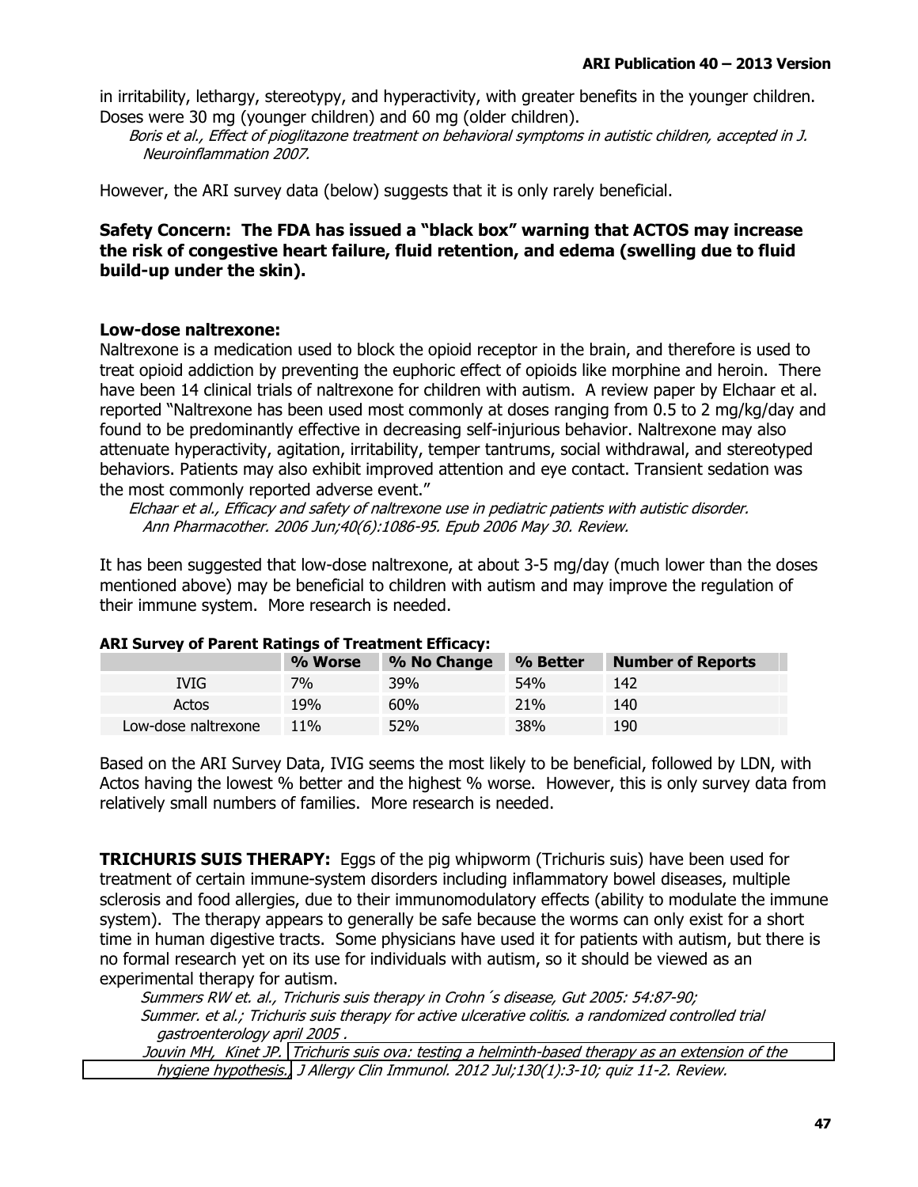in irritability, lethargy, stereotypy, and hyperactivity, with greater benefits in the younger children. Doses were 30 mg (younger children) and 60 mg (older children).

*Boris et al., Effect of pioglitazone treatment on behavioral symptoms in autistic children, accepted in J. Neuroinflammation 2007.*

However, the ARI survey data (below) suggests that it is only rarely beneficial.

**Safety Concern: The FDA has issued a "black box" warning that ACTOS may increase the risk of congestive heart failure, fluid retention, and edema (swelling due to fluid build-up under the skin).**

**Low-dose naltrexone:**

Naltrexone is a medication used to block the opioid receptor in the brain, and therefore is used to treat opioid addiction by preventing the euphoric effect of opioids like morphine and heroin. There have been 14 clinical trials of naltrexone for children with autism. A review paper by Elchaar et al. reported "Naltrexone has been used most commonly at doses ranging from 0.5 to 2 mg/kg/day and found to be predominantly effective in decreasing self-injurious behavior. Naltrexone may also attenuate hyperactivity, agitation, irritability, temper tantrums, social withdrawal, and stereotyped behaviors. Patients may also exhibit improved attention and eye contact. Transient sedation was the most commonly reported adverse event."

*Elchaar et al., Efficacy and safety of naltrexone use in pediatric patients with autistic disorder. Ann Pharmacother. 2006 Jun;40(6):1086-95. Epub 2006 May 30. Review.*

It has been suggested that low-dose naltrexone, at about 3-5 mg/day (much lower than the doses mentioned above) may be beneficial to children with autism and may improve the regulation of their immune system. More research is needed.

**ARI Survey of Parent Ratings of Treatment Efficacy:**

| | % Worse | % No Change | % Better | Number of Reports |
|---|---|---|---|---|
| IVIG | 7% | 39% | 54% | 142 |
| Actos | 19% | 60% | 21% | 140 |
| Low-dose naltrexone | 11% | 52% | 38% | 190 |

Based on the ARI Survey Data, IVIG seems the most likely to be beneficial, followed by LDN, with Actos having the lowest % better and the highest % worse. However, this is only survey data from relatively small numbers of families. More research is needed.

**TRICHURIS SUIS THERAPY:** Eggs of the pig whipworm (Trichuris suis) have been used for treatment of certain immune-system disorders including inflammatory bowel diseases, multiple sclerosis and food allergies, due to their immunomodulatory effects (ability to modulate the immune system). The therapy appears to generally be safe because the worms can only exist for a short time in human digestive tracts. Some physicians have used it for patients with autism, but there is no formal research yet on its use for individuals with autism, so it should be viewed as an experimental therapy for autism.

*Summers RW et. al., Trichuris suis therapy in Crohn´s disease, Gut 2005: 54:87-90;*
*Summer. et al.; Trichuris suis therapy for active ulcerative colitis. a randomized controlled trial gastroenterology april 2005 .*
*Jouvin MH, Kinet JP. Trichuris suis ova: testing a helminth-based therapy as an extension of the hygiene hypothesis. J Allergy Clin Immunol. 2012 Jul;130(1):3-10; quiz 11-2. Review.*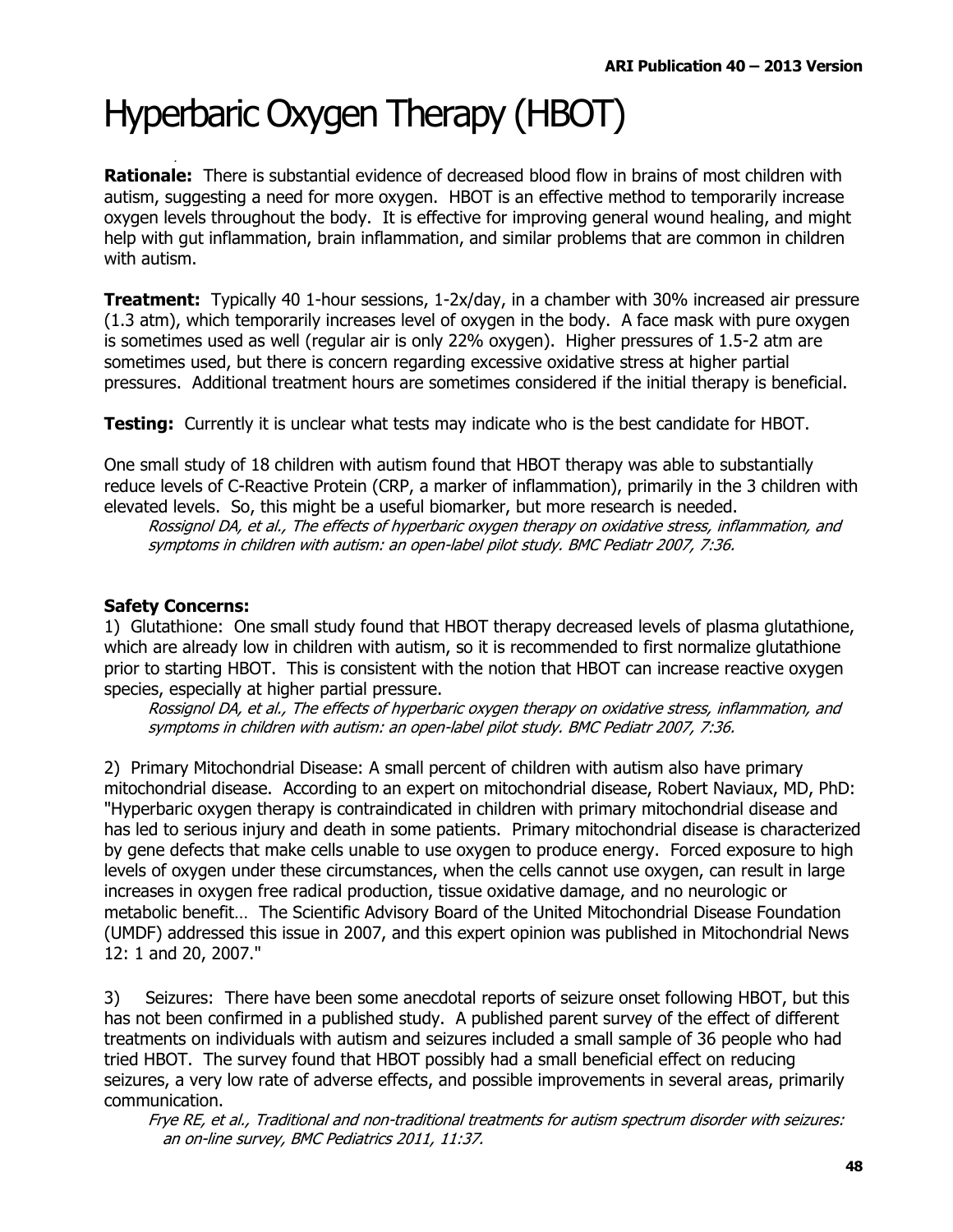# Hyperbaric Oxygen Therapy (HBOT)

**Rationale:** There is substantial evidence of decreased blood flow in brains of most children with autism, suggesting a need for more oxygen. HBOT is an effective method to temporarily increase oxygen levels throughout the body. It is effective for improving general wound healing, and might help with gut inflammation, brain inflammation, and similar problems that are common in children with autism.

**Treatment:** Typically 40 1-hour sessions, 1-2x/day, in a chamber with 30% increased air pressure (1.3 atm), which temporarily increases level of oxygen in the body. A face mask with pure oxygen is sometimes used as well (regular air is only 22% oxygen). Higher pressures of 1.5-2 atm are sometimes used, but there is concern regarding excessive oxidative stress at higher partial pressures. Additional treatment hours are sometimes considered if the initial therapy is beneficial.

**Testing:** Currently it is unclear what tests may indicate who is the best candidate for HBOT.

One small study of 18 children with autism found that HBOT therapy was able to substantially reduce levels of C-Reactive Protein (CRP, a marker of inflammation), primarily in the 3 children with elevated levels. So, this might be a useful biomarker, but more research is needed.

*Rossignol DA, et al., The effects of hyperbaric oxygen therapy on oxidative stress, inflammation, and symptoms in children with autism: an open-label pilot study. BMC Pediatr 2007, 7:36.*

**Safety Concerns:**

1) Glutathione: One small study found that HBOT therapy decreased levels of plasma glutathione, which are already low in children with autism, so it is recommended to first normalize glutathione prior to starting HBOT. This is consistent with the notion that HBOT can increase reactive oxygen species, especially at higher partial pressure.

*Rossignol DA, et al., The effects of hyperbaric oxygen therapy on oxidative stress, inflammation, and symptoms in children with autism: an open-label pilot study. BMC Pediatr 2007, 7:36.*

2) Primary Mitochondrial Disease: A small percent of children with autism also have primary mitochondrial disease. According to an expert on mitochondrial disease, Robert Naviaux, MD, PhD: "Hyperbaric oxygen therapy is contraindicated in children with primary mitochondrial disease and has led to serious injury and death in some patients. Primary mitochondrial disease is characterized by gene defects that make cells unable to use oxygen to produce energy. Forced exposure to high levels of oxygen under these circumstances, when the cells cannot use oxygen, can result in large increases in oxygen free radical production, tissue oxidative damage, and no neurologic or metabolic benefit… The Scientific Advisory Board of the United Mitochondrial Disease Foundation (UMDF) addressed this issue in 2007, and this expert opinion was published in Mitochondrial News 12: 1 and 20, 2007."

3) Seizures: There have been some anecdotal reports of seizure onset following HBOT, but this has not been confirmed in a published study. A published parent survey of the effect of different treatments on individuals with autism and seizures included a small sample of 36 people who had tried HBOT. The survey found that HBOT possibly had a small beneficial effect on reducing seizures, a very low rate of adverse effects, and possible improvements in several areas, primarily communication.

*Frye RE, et al., Traditional and non-traditional treatments for autism spectrum disorder with seizures: an on-line survey, BMC Pediatrics 2011, 11:37.*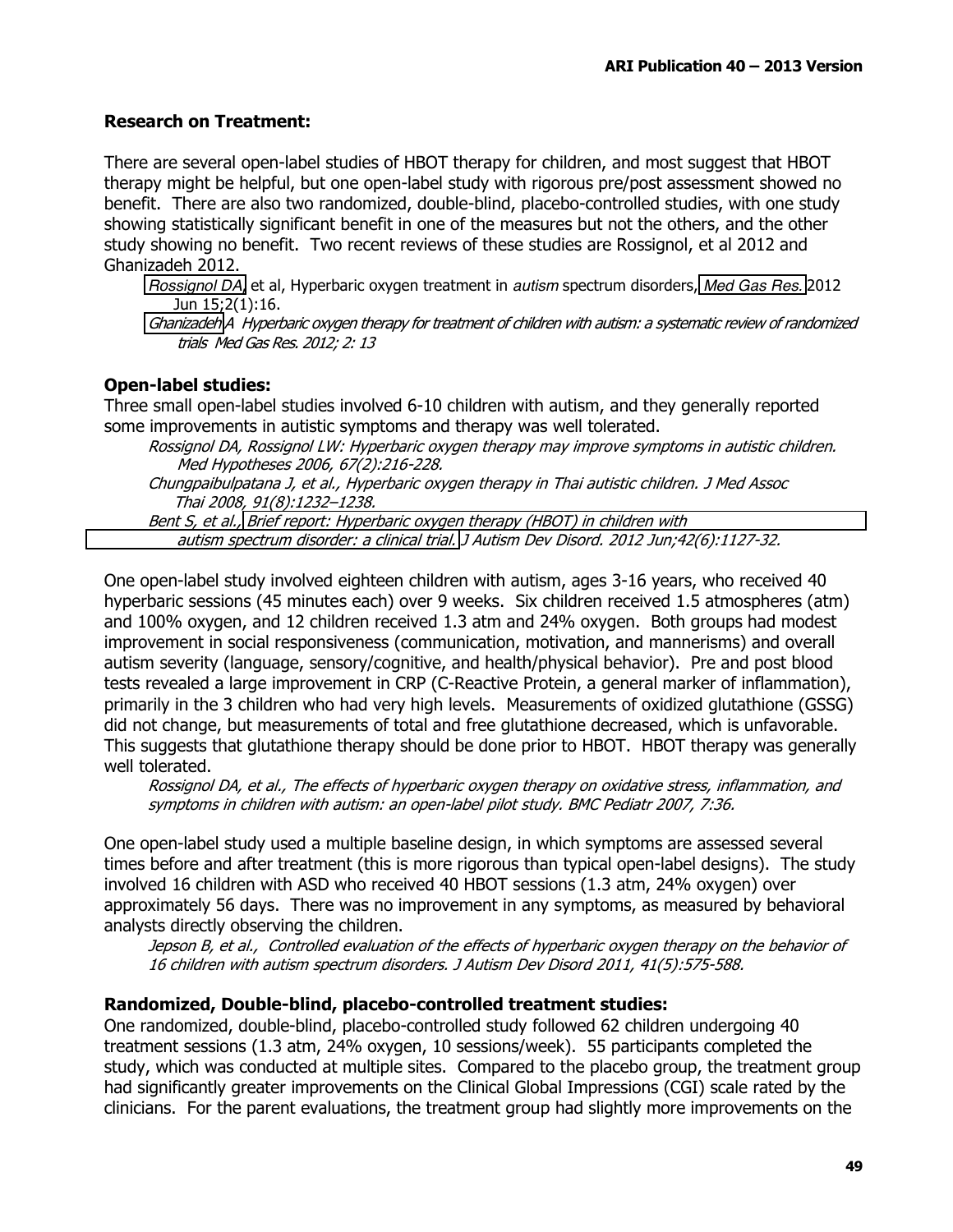**Research on Treatment:**

There are several open-label studies of HBOT therapy for children, and most suggest that HBOT therapy might be helpful, but one open-label study with rigorous pre/post assessment showed no benefit. There are also two randomized, double-blind, placebo-controlled studies, with one study showing statistically significant benefit in one of the measures but not the others, and the other study showing no benefit. Two recent reviews of these studies are Rossignol, et al 2012 and Ghanizadeh 2012.

> Rossignol DA, et al, Hyperbaric oxygen treatment in *autism* spectrum disorders, Med Gas Res. 2012 Jun 15;2(1):16.
>
> *Ghanizadeh A Hyperbaric oxygen therapy for treatment of children with autism: a systematic review of randomized trials Med Gas Res. 2012; 2: 13*

**Open-label studies:**

Three small open-label studies involved 6-10 children with autism, and they generally reported some improvements in autistic symptoms and therapy was well tolerated.

> *Rossignol DA, Rossignol LW: Hyperbaric oxygen therapy may improve symptoms in autistic children. Med Hypotheses 2006, 67(2):216-228.*
>
> *Chungpaibulpatana J, et al., Hyperbaric oxygen therapy in Thai autistic children. J Med Assoc Thai 2008, 91(8):1232–1238.*
>
> *Bent S, et al., Brief report: Hyperbaric oxygen therapy (HBOT) in children with autism spectrum disorder: a clinical trial. J Autism Dev Disord. 2012 Jun;42(6):1127-32.*

One open-label study involved eighteen children with autism, ages 3-16 years, who received 40 hyperbaric sessions (45 minutes each) over 9 weeks. Six children received 1.5 atmospheres (atm) and 100% oxygen, and 12 children received 1.3 atm and 24% oxygen. Both groups had modest improvement in social responsiveness (communication, motivation, and mannerisms) and overall autism severity (language, sensory/cognitive, and health/physical behavior). Pre and post blood tests revealed a large improvement in CRP (C-Reactive Protein, a general marker of inflammation), primarily in the 3 children who had very high levels. Measurements of oxidized glutathione (GSSG) did not change, but measurements of total and free glutathione decreased, which is unfavorable. This suggests that glutathione therapy should be done prior to HBOT. HBOT therapy was generally well tolerated.

> *Rossignol DA, et al., The effects of hyperbaric oxygen therapy on oxidative stress, inflammation, and symptoms in children with autism: an open-label pilot study. BMC Pediatr 2007, 7:36.*

One open-label study used a multiple baseline design, in which symptoms are assessed several times before and after treatment (this is more rigorous than typical open-label designs). The study involved 16 children with ASD who received 40 HBOT sessions (1.3 atm, 24% oxygen) over approximately 56 days. There was no improvement in any symptoms, as measured by behavioral analysts directly observing the children.

> *Jepson B, et al., Controlled evaluation of the effects of hyperbaric oxygen therapy on the behavior of 16 children with autism spectrum disorders. J Autism Dev Disord 2011, 41(5):575-588.*

**Randomized, Double-blind, placebo-controlled treatment studies:**

One randomized, double-blind, placebo-controlled study followed 62 children undergoing 40 treatment sessions (1.3 atm, 24% oxygen, 10 sessions/week). 55 participants completed the study, which was conducted at multiple sites. Compared to the placebo group, the treatment group had significantly greater improvements on the Clinical Global Impressions (CGI) scale rated by the clinicians. For the parent evaluations, the treatment group had slightly more improvements on the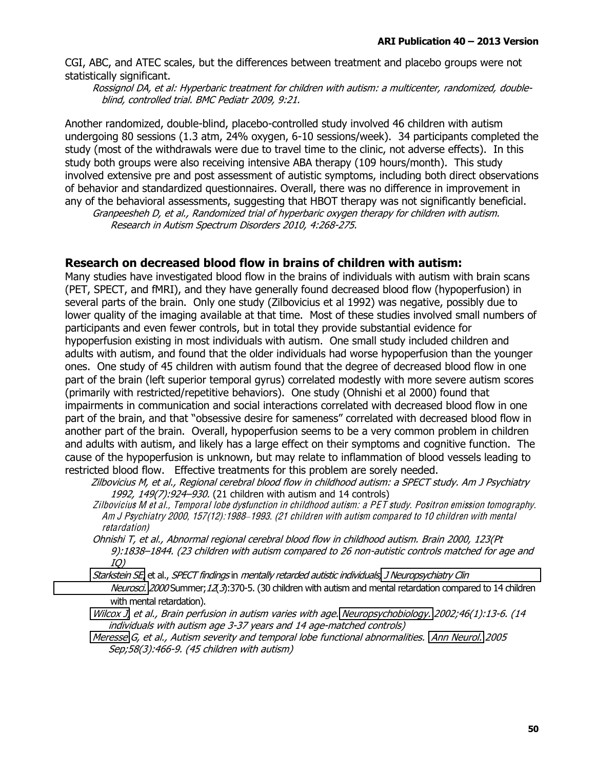CGI, ABC, and ATEC scales, but the differences between treatment and placebo groups were not statistically significant.

*Rossignol DA, et al: Hyperbaric treatment for children with autism: a multicenter, randomized, double-blind, controlled trial. BMC Pediatr 2009, 9:21.*

Another randomized, double-blind, placebo-controlled study involved 46 children with autism undergoing 80 sessions (1.3 atm, 24% oxygen, 6-10 sessions/week). 34 participants completed the study (most of the withdrawals were due to travel time to the clinic, not adverse effects). In this study both groups were also receiving intensive ABA therapy (109 hours/month). This study involved extensive pre and post assessment of autistic symptoms, including both direct observations of behavior and standardized questionnaires. Overall, there was no difference in improvement in any of the behavioral assessments, suggesting that HBOT therapy was not significantly beneficial.

*Granpeesheh D, et al., Randomized trial of hyperbaric oxygen therapy for children with autism. Research in Autism Spectrum Disorders 2010, 4:268-275.*

## Research on decreased blood flow in brains of children with autism:

Many studies have investigated blood flow in the brains of individuals with autism with brain scans (PET, SPECT, and fMRI), and they have generally found decreased blood flow (hypoperfusion) in several parts of the brain. Only one study (Zilbovicius et al 1992) was negative, possibly due to lower quality of the imaging available at that time. Most of these studies involved small numbers of participants and even fewer controls, but in total they provide substantial evidence for hypoperfusion existing in most individuals with autism. One small study included children and adults with autism, and found that the older individuals had worse hypoperfusion than the younger ones. One study of 45 children with autism found that the degree of decreased blood flow in one part of the brain (left superior temporal gyrus) correlated modestly with more severe autism scores (primarily with restricted/repetitive behaviors). One study (Ohnishi et al 2000) found that impairments in communication and social interactions correlated with decreased blood flow in one part of the brain, and that "obsessive desire for sameness" correlated with decreased blood flow in another part of the brain. Overall, hypoperfusion seems to be a very common problem in children and adults with autism, and likely has a large effect on their symptoms and cognitive function. The cause of the hypoperfusion is unknown, but may relate to inflammation of blood vessels leading to restricted blood flow. Effective treatments for this problem are sorely needed.

*Zilbovicius M, et al., Regional cerebral blood flow in childhood autism: a SPECT study. Am J Psychiatry 1992, 149(7):924–930.* (21 children with autism and 14 controls)

*Zilbovicius M et al., Temporal lobe dysfunction in childhood autism: a PET study. Positron emission tomography. Am J Psychiatry 2000, 157(12):1988–1993. (21 children with autism compared to 10 children with mental retardation)*

*Ohnishi T, et al., Abnormal regional cerebral blood flow in childhood autism. Brain 2000, 123(Pt 9):1838–1844. (23 children with autism compared to 26 non-autistic controls matched for age and IQ)*

*Starkstein SE*, et al., *SPECT findings* in *mentally retarded autistic individuals. J Neuropsychiatry Clin Neurosci. 2000* Summer; *12*(*3*):370-5. (30 children with autism and mental retardation compared to 14 children with mental retardation).

*Wilcox J, et al., Brain perfusion in autism varies with age. Neuropsychobiology. 2002;46(1):13-6. (14 individuals with autism age 3-37 years and 14 age-matched controls)*

*Meresse G, et al., Autism severity and temporal lobe functional abnormalities. Ann Neurol. 2005 Sep;58(3):466-9. (45 children with autism)*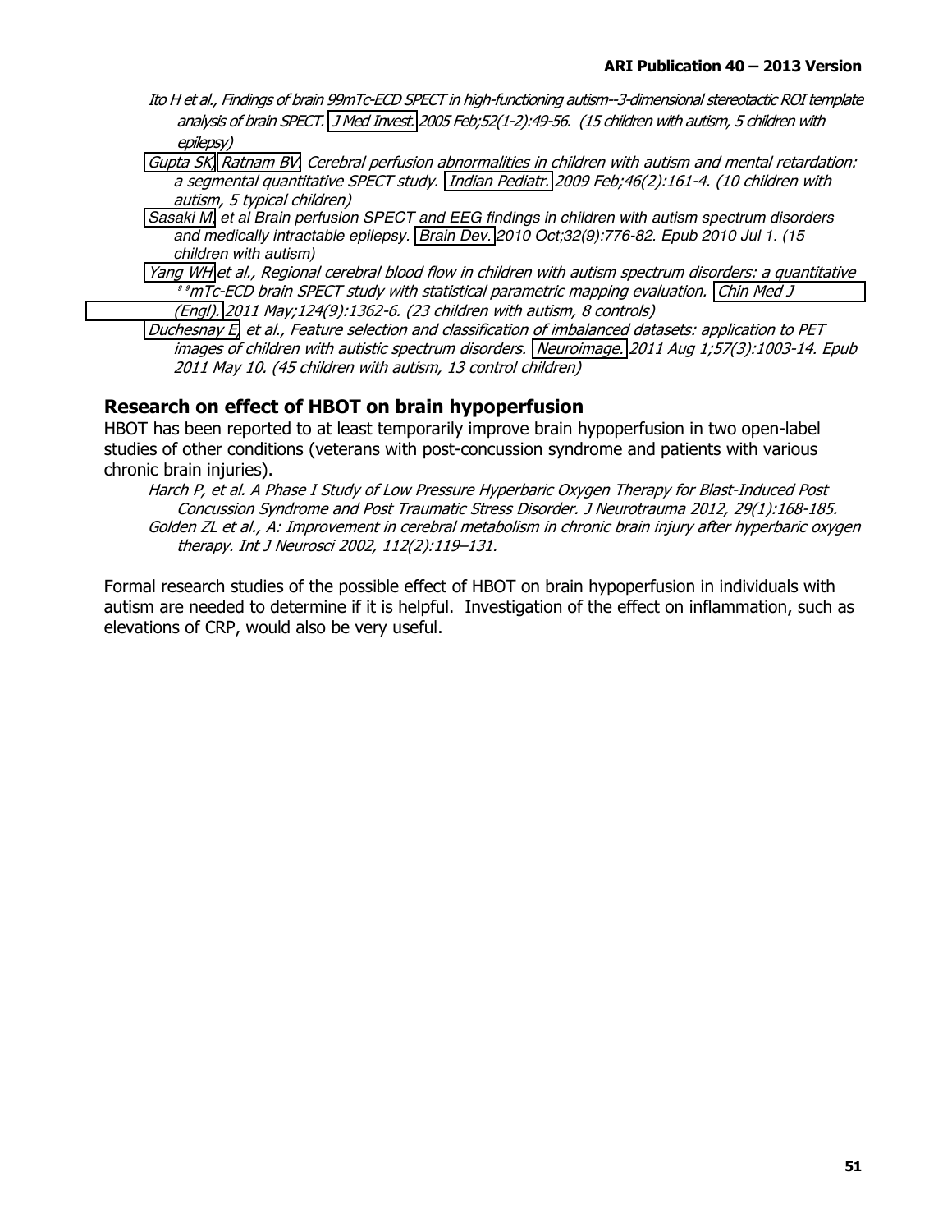*Ito H et al., Findings of brain 99mTc-ECD SPECT in high-functioning autism--3-dimensional stereotactic ROI template analysis of brain SPECT. J Med Invest. 2005 Feb;52(1-2):49-56. (15 children with autism, 5 children with epilepsy)*

*Gupta SK, Ratnam BV. Cerebral perfusion abnormalities in children with autism and mental retardation: a segmental quantitative SPECT study. Indian Pediatr. 2009 Feb;46(2):161-4. (10 children with autism, 5 typical children)*

*Sasaki M, et al Brain perfusion SPECT and EEG findings in children with autism spectrum disorders and medically intractable epilepsy. Brain Dev. 2010 Oct;32(9):776-82. Epub 2010 Jul 1. (15 children with autism)*

*Yang WH et al., Regional cerebral blood flow in children with autism spectrum disorders: a quantitative $^{99}$mTc-ECD brain SPECT study with statistical parametric mapping evaluation. Chin Med J (Engl). 2011 May;124(9):1362-6. (23 children with autism, 8 controls)*

*Duchesnay E, et al., Feature selection and classification of imbalanced datasets: application to PET images of children with autistic spectrum disorders. Neuroimage. 2011 Aug 1;57(3):1003-14. Epub 2011 May 10. (45 children with autism, 13 control children)*

## Research on effect of HBOT on brain hypoperfusion

HBOT has been reported to at least temporarily improve brain hypoperfusion in two open-label studies of other conditions (veterans with post-concussion syndrome and patients with various chronic brain injuries).

*Harch P, et al. A Phase I Study of Low Pressure Hyperbaric Oxygen Therapy for Blast-Induced Post Concussion Syndrome and Post Traumatic Stress Disorder. J Neurotrauma 2012, 29(1):168-185.*

*Golden ZL et al., A: Improvement in cerebral metabolism in chronic brain injury after hyperbaric oxygen therapy. Int J Neurosci 2002, 112(2):119–131.*

Formal research studies of the possible effect of HBOT on brain hypoperfusion in individuals with autism are needed to determine if it is helpful. Investigation of the effect on inflammation, such as elevations of CRP, would also be very useful.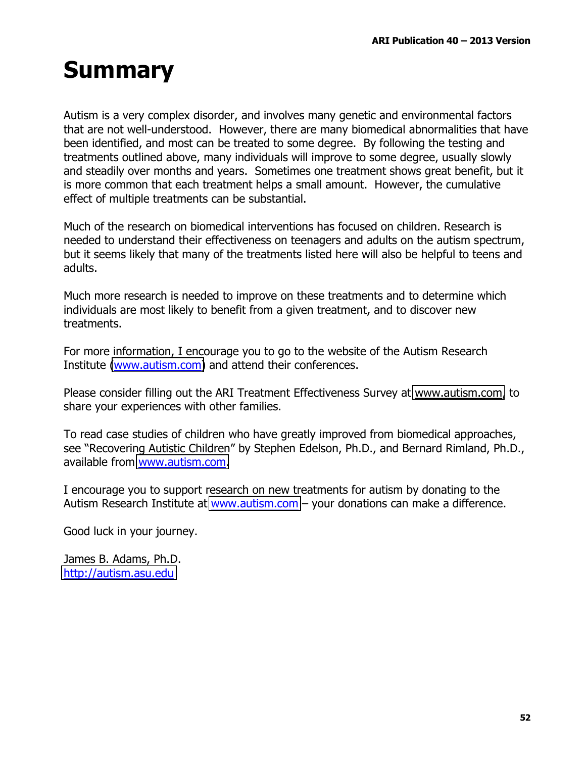# Summary

Autism is a very complex disorder, and involves many genetic and environmental factors that are not well-understood. However, there are many biomedical abnormalities that have been identified, and most can be treated to some degree. By following the testing and treatments outlined above, many individuals will improve to some degree, usually slowly and steadily over months and years. Sometimes one treatment shows great benefit, but it is more common that each treatment helps a small amount. However, the cumulative effect of multiple treatments can be substantial.

Much of the research on biomedical interventions has focused on children. Research is needed to understand their effectiveness on teenagers and adults on the autism spectrum, but it seems likely that many of the treatments listed here will also be helpful to teens and adults.

Much more research is needed to improve on these treatments and to determine which individuals are most likely to benefit from a given treatment, and to discover new treatments.

For more information, I encourage you to go to the website of the Autism Research Institute (www.autism.com) and attend their conferences.

Please consider filling out the ARI Treatment Effectiveness Survey at www.autism.com, to share your experiences with other families.

To read case studies of children who have greatly improved from biomedical approaches, see "Recovering Autistic Children" by Stephen Edelson, Ph.D., and Bernard Rimland, Ph.D., available from www.autism.com.

I encourage you to support research on new treatments for autism by donating to the Autism Research Institute at www.autism.com – your donations can make a difference.

Good luck in your journey.

James B. Adams, Ph.D.
http://autism.asu.edu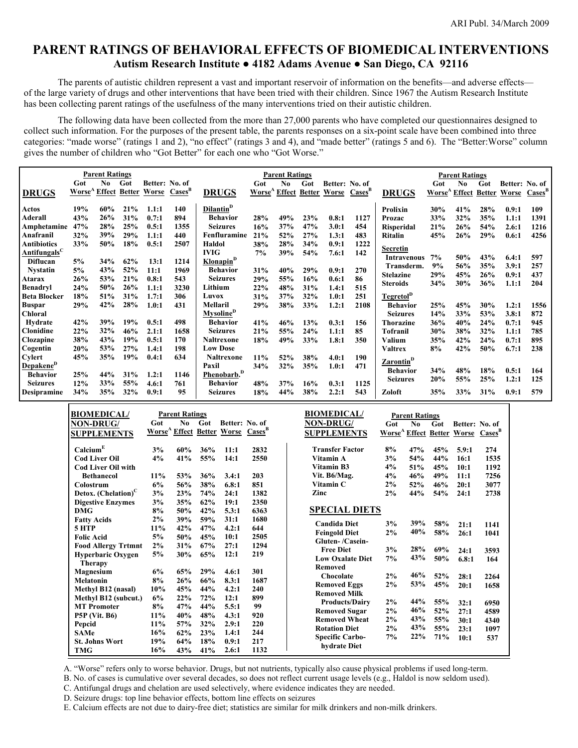# PARENT RATINGS OF BEHAVIORAL EFFECTS OF BIOMEDICAL INTERVENTIONS

**Autism Research Institute ● 4182 Adams Avenue ● San Diego, CA 92116**

The parents of autistic children represent a vast and important reservoir of information on the benefits—and adverse effects—of the large variety of drugs and other interventions that have been tried with their children. Since 1967 the Autism Research Institute has been collecting parent ratings of the usefulness of the many interventions tried on their autistic children.

The following data have been collected from the more than 27,000 parents who have completed our questionnaires designed to collect such information. For the purposes of the present table, the parents responses on a six-point scale have been combined into three categories: "made worse" (ratings 1 and 2), "no effect" (ratings 3 and 4), and "made better" (ratings 5 and 6). The "Better:Worse" column gives the number of children who "Got Better" for each one who "Got Worse."

| DRUGS | Got Worse[A] | No Effect | Got Better | Better: Worse | No. of Cases[B] |
|---|---|---|---|---|---|
| Actos | 19% | 60% | 21% | 1.1:1 | 140 |
| Aderall | 43% | 26% | 31% | 0.7:1 | 894 |
| Amphetamine | 47% | 28% | 25% | 0.5:1 | 1355 |
| Anafranil | 32% | 39% | 29% | 1.1:1 | 440 |
| Antibiotics | 33% | 50% | 18% | 0.5:1 | 2507 |
| Antifungals[C] | | | | | |
| Diflucan | 5% | 34% | 62% | 13:1 | 1214 |
| Nystatin | 5% | 43% | 52% | 11:1 | 1969 |
| Atarax | 26% | 53% | 21% | 0.8:1 | 543 |
| Benadryl | 24% | 50% | 26% | 1.1:1 | 3230 |
| Beta Blocker | 18% | 51% | 31% | 1.7:1 | 306 |
| Buspar | 29% | 42% | 28% | 1.0:1 | 431 |
| Chloral Hydrate | 42% | 39% | 19% | 0.5:1 | 498 |
| Clonidine | 22% | 32% | 46% | 2.1:1 | 1658 |
| Clozapine | 38% | 43% | 19% | 0.5:1 | 170 |
| Cogentin | 20% | 53% | 27% | 1.4:1 | 198 |
| Cylert | 45% | 35% | 19% | 0.4:1 | 634 |
| Depakene[D] | | | | | |
| Behavior | 25% | 44% | 31% | 1.2:1 | 1146 |
| Seizures | 12% | 33% | 55% | 4.6:1 | 761 |
| Desipramine | 34% | 35% | 32% | 0.9:1 | 95 |
| Dilantin[D] | | | | | |
| Behavior | 28% | 49% | 23% | 0.8:1 | 1127 |
| Seizures | 16% | 37% | 47% | 3.0:1 | 454 |
| Fenfluramine | 21% | 52% | 27% | 1.3:1 | 483 |
| Haldol | 38% | 28% | 34% | 0.9:1 | 1222 |
| IVIG | 7% | 39% | 54% | 7.6:1 | 142 |
| Klonapin[D] | | | | | |
| Behavior | 31% | 40% | 29% | 0.9:1 | 270 |
| Seizures | 29% | 55% | 16% | 0.6:1 | 86 |
| Lithium | 22% | 48% | 31% | 1.4:1 | 515 |
| Luvox | 31% | 37% | 32% | 1.0:1 | 251 |
| Mellaril | 29% | 38% | 33% | 1.2:1 | 2108 |
| Mysoline[D] | | | | | |
| Behavior | 41% | 46% | 13% | 0.3:1 | 156 |
| Seizures | 21% | 55% | 24% | 1.1:1 | 85 |
| Naltrexone | 18% | 49% | 33% | 1.8:1 | 350 |
| Low Dose Naltrexone | 11% | 52% | 38% | 4.0:1 | 190 |
| Paxil | 34% | 32% | 35% | 1.0:1 | 471 |
| Phenobarb.[D] | | | | | |
| Behavior | 48% | 37% | 16% | 0.3:1 | 1125 |
| Seizures | 18% | 44% | 38% | 2.2:1 | 543 |
| Prolixin | 30% | 41% | 28% | 0.9:1 | 109 |
| Prozac | 33% | 32% | 35% | 1.1:1 | 1391 |
| Risperidal | 21% | 26% | 54% | 2.6:1 | 1216 |
| Ritalin | 45% | 26% | 29% | 0.6:1 | 4256 |
| Secretin | | | | | |
| Intravenous | 7% | 50% | 43% | 6.4:1 | 597 |
| Transderm. | 9% | 56% | 35% | 3.9:1 | 257 |
| Stelazine | 29% | 45% | 26% | 0.9:1 | 437 |
| Steroids | 34% | 30% | 36% | 1.1:1 | 204 |
| Tegretol[D] | | | | | |
| Behavior | 25% | 45% | 30% | 1.2:1 | 1556 |
| Seizures | 14% | 33% | 53% | 3.8:1 | 872 |
| Thorazine | 36% | 40% | 24% | 0.7:1 | 945 |
| Tofranil | 30% | 38% | 32% | 1.1:1 | 785 |
| Valium | 35% | 42% | 24% | 0.7:1 | 895 |
| Valtrex | 8% | 42% | 50% | 6.7:1 | 238 |
| Zarontin[D] | | | | | |
| Behavior | 34% | 48% | 18% | 0.5:1 | 164 |
| Seizures | 20% | 55% | 25% | 1.2:1 | 125 |
| Zoloft | 35% | 33% | 31% | 0.9:1 | 579 |

| BIOMEDICAL/ NON-DRUG/ SUPPLEMENTS | Got Worse[A] | No Effect | Got Better | Better: Worse | No. of Cases[B] |
|---|---|---|---|---|---|
| Calcium[E] | 3% | 60% | 36% | 11:1 | 2832 |
| Cod Liver Oil | 4% | 41% | 55% | 14:1 | 2550 |
| Cod Liver Oil with Bethanecol | 11% | 53% | 36% | 3.4:1 | 203 |
| Colostrum | 6% | 56% | 38% | 6.8:1 | 851 |
| Detox. (Chelation)[C] | 3% | 23% | 74% | 24:1 | 1382 |
| Digestive Enzymes | 3% | 35% | 62% | 19:1 | 2350 |
| DMG | 8% | 50% | 42% | 5.3:1 | 6363 |
| Fatty Acids | 2% | 39% | 59% | 31:1 | 1680 |
| 5 HTP | 11% | 42% | 47% | 4.2:1 | 644 |
| Folic Acid | 5% | 50% | 45% | 10:1 | 2505 |
| Food Allergy Trtmnt | 2% | 31% | 67% | 27:1 | 1294 |
| Hyperbaric Oxygen Therapy | 5% | 30% | 65% | 12:1 | 219 |
| Magnesium | 6% | 65% | 29% | 4.6:1 | 301 |
| Melatonin | 8% | 26% | 66% | 8.3:1 | 1687 |
| Methyl B12 (nasal) | 10% | 45% | 44% | 4.2:1 | 240 |
| Methyl B12 (subcut.) | 6% | 22% | 72% | 12:1 | 899 |
| MT Promoter | 8% | 47% | 44% | 5.5:1 | 99 |
| P5P (Vit. B6) | 11% | 40% | 48% | 4.3:1 | 920 |
| Pepcid | 11% | 57% | 32% | 2.9:1 | 220 |
| SAMe | 16% | 62% | 23% | 1.4:1 | 244 |
| St. Johns Wort | 19% | 64% | 18% | 0.9:1 | 217 |
| TMG | 16% | 43% | 41% | 2.6:1 | 1132 |
| Transfer Factor | 8% | 47% | 45% | 5.9:1 | 274 |
| Vitamin A | 3% | 54% | 44% | 16:1 | 1535 |
| Vitamin B3 | 4% | 51% | 45% | 10:1 | 1192 |
| Vit. B6/Mag. | 4% | 46% | 49% | 11:1 | 7256 |
| Vitamin C | 2% | 52% | 46% | 20:1 | 3077 |
| Zinc | 2% | 44% | 54% | 24:1 | 2738 |

| SPECIAL DIETS | Got Worse[A] | No Effect | Got Better | Better: Worse | No. of Cases[B] |
|---|---|---|---|---|---|
| Candida Diet | 3% | 39% | 58% | 21:1 | 1141 |
| Feingold Diet | 2% | 40% | 58% | 26:1 | 1041 |
| Gluten-/Casein-Free Diet | 3% | 28% | 69% | 24:1 | 3593 |
| Low Oxalate Diet | 7% | 43% | 50% | 6.8:1 | 164 |
| Removed Chocolate | 2% | 46% | 52% | 28:1 | 2264 |
| Removed Eggs | 2% | 53% | 45% | 20:1 | 1658 |
| Removed Milk Products/Dairy | 2% | 44% | 55% | 32:1 | 6950 |
| Removed Sugar | 2% | 46% | 52% | 27:1 | 4589 |
| Removed Wheat | 2% | 43% | 55% | 30:1 | 4340 |
| Rotation Diet | 2% | 43% | 55% | 23:1 | 1097 |
| Specific Carbohydrate Diet | 7% | 22% | 71% | 10:1 | 537 |

A. "Worse" refers only to worse behavior. Drugs, but not nutrients, typically also cause physical problems if used long-term.

B. No. of cases is cumulative over several decades, so does not reflect current usage levels (e.g., Haldol is now seldom used).

C. Antifungal drugs and chelation are used selectively, where evidence indicates they are needed.

D. Seizure drugs: top line behavior effects, bottom line effects on seizures

E. Calcium effects are not due to dairy-free diet; statistics are similar for milk drinkers and non-milk drinkers.